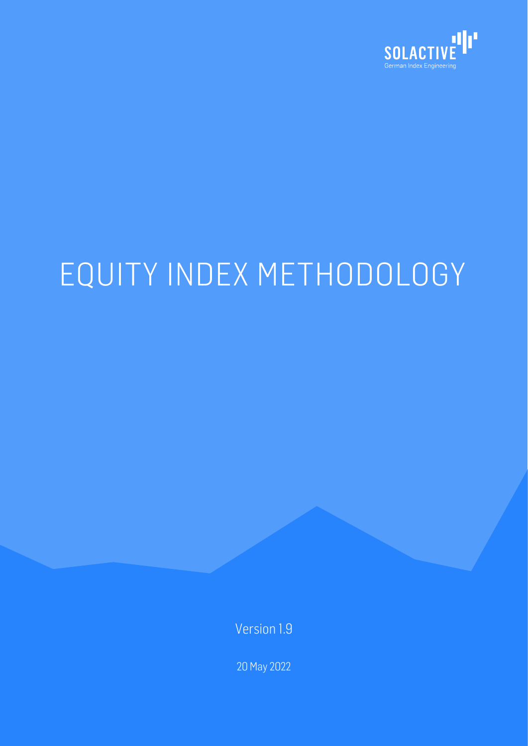SOLACTIVE

German Index Engineering

# EQUITY INDEX METHODOLOGY

Version 1.9

20 May 2022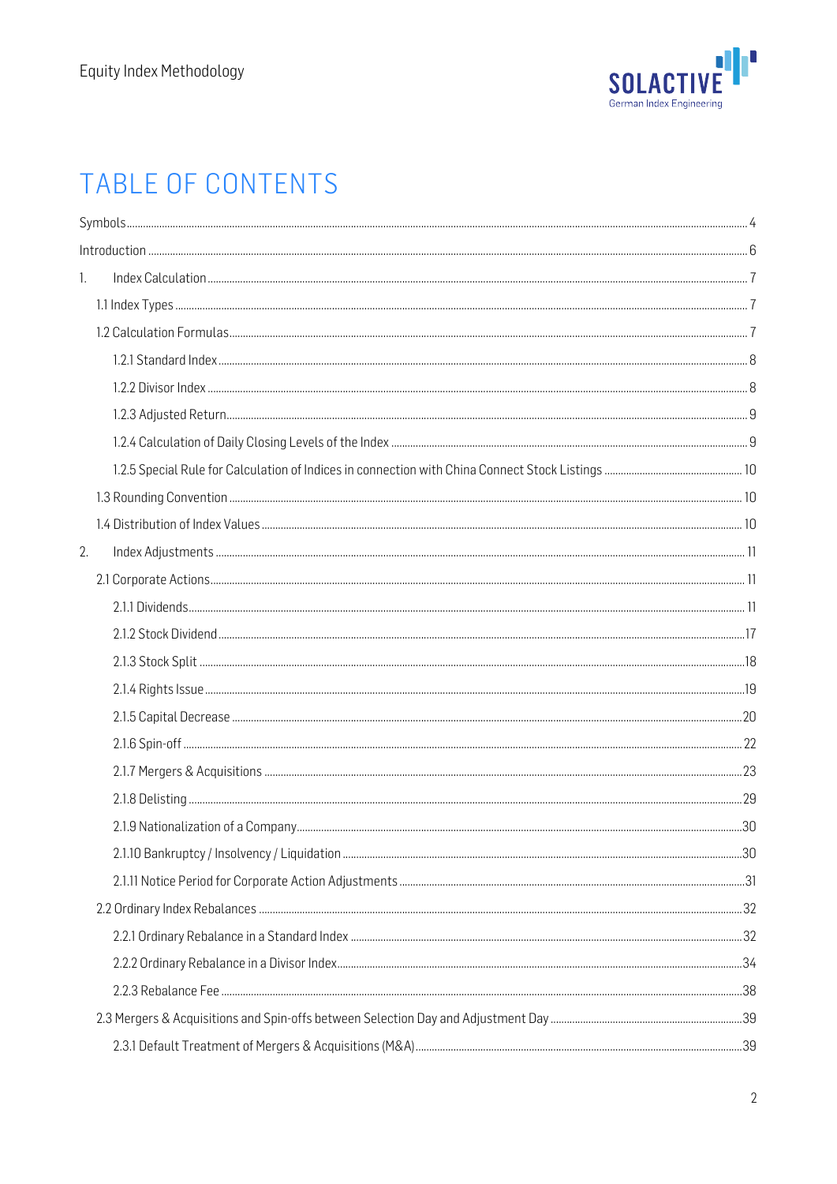# TABLE OF CONTENTS

Symbols ..... 4

Introduction ..... 6

1. Index Calculation ..... 7
   - 1.1 Index Types ..... 7
   - 1.2 Calculation Formulas ..... 7
     - 1.2.1 Standard Index ..... 8
     - 1.2.2 Divisor Index ..... 8
     - 1.2.3 Adjusted Return ..... 9
     - 1.2.4 Calculation of Daily Closing Levels of the Index ..... 9
     - 1.2.5 Special Rule for Calculation of Indices in connection with China Connect Stock Listings ..... 10
   - 1.3 Rounding Convention ..... 10
   - 1.4 Distribution of Index Values ..... 10
2. Index Adjustments ..... 11
   - 2.1 Corporate Actions ..... 11
     - 2.1.1 Dividends ..... 11
     - 2.1.2 Stock Dividend ..... 17
     - 2.1.3 Stock Split ..... 18
     - 2.1.4 Rights Issue ..... 19
     - 2.1.5 Capital Decrease ..... 20
     - 2.1.6 Spin-off ..... 22
     - 2.1.7 Mergers & Acquisitions ..... 23
     - 2.1.8 Delisting ..... 29
     - 2.1.9 Nationalization of a Company ..... 30
     - 2.1.10 Bankruptcy / Insolvency / Liquidation ..... 30
     - 2.1.11 Notice Period for Corporate Action Adjustments ..... 31
   - 2.2 Ordinary Index Rebalances ..... 32
     - 2.2.1 Ordinary Rebalance in a Standard Index ..... 32
     - 2.2.2 Ordinary Rebalance in a Divisor Index ..... 34
     - 2.2.3 Rebalance Fee ..... 38
   - 2.3 Mergers & Acquisitions and Spin-offs between Selection Day and Adjustment Day ..... 39
     - 2.3.1 Default Treatment of Mergers & Acquisitions (M&A) ..... 39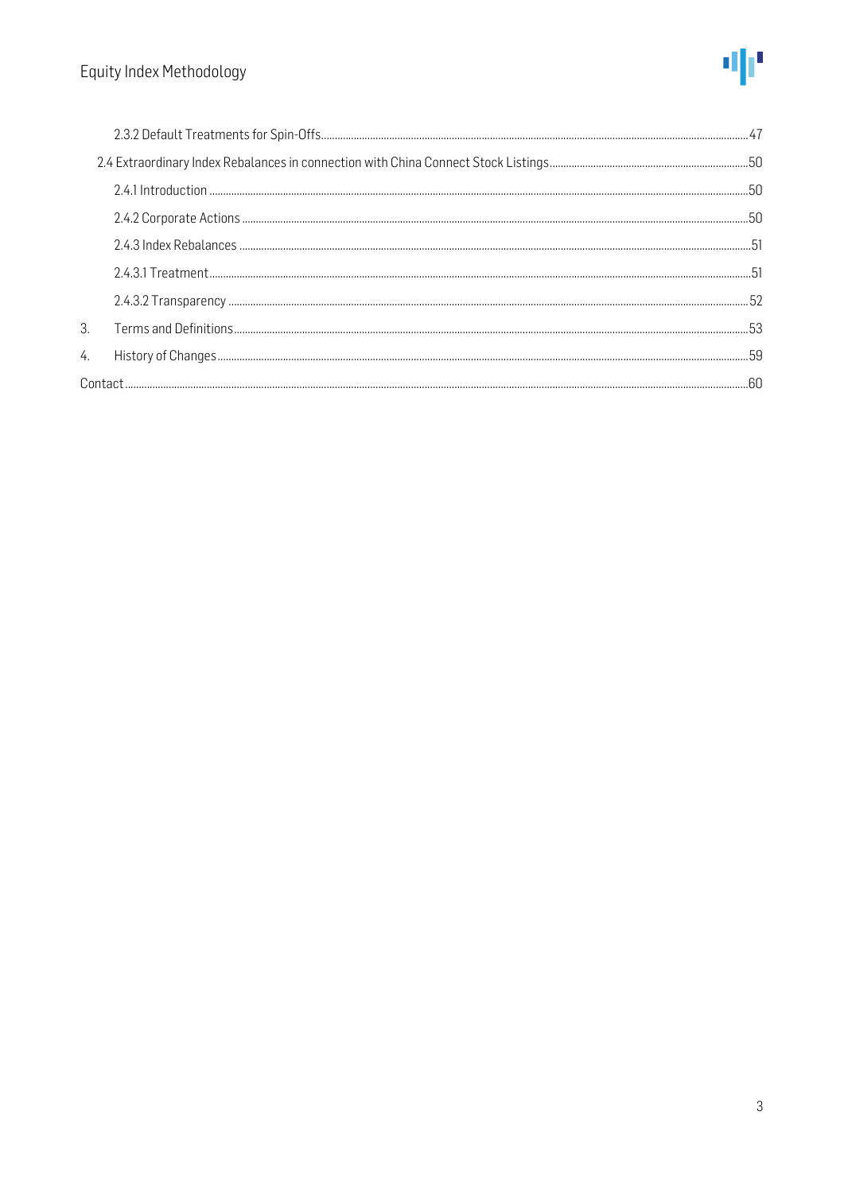2.3.2 Default Treatments for Spin-Offs ........ 47

2.4 Extraordinary Index Rebalances in connection with China Connect Stock Listings ........ 50

2.4.1 Introduction ........ 50

2.4.2 Corporate Actions ........ 50

2.4.3 Index Rebalances ........ 51

2.4.3.1 Treatment ........ 51

2.4.3.2 Transparency ........ 52

3. Terms and Definitions ........ 53

4. History of Changes ........ 59

Contact ........ 60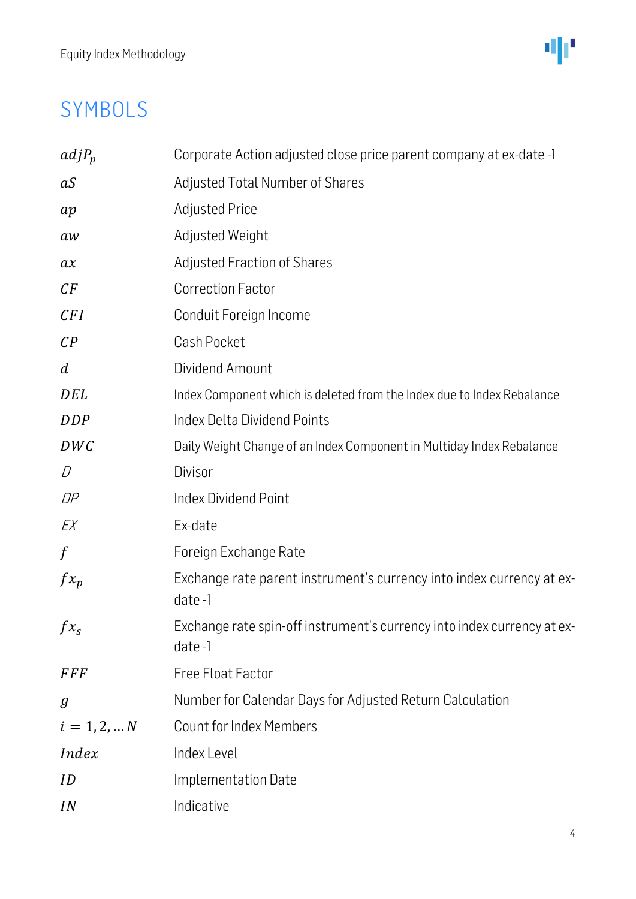## SYMBOLS

| | |
|---|---|
| $adjP_p$ | Corporate Action adjusted close price parent company at ex-date -1 |
| $aS$ | Adjusted Total Number of Shares |
| $ap$ | Adjusted Price |
| $aw$ | Adjusted Weight |
| $ax$ | Adjusted Fraction of Shares |
| $CF$ | Correction Factor |
| $CFI$ | Conduit Foreign Income |
| $CP$ | Cash Pocket |
| $d$ | Dividend Amount |
| $DEL$ | Index Component which is deleted from the Index due to Index Rebalance |
| $DDP$ | Index Delta Dividend Points |
| $DWC$ | Daily Weight Change of an Index Component in Multiday Index Rebalance |
| $D$ | Divisor |
| $DP$ | Index Dividend Point |
| $EX$ | Ex-date |
| $f$ | Foreign Exchange Rate |
| $fx_p$ | Exchange rate parent instrument's currency into index currency at ex-date -1 |
| $fx_s$ | Exchange rate spin-off instrument's currency into index currency at ex-date -1 |
| $FFF$ | Free Float Factor |
| $g$ | Number for Calendar Days for Adjusted Return Calculation |
| $i = 1, 2, \dots N$ | Count for Index Members |
| $Index$ | Index Level |
| $ID$ | Implementation Date |
| $IN$ | Indicative |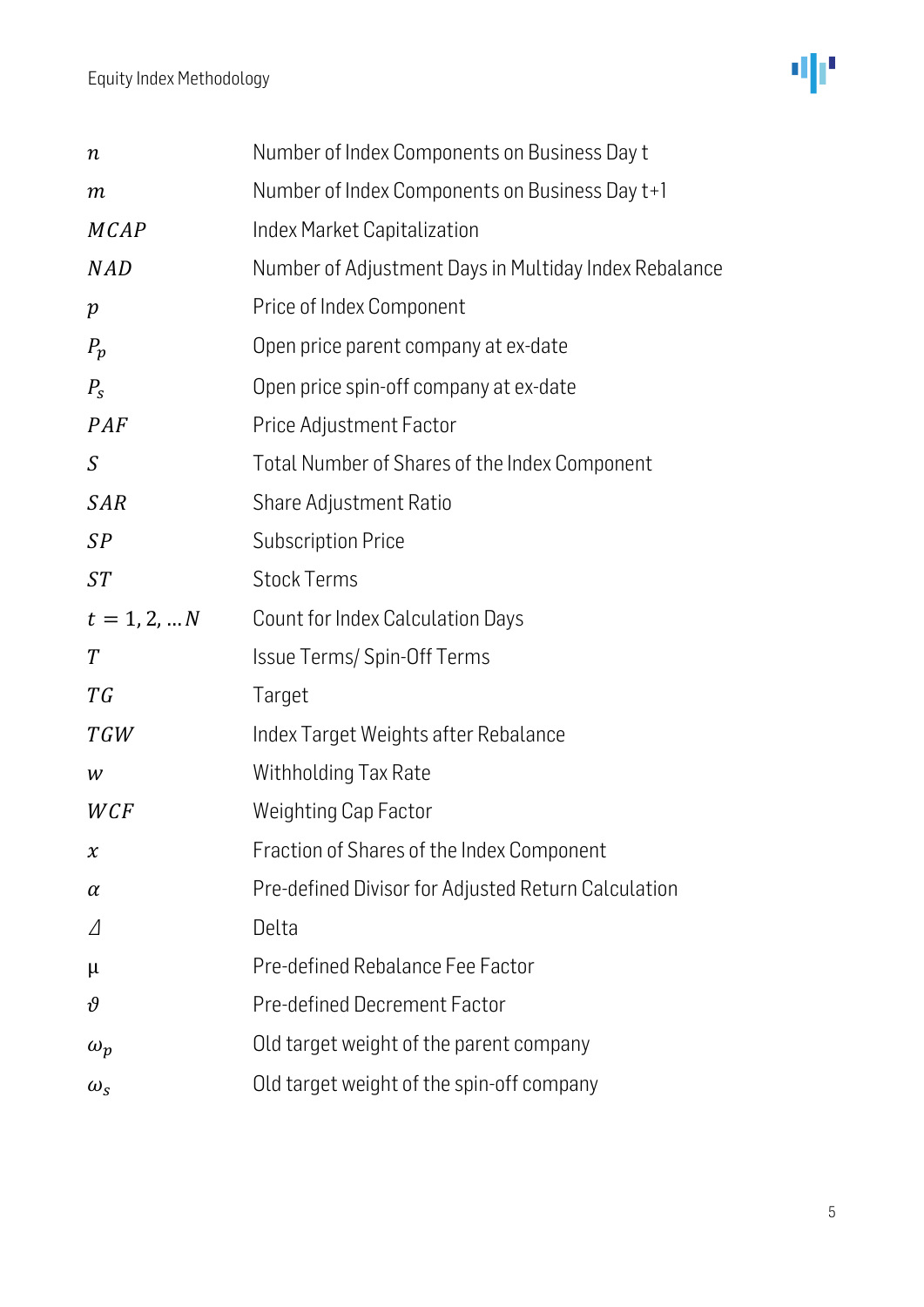| | |
|---|---|
| $n$ | Number of Index Components on Business Day t |
| $m$ | Number of Index Components on Business Day t+1 |
| $MCAP$ | Index Market Capitalization |
| $NAD$ | Number of Adjustment Days in Multiday Index Rebalance |
| $p$ | Price of Index Component |
| $P_p$ | Open price parent company at ex-date |
| $P_s$ | Open price spin-off company at ex-date |
| $PAF$ | Price Adjustment Factor |
| $S$ | Total Number of Shares of the Index Component |
| $SAR$ | Share Adjustment Ratio |
| $SP$ | Subscription Price |
| $ST$ | Stock Terms |
| $t = 1, 2, \ldots N$ | Count for Index Calculation Days |
| $T$ | Issue Terms/ Spin-Off Terms |
| $TG$ | Target |
| $TGW$ | Index Target Weights after Rebalance |
| $w$ | Withholding Tax Rate |
| $WCF$ | Weighting Cap Factor |
| $x$ | Fraction of Shares of the Index Component |
| $\alpha$ | Pre-defined Divisor for Adjusted Return Calculation |
| $\Delta$ | Delta |
| $\mu$ | Pre-defined Rebalance Fee Factor |
| $\vartheta$ | Pre-defined Decrement Factor |
| $\omega_p$ | Old target weight of the parent company |
| $\omega_s$ | Old target weight of the spin-off company |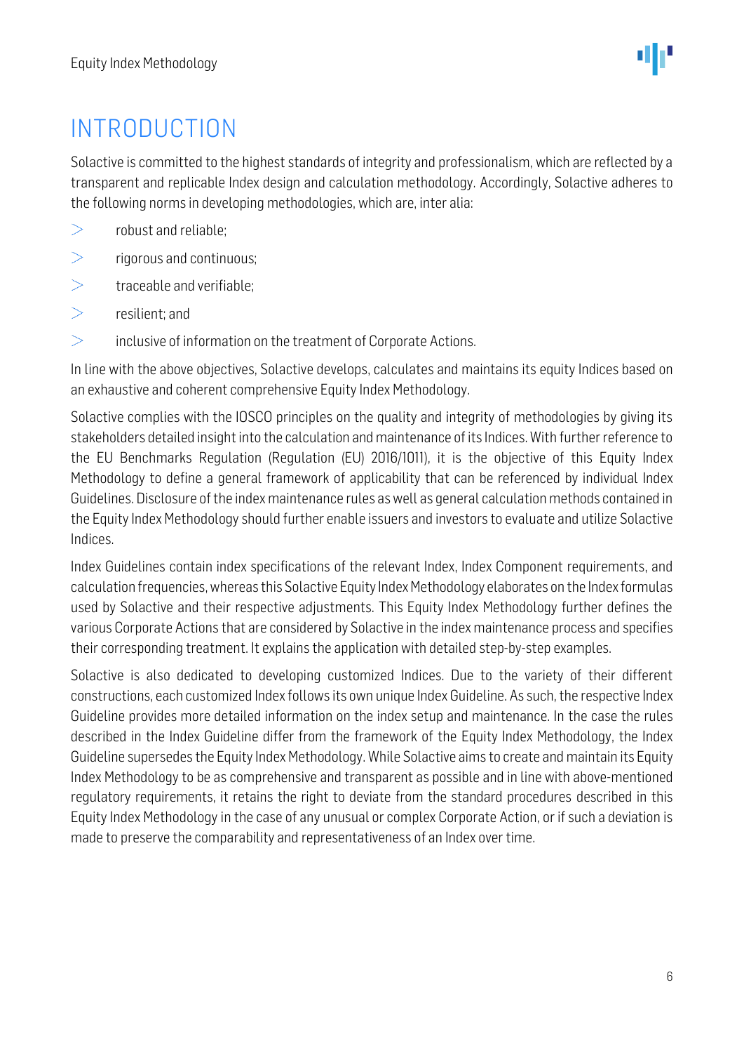# INTRODUCTION

Solactive is committed to the highest standards of integrity and professionalism, which are reflected by a transparent and replicable Index design and calculation methodology. Accordingly, Solactive adheres to the following norms in developing methodologies, which are, inter alia:

- robust and reliable;
- rigorous and continuous;
- traceable and verifiable;
- resilient; and
- inclusive of information on the treatment of Corporate Actions.

In line with the above objectives, Solactive develops, calculates and maintains its equity Indices based on an exhaustive and coherent comprehensive Equity Index Methodology.

Solactive complies with the IOSCO principles on the quality and integrity of methodologies by giving its stakeholders detailed insight into the calculation and maintenance of its Indices. With further reference to the EU Benchmarks Regulation (Regulation (EU) 2016/1011), it is the objective of this Equity Index Methodology to define a general framework of applicability that can be referenced by individual Index Guidelines. Disclosure of the index maintenance rules as well as general calculation methods contained in the Equity Index Methodology should further enable issuers and investors to evaluate and utilize Solactive Indices.

Index Guidelines contain index specifications of the relevant Index, Index Component requirements, and calculation frequencies, whereas this Solactive Equity Index Methodology elaborates on the Index formulas used by Solactive and their respective adjustments. This Equity Index Methodology further defines the various Corporate Actions that are considered by Solactive in the index maintenance process and specifies their corresponding treatment. It explains the application with detailed step-by-step examples.

Solactive is also dedicated to developing customized Indices. Due to the variety of their different constructions, each customized Index follows its own unique Index Guideline. As such, the respective Index Guideline provides more detailed information on the index setup and maintenance. In the case the rules described in the Index Guideline differ from the framework of the Equity Index Methodology, the Index Guideline supersedes the Equity Index Methodology. While Solactive aims to create and maintain its Equity Index Methodology to be as comprehensive and transparent as possible and in line with above-mentioned regulatory requirements, it retains the right to deviate from the standard procedures described in this Equity Index Methodology in the case of any unusual or complex Corporate Action, or if such a deviation is made to preserve the comparability and representativeness of an Index over time.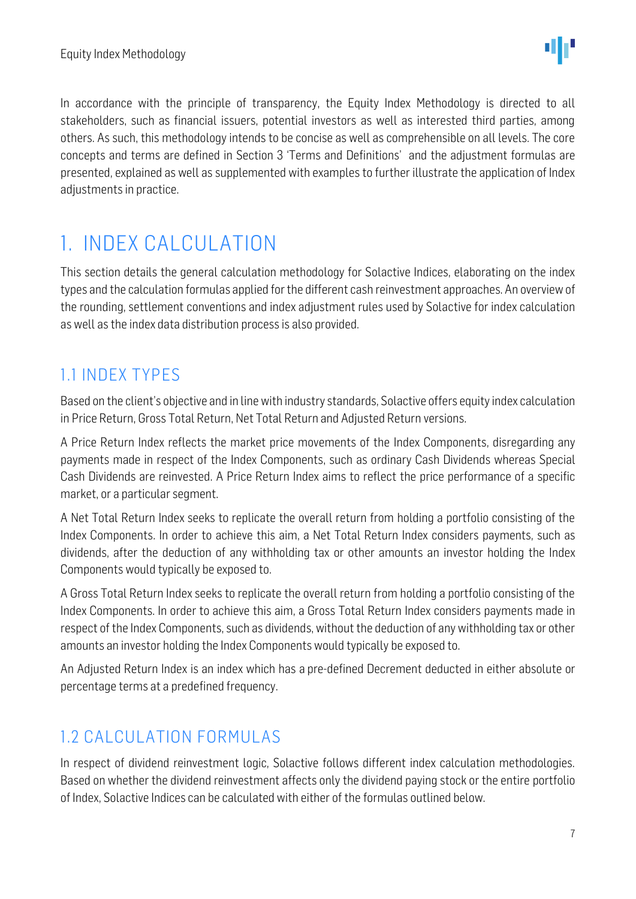In accordance with the principle of transparency, the Equity Index Methodology is directed to all stakeholders, such as financial issuers, potential investors as well as interested third parties, among others. As such, this methodology intends to be concise as well as comprehensible on all levels. The core concepts and terms are defined in Section 3 'Terms and Definitions' and the adjustment formulas are presented, explained as well as supplemented with examples to further illustrate the application of Index adjustments in practice.

# 1. INDEX CALCULATION

This section details the general calculation methodology for Solactive Indices, elaborating on the index types and the calculation formulas applied for the different cash reinvestment approaches. An overview of the rounding, settlement conventions and index adjustment rules used by Solactive for index calculation as well as the index data distribution process is also provided.

## 1.1 INDEX TYPES

Based on the client's objective and in line with industry standards, Solactive offers equity index calculation in Price Return, Gross Total Return, Net Total Return and Adjusted Return versions.

A Price Return Index reflects the market price movements of the Index Components, disregarding any payments made in respect of the Index Components, such as ordinary Cash Dividends whereas Special Cash Dividends are reinvested. A Price Return Index aims to reflect the price performance of a specific market, or a particular segment.

A Net Total Return Index seeks to replicate the overall return from holding a portfolio consisting of the Index Components. In order to achieve this aim, a Net Total Return Index considers payments, such as dividends, after the deduction of any withholding tax or other amounts an investor holding the Index Components would typically be exposed to.

A Gross Total Return Index seeks to replicate the overall return from holding a portfolio consisting of the Index Components. In order to achieve this aim, a Gross Total Return Index considers payments made in respect of the Index Components, such as dividends, without the deduction of any withholding tax or other amounts an investor holding the Index Components would typically be exposed to.

An Adjusted Return Index is an index which has a pre-defined Decrement deducted in either absolute or percentage terms at a predefined frequency.

## 1.2 CALCULATION FORMULAS

In respect of dividend reinvestment logic, Solactive follows different index calculation methodologies. Based on whether the dividend reinvestment affects only the dividend paying stock or the entire portfolio of Index, Solactive Indices can be calculated with either of the formulas outlined below.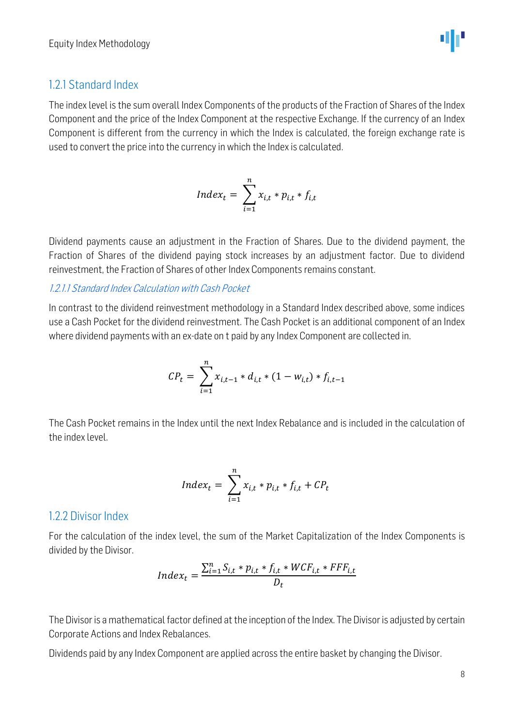### 1.2.1 Standard Index

The index level is the sum overall Index Components of the products of the Fraction of Shares of the Index Component and the price of the Index Component at the respective Exchange. If the currency of an Index Component is different from the currency in which the Index is calculated, the foreign exchange rate is used to convert the price into the currency in which the Index is calculated.

$$Index_t = \sum_{i=1}^{n} x_{i,t} * p_{i,t} * f_{i,t}$$

Dividend payments cause an adjustment in the Fraction of Shares. Due to the dividend payment, the Fraction of Shares of the dividend paying stock increases by an adjustment factor. Due to dividend reinvestment, the Fraction of Shares of other Index Components remains constant.

#### *1.2.1.1 Standard Index Calculation with Cash Pocket*

In contrast to the dividend reinvestment methodology in a Standard Index described above, some indices use a Cash Pocket for the dividend reinvestment. The Cash Pocket is an additional component of an Index where dividend payments with an ex-date on t paid by any Index Component are collected in.

$$CP_t = \sum_{i=1}^{n} x_{i,t-1} * d_{i,t} * (1 - w_{i,t}) * f_{i,t-1}$$

The Cash Pocket remains in the Index until the next Index Rebalance and is included in the calculation of the index level.

$$Index_t = \sum_{i=1}^{n} x_{i,t} * p_{i,t} * f_{i,t} + CP_t$$

### 1.2.2 Divisor Index

For the calculation of the index level, the sum of the Market Capitalization of the Index Components is divided by the Divisor.

$$Index_t = \frac{\sum_{i=1}^{n} S_{i,t} * p_{i,t} * f_{i,t} * WCF_{i,t} * FFF_{i,t}}{D_t}$$

The Divisor is a mathematical factor defined at the inception of the Index. The Divisor is adjusted by certain Corporate Actions and Index Rebalances.

Dividends paid by any Index Component are applied across the entire basket by changing the Divisor.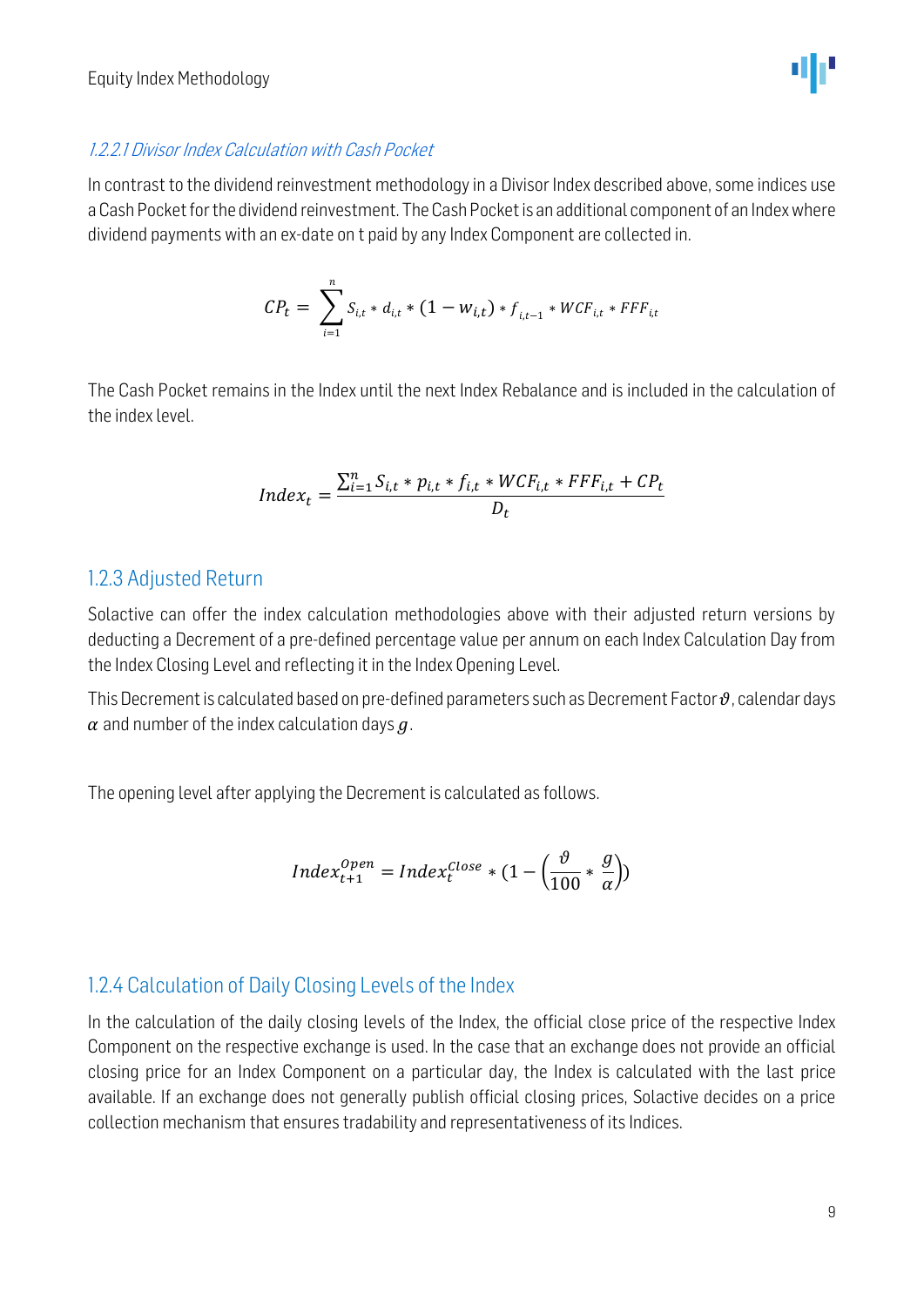#### *1.2.2.1 Divisor Index Calculation with Cash Pocket*

In contrast to the dividend reinvestment methodology in a Divisor Index described above, some indices use a Cash Pocket for the dividend reinvestment. The Cash Pocket is an additional component of an Index where dividend payments with an ex-date on t paid by any Index Component are collected in.

$$CP_t = \sum_{i=1}^{n} S_{i,t} * d_{i,t} * (1 - w_{i,t}) * f_{i,t-1} * WCF_{i,t} * FFF_{i,t}$$

The Cash Pocket remains in the Index until the next Index Rebalance and is included in the calculation of the index level.

$$Index_t = \frac{\sum_{i=1}^{n} S_{i,t} * p_{i,t} * f_{i,t} * WCF_{i,t} * FFF_{i,t} + CP_t}{D_t}$$

### 1.2.3 Adjusted Return

Solactive can offer the index calculation methodologies above with their adjusted return versions by deducting a Decrement of a pre-defined percentage value per annum on each Index Calculation Day from the Index Closing Level and reflecting it in the Index Opening Level.

This Decrement is calculated based on pre-defined parameters such as Decrement Factor $\vartheta$, calendar days $\alpha$ and number of the index calculation days $g$.

The opening level after applying the Decrement is calculated as follows.

$$Index_{t+1}^{Open} = Index_t^{Close} * (1 - \left(\frac{\vartheta}{100} * \frac{g}{\alpha}\right))$$

### 1.2.4 Calculation of Daily Closing Levels of the Index

In the calculation of the daily closing levels of the Index, the official close price of the respective Index Component on the respective exchange is used. In the case that an exchange does not provide an official closing price for an Index Component on a particular day, the Index is calculated with the last price available. If an exchange does not generally publish official closing prices, Solactive decides on a price collection mechanism that ensures tradability and representativeness of its Indices.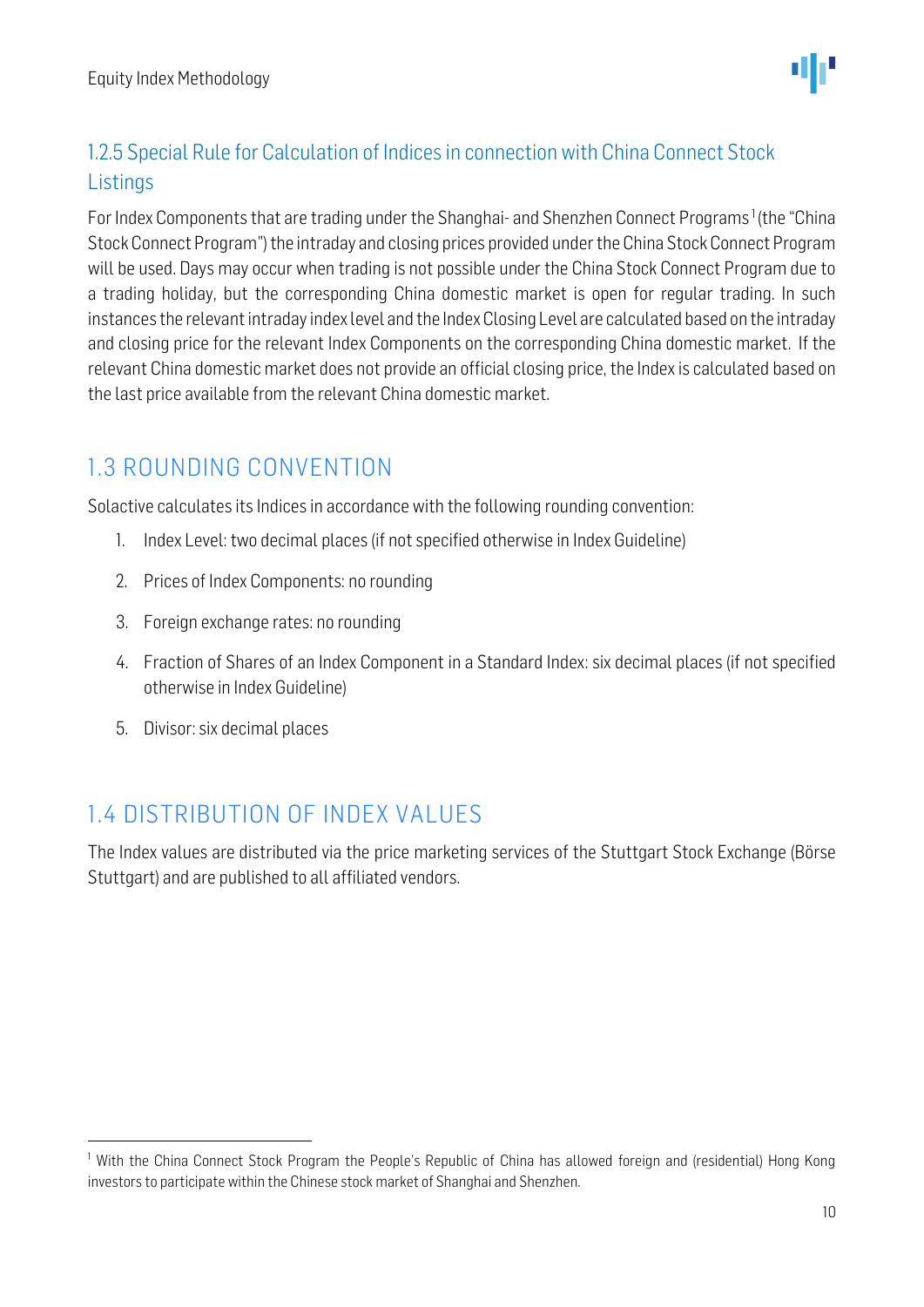### 1.2.5 Special Rule for Calculation of Indices in connection with China Connect Stock Listings

For Index Components that are trading under the Shanghai- and Shenzhen Connect Programs[1] (the "China Stock Connect Program") the intraday and closing prices provided under the China Stock Connect Program will be used. Days may occur when trading is not possible under the China Stock Connect Program due to a trading holiday, but the corresponding China domestic market is open for regular trading. In such instances the relevant intraday index level and the Index Closing Level are calculated based on the intraday and closing price for the relevant Index Components on the corresponding China domestic market. If the relevant China domestic market does not provide an official closing price, the Index is calculated based on the last price available from the relevant China domestic market.

## 1.3 ROUNDING CONVENTION

Solactive calculates its Indices in accordance with the following rounding convention:

1. Index Level: two decimal places (if not specified otherwise in Index Guideline)
2. Prices of Index Components: no rounding
3. Foreign exchange rates: no rounding
4. Fraction of Shares of an Index Component in a Standard Index: six decimal places (if not specified otherwise in Index Guideline)
5. Divisor: six decimal places

## 1.4 DISTRIBUTION OF INDEX VALUES

The Index values are distributed via the price marketing services of the Stuttgart Stock Exchange (Börse Stuttgart) and are published to all affiliated vendors.

[1] With the China Connect Stock Program the People's Republic of China has allowed foreign and (residential) Hong Kong investors to participate within the Chinese stock market of Shanghai and Shenzhen.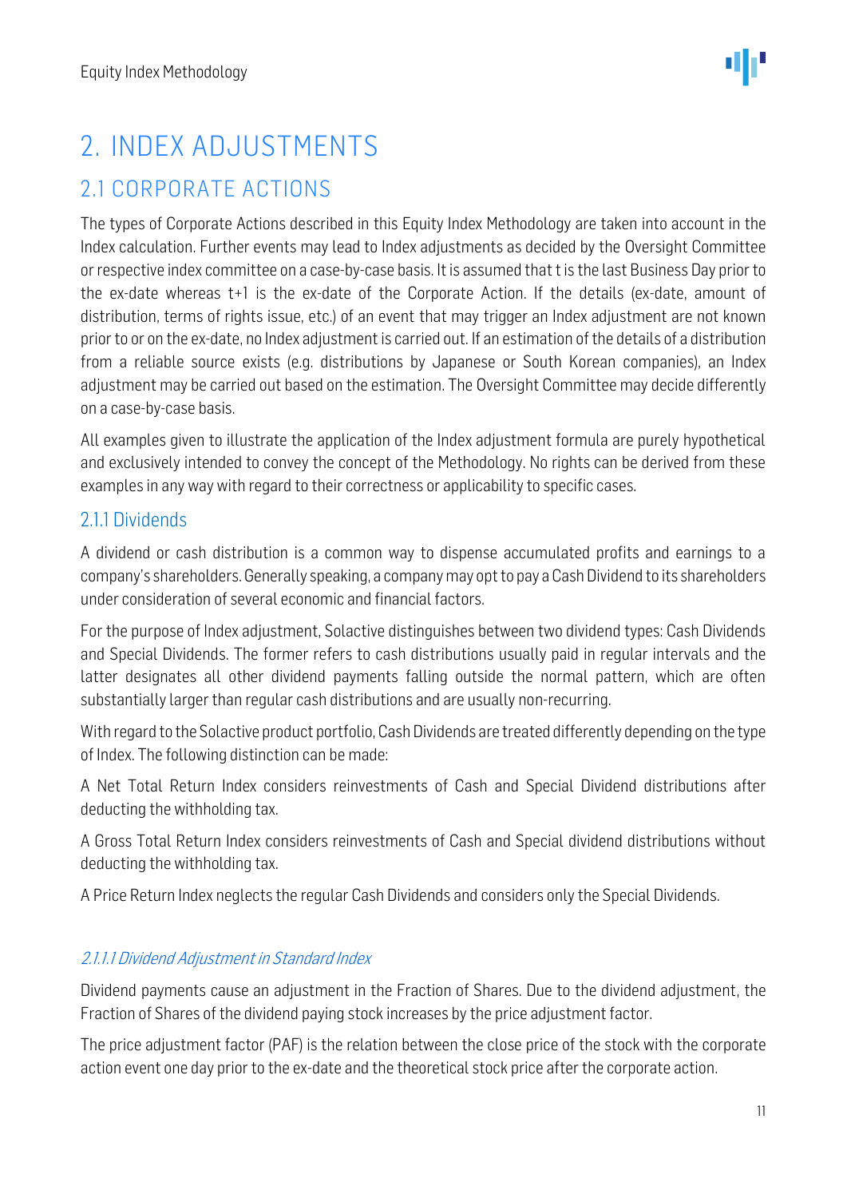# 2. INDEX ADJUSTMENTS

## 2.1 CORPORATE ACTIONS

The types of Corporate Actions described in this Equity Index Methodology are taken into account in the Index calculation. Further events may lead to Index adjustments as decided by the Oversight Committee or respective index committee on a case-by-case basis. It is assumed that t is the last Business Day prior to the ex-date whereas t+1 is the ex-date of the Corporate Action. If the details (ex-date, amount of distribution, terms of rights issue, etc.) of an event that may trigger an Index adjustment are not known prior to or on the ex-date, no Index adjustment is carried out. If an estimation of the details of a distribution from a reliable source exists (e.g. distributions by Japanese or South Korean companies), an Index adjustment may be carried out based on the estimation. The Oversight Committee may decide differently on a case-by-case basis.

All examples given to illustrate the application of the Index adjustment formula are purely hypothetical and exclusively intended to convey the concept of the Methodology. No rights can be derived from these examples in any way with regard to their correctness or applicability to specific cases.

### 2.1.1 Dividends

A dividend or cash distribution is a common way to dispense accumulated profits and earnings to a company's shareholders. Generally speaking, a company may opt to pay a Cash Dividend to its shareholders under consideration of several economic and financial factors.

For the purpose of Index adjustment, Solactive distinguishes between two dividend types: Cash Dividends and Special Dividends. The former refers to cash distributions usually paid in regular intervals and the latter designates all other dividend payments falling outside the normal pattern, which are often substantially larger than regular cash distributions and are usually non-recurring.

With regard to the Solactive product portfolio, Cash Dividends are treated differently depending on the type of Index. The following distinction can be made:

A Net Total Return Index considers reinvestments of Cash and Special Dividend distributions after deducting the withholding tax.

A Gross Total Return Index considers reinvestments of Cash and Special dividend distributions without deducting the withholding tax.

A Price Return Index neglects the regular Cash Dividends and considers only the Special Dividends.

#### *2.1.1.1 Dividend Adjustment in Standard Index*

Dividend payments cause an adjustment in the Fraction of Shares. Due to the dividend adjustment, the Fraction of Shares of the dividend paying stock increases by the price adjustment factor.

The price adjustment factor (PAF) is the relation between the close price of the stock with the corporate action event one day prior to the ex-date and the theoretical stock price after the corporate action.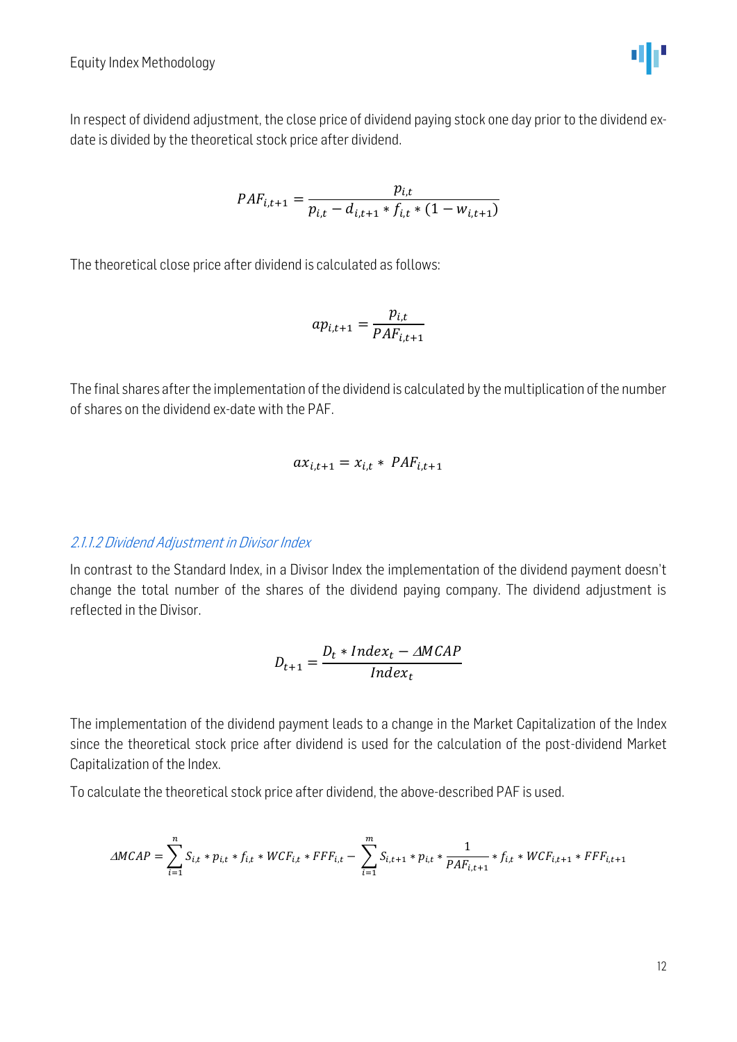In respect of dividend adjustment, the close price of dividend paying stock one day prior to the dividend ex-date is divided by the theoretical stock price after dividend.

$$PAF_{i,t+1} = \frac{p_{i,t}}{p_{i,t} - d_{i,t+1} * f_{i,t} * (1 - w_{i,t+1})}$$

The theoretical close price after dividend is calculated as follows:

$$ap_{i,t+1} = \frac{p_{i,t}}{PAF_{i,t+1}}$$

The final shares after the implementation of the dividend is calculated by the multiplication of the number of shares on the dividend ex-date with the PAF.

$$ax_{i,t+1} = x_{i,t} * PAF_{i,t+1}$$

#### *2.1.1.2 Dividend Adjustment in Divisor Index*

In contrast to the Standard Index, in a Divisor Index the implementation of the dividend payment doesn't change the total number of the shares of the dividend paying company. The dividend adjustment is reflected in the Divisor.

$$D_{t+1} = \frac{D_t * Index_t - \Delta MCAP}{Index_t}$$

The implementation of the dividend payment leads to a change in the Market Capitalization of the Index since the theoretical stock price after dividend is used for the calculation of the post-dividend Market Capitalization of the Index.

To calculate the theoretical stock price after dividend, the above-described PAF is used.

$$\Delta MCAP = \sum_{i=1}^{n} S_{i,t} * p_{i,t} * f_{i,t} * WCF_{i,t} * FFF_{i,t} - \sum_{i=1}^{m} S_{i,t+1} * p_{i,t} * \frac{1}{PAF_{i,t+1}} * f_{i,t} * WCF_{i,t+1} * FFF_{i,t+1}$$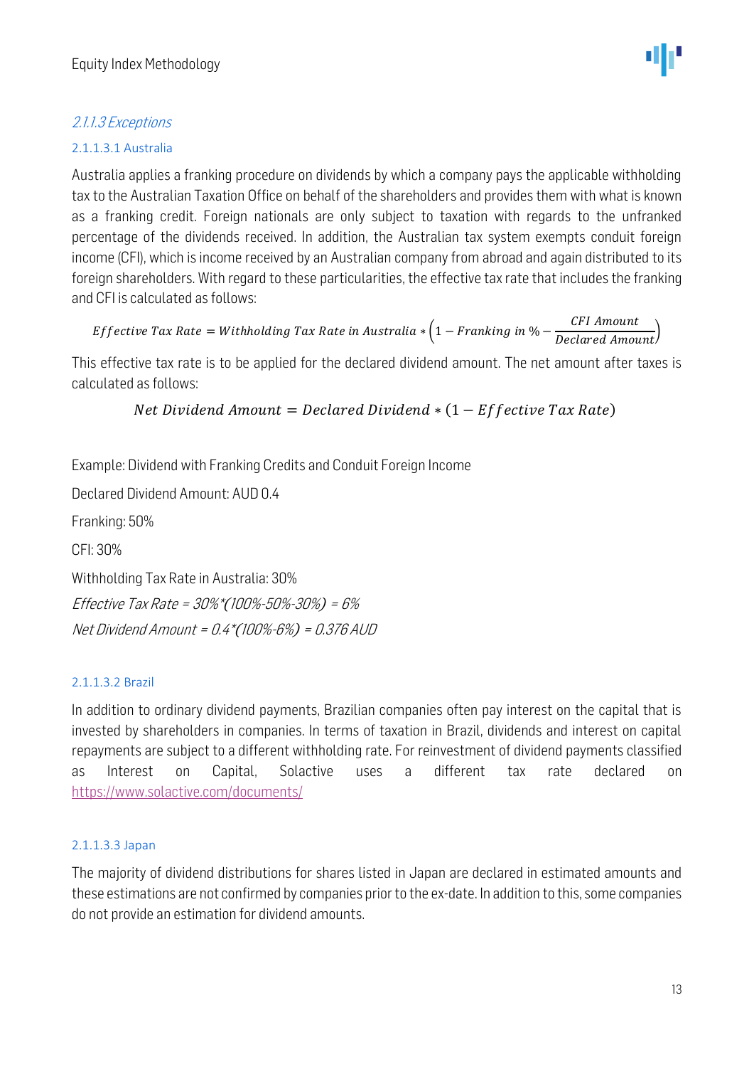#### *2.1.1.3 Exceptions*

##### 2.1.1.3.1 Australia

Australia applies a franking procedure on dividends by which a company pays the applicable withholding tax to the Australian Taxation Office on behalf of the shareholders and provides them with what is known as a franking credit. Foreign nationals are only subject to taxation with regards to the unfranked percentage of the dividends received. In addition, the Australian tax system exempts conduit foreign income (CFI), which is income received by an Australian company from abroad and again distributed to its foreign shareholders. With regard to these particularities, the effective tax rate that includes the franking and CFI is calculated as follows:

$$Effective\ Tax\ Rate = Withholding\ Tax\ Rate\ in\ Australia * \left(1 - Franking\ in\ \% - \frac{CFI\ Amount}{Declared\ Amount}\right)$$

This effective tax rate is to be applied for the declared dividend amount. The net amount after taxes is calculated as follows:

$$Net\ Dividend\ Amount = Declared\ Dividend * (1 - Effective\ Tax\ Rate)$$

Example: Dividend with Franking Credits and Conduit Foreign Income

Declared Dividend Amount: AUD 0.4

Franking: 50%

CFI: 30%

Withholding Tax Rate in Australia: 30%

*Effective Tax Rate = 30%*(100%-50%-30%) = 6%*

*Net Dividend Amount = 0.4*(100%-6%) = 0.376 AUD*

##### 2.1.1.3.2 Brazil

In addition to ordinary dividend payments, Brazilian companies often pay interest on the capital that is invested by shareholders in companies. In terms of taxation in Brazil, dividends and interest on capital repayments are subject to a different withholding rate. For reinvestment of dividend payments classified as Interest on Capital, Solactive uses a different tax rate declared on https://www.solactive.com/documents/

##### 2.1.1.3.3 Japan

The majority of dividend distributions for shares listed in Japan are declared in estimated amounts and these estimations are not confirmed by companies prior to the ex-date. In addition to this, some companies do not provide an estimation for dividend amounts.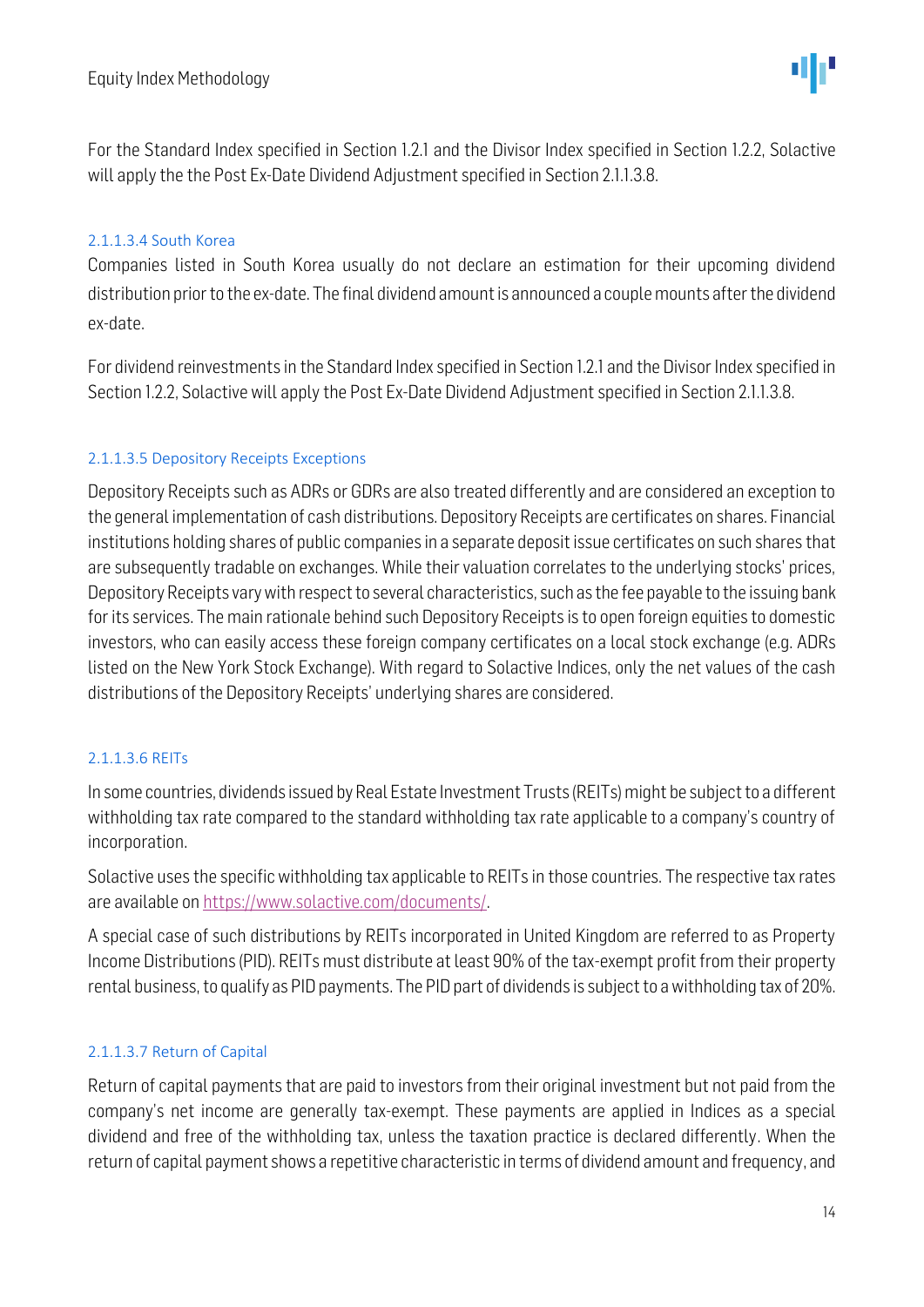For the Standard Index specified in Section 1.2.1 and the Divisor Index specified in Section 1.2.2, Solactive will apply the the Post Ex-Date Dividend Adjustment specified in Section 2.1.1.3.8.

#### 2.1.1.3.4 South Korea

Companies listed in South Korea usually do not declare an estimation for their upcoming dividend distribution prior to the ex-date. The final dividend amount is announced a couple mounts after the dividend ex-date.

For dividend reinvestments in the Standard Index specified in Section 1.2.1 and the Divisor Index specified in Section 1.2.2, Solactive will apply the Post Ex-Date Dividend Adjustment specified in Section 2.1.1.3.8.

#### 2.1.1.3.5 Depository Receipts Exceptions

Depository Receipts such as ADRs or GDRs are also treated differently and are considered an exception to the general implementation of cash distributions. Depository Receipts are certificates on shares. Financial institutions holding shares of public companies in a separate deposit issue certificates on such shares that are subsequently tradable on exchanges. While their valuation correlates to the underlying stocks' prices, Depository Receipts vary with respect to several characteristics, such as the fee payable to the issuing bank for its services. The main rationale behind such Depository Receipts is to open foreign equities to domestic investors, who can easily access these foreign company certificates on a local stock exchange (e.g. ADRs listed on the New York Stock Exchange). With regard to Solactive Indices, only the net values of the cash distributions of the Depository Receipts' underlying shares are considered.

#### 2.1.1.3.6 REITs

In some countries, dividends issued by Real Estate Investment Trusts (REITs) might be subject to a different withholding tax rate compared to the standard withholding tax rate applicable to a company's country of incorporation.

Solactive uses the specific withholding tax applicable to REITs in those countries. The respective tax rates are available on [https://www.solactive.com/documents/](https://www.solactive.com/documents/).

A special case of such distributions by REITs incorporated in United Kingdom are referred to as Property Income Distributions (PID). REITs must distribute at least 90% of the tax-exempt profit from their property rental business, to qualify as PID payments. The PID part of dividends is subject to a withholding tax of 20%.

#### 2.1.1.3.7 Return of Capital

Return of capital payments that are paid to investors from their original investment but not paid from the company's net income are generally tax-exempt. These payments are applied in Indices as a special dividend and free of the withholding tax, unless the taxation practice is declared differently. When the return of capital payment shows a repetitive characteristic in terms of dividend amount and frequency, and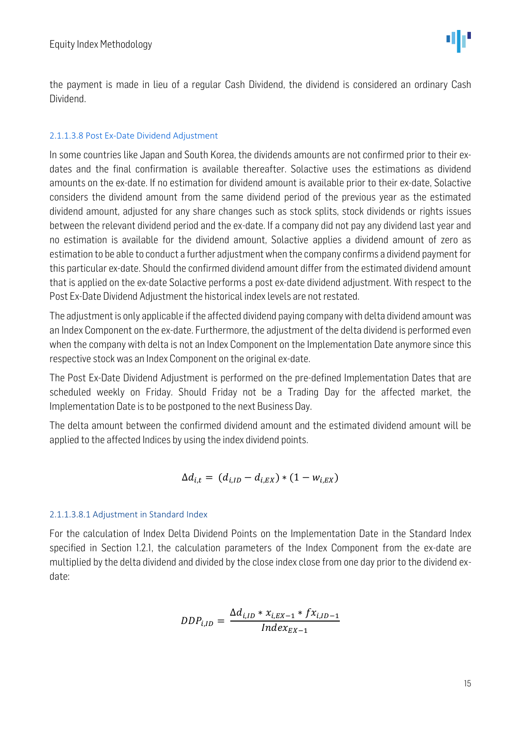the payment is made in lieu of a regular Cash Dividend, the dividend is considered an ordinary Cash Dividend.

#### 2.1.1.3.8 Post Ex-Date Dividend Adjustment

In some countries like Japan and South Korea, the dividends amounts are not confirmed prior to their ex-dates and the final confirmation is available thereafter. Solactive uses the estimations as dividend amounts on the ex-date. If no estimation for dividend amount is available prior to their ex-date, Solactive considers the dividend amount from the same dividend period of the previous year as the estimated dividend amount, adjusted for any share changes such as stock splits, stock dividends or rights issues between the relevant dividend period and the ex-date. If a company did not pay any dividend last year and no estimation is available for the dividend amount, Solactive applies a dividend amount of zero as estimation to be able to conduct a further adjustment when the company confirms a dividend payment for this particular ex-date. Should the confirmed dividend amount differ from the estimated dividend amount that is applied on the ex-date Solactive performs a post ex-date dividend adjustment. With respect to the Post Ex-Date Dividend Adjustment the historical index levels are not restated.

The adjustment is only applicable if the affected dividend paying company with delta dividend amount was an Index Component on the ex-date. Furthermore, the adjustment of the delta dividend is performed even when the company with delta is not an Index Component on the Implementation Date anymore since this respective stock was an Index Component on the original ex-date.

The Post Ex-Date Dividend Adjustment is performed on the pre-defined Implementation Dates that are scheduled weekly on Friday. Should Friday not be a Trading Day for the affected market, the Implementation Date is to be postponed to the next Business Day.

The delta amount between the confirmed dividend amount and the estimated dividend amount will be applied to the affected Indices by using the index dividend points.

$$\Delta d_{i,t} = (d_{i,ID} - d_{i,EX}) * (1 - w_{i,EX})$$

##### 2.1.1.3.8.1 Adjustment in Standard Index

For the calculation of Index Delta Dividend Points on the Implementation Date in the Standard Index specified in Section 1.2.1, the calculation parameters of the Index Component from the ex-date are multiplied by the delta dividend and divided by the close index close from one day prior to the dividend ex-date:

$$DDP_{i,ID} = \frac{\Delta d_{i,ID} * x_{i,EX-1} * fx_{i,ID-1}}{Index_{EX-1}}$$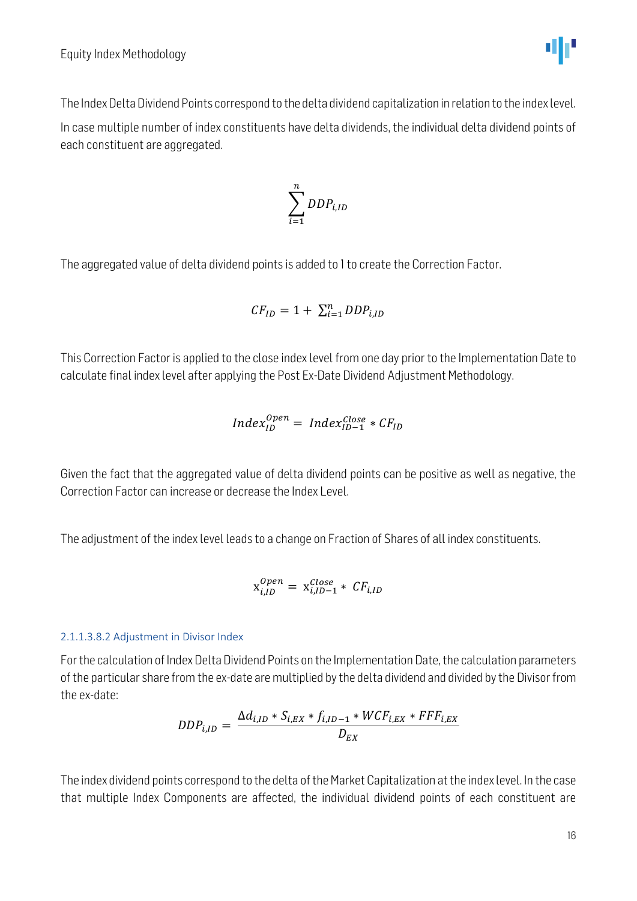The Index Delta Dividend Points correspond to the delta dividend capitalization in relation to the index level.

In case multiple number of index constituents have delta dividends, the individual delta dividend points of each constituent are aggregated.

$$\sum_{i=1}^{n} DDP_{i,ID}$$

The aggregated value of delta dividend points is added to 1 to create the Correction Factor.

$$CF_{ID} = 1 + \sum_{i=1}^{n} DDP_{i,ID}$$

This Correction Factor is applied to the close index level from one day prior to the Implementation Date to calculate final index level after applying the Post Ex-Date Dividend Adjustment Methodology.

$$Index_{ID}^{Open} = Index_{ID-1}^{Close} * CF_{ID}$$

Given the fact that the aggregated value of delta dividend points can be positive as well as negative, the Correction Factor can increase or decrease the Index Level.

The adjustment of the index level leads to a change on Fraction of Shares of all index constituents.

$$\mathrm{x}_{i,ID}^{Open} = \mathrm{x}_{i,ID-1}^{Close} * CF_{i,ID}$$

#### 2.1.1.3.8.2 Adjustment in Divisor Index

For the calculation of Index Delta Dividend Points on the Implementation Date, the calculation parameters of the particular share from the ex-date are multiplied by the delta dividend and divided by the Divisor from the ex-date:

$$DDP_{i,ID} = \frac{\Delta d_{i,ID} * S_{i,EX} * f_{i,ID-1} * WCF_{i,EX} * FFF_{i,EX}}{D_{EX}}$$

The index dividend points correspond to the delta of the Market Capitalization at the index level. In the case that multiple Index Components are affected, the individual dividend points of each constituent are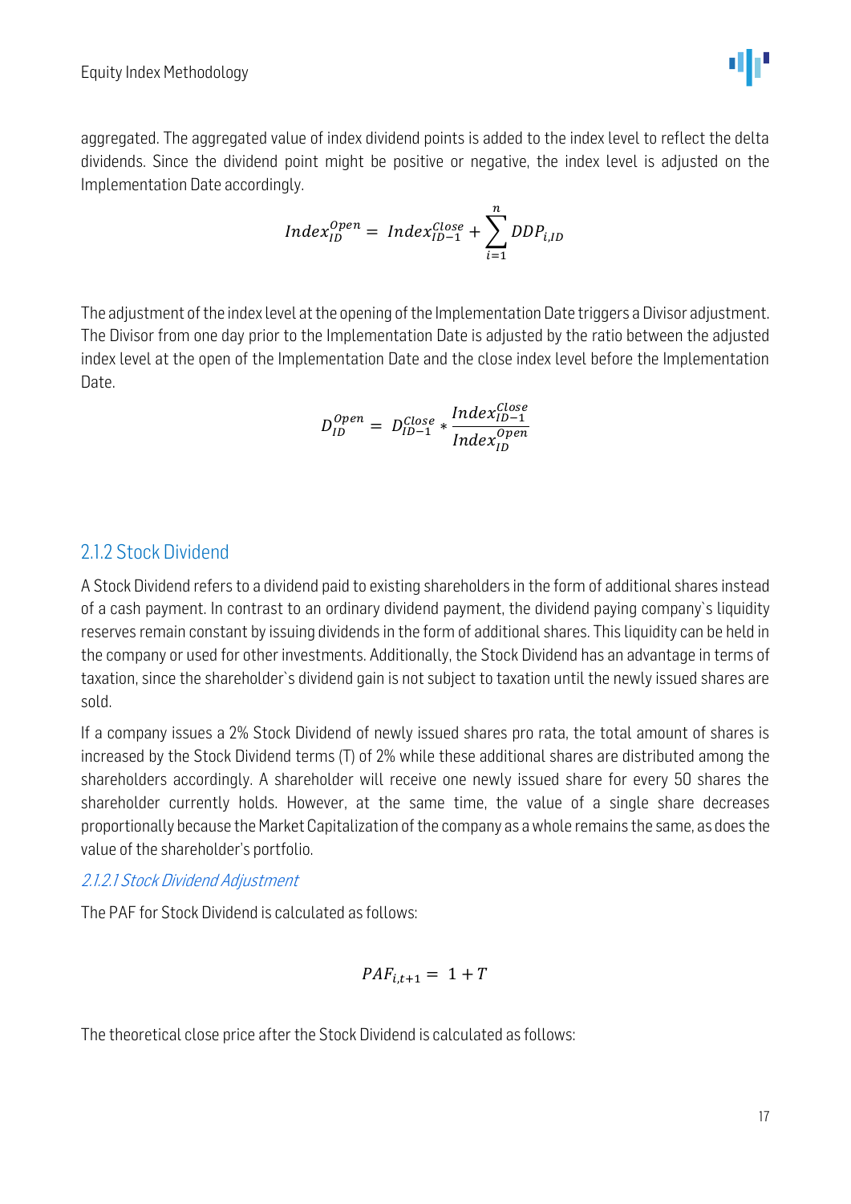aggregated. The aggregated value of index dividend points is added to the index level to reflect the delta dividends. Since the dividend point might be positive or negative, the index level is adjusted on the Implementation Date accordingly.

$$Index_{ID}^{Open} = Index_{ID-1}^{Close} + \sum_{i=1}^{n} DDP_{i,ID}$$

The adjustment of the index level at the opening of the Implementation Date triggers a Divisor adjustment. The Divisor from one day prior to the Implementation Date is adjusted by the ratio between the adjusted index level at the open of the Implementation Date and the close index level before the Implementation Date.

$$D_{ID}^{Open} = D_{ID-1}^{Close} * \frac{Index_{ID-1}^{Close}}{Index_{ID}^{Open}}$$

## 2.1.2 Stock Dividend

A Stock Dividend refers to a dividend paid to existing shareholders in the form of additional shares instead of a cash payment. In contrast to an ordinary dividend payment, the dividend paying company`s liquidity reserves remain constant by issuing dividends in the form of additional shares. This liquidity can be held in the company or used for other investments. Additionally, the Stock Dividend has an advantage in terms of taxation, since the shareholder`s dividend gain is not subject to taxation until the newly issued shares are sold.

If a company issues a 2% Stock Dividend of newly issued shares pro rata, the total amount of shares is increased by the Stock Dividend terms (T) of 2% while these additional shares are distributed among the shareholders accordingly. A shareholder will receive one newly issued share for every 50 shares the shareholder currently holds. However, at the same time, the value of a single share decreases proportionally because the Market Capitalization of the company as a whole remains the same, as does the value of the shareholder's portfolio.

### *2.1.2.1 Stock Dividend Adjustment*

The PAF for Stock Dividend is calculated as follows:

$$PAF_{i,t+1} = 1 + T$$

The theoretical close price after the Stock Dividend is calculated as follows: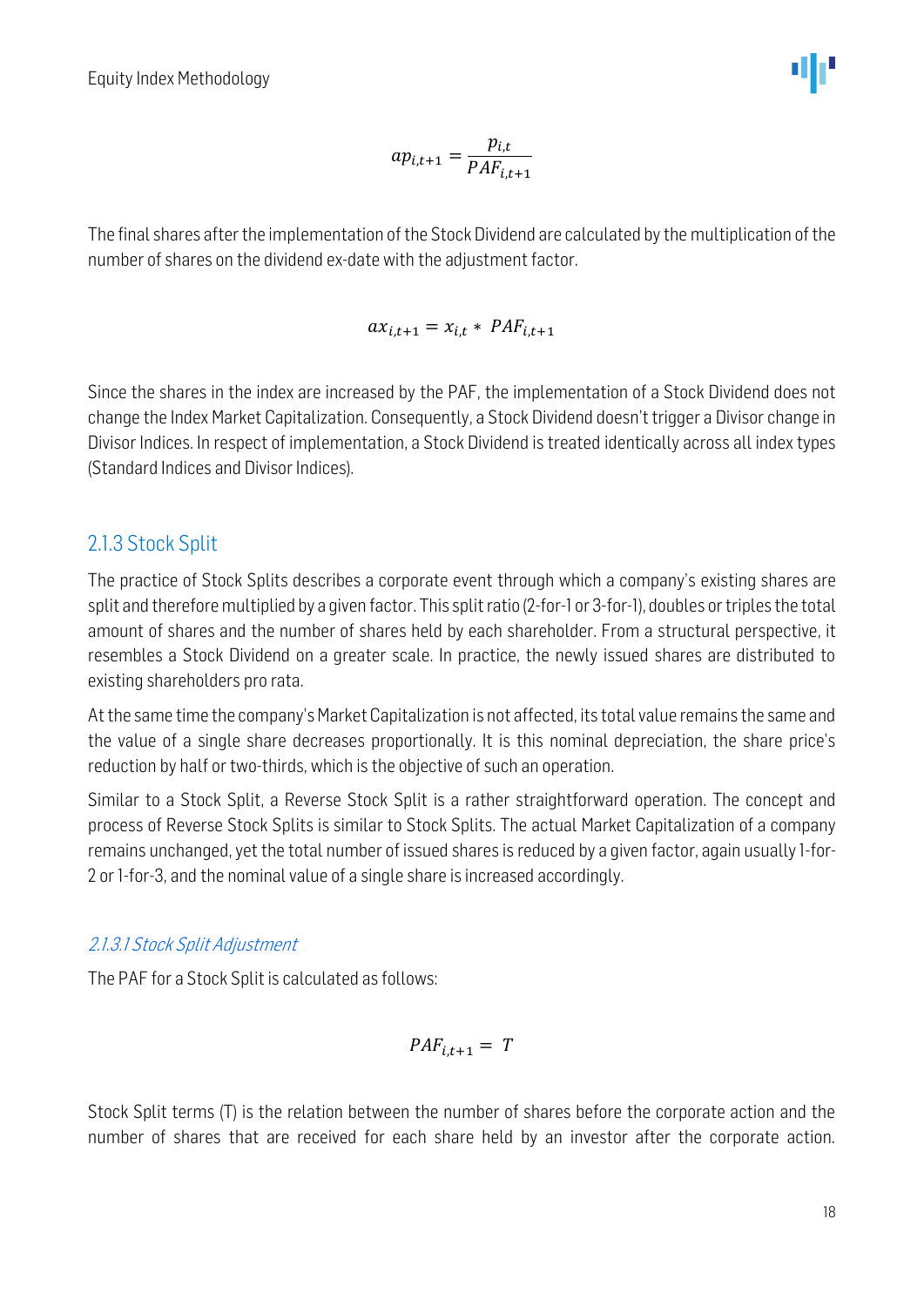$$ap_{i,t+1} = \frac{p_{i,t}}{PAF_{i,t+1}}$$

The final shares after the implementation of the Stock Dividend are calculated by the multiplication of the number of shares on the dividend ex-date with the adjustment factor.

$$ax_{i,t+1} = x_{i,t} * PAF_{i,t+1}$$

Since the shares in the index are increased by the PAF, the implementation of a Stock Dividend does not change the Index Market Capitalization. Consequently, a Stock Dividend doesn't trigger a Divisor change in Divisor Indices. In respect of implementation, a Stock Dividend is treated identically across all index types (Standard Indices and Divisor Indices).

## 2.1.3 Stock Split

The practice of Stock Splits describes a corporate event through which a company's existing shares are split and therefore multiplied by a given factor. This split ratio (2-for-1 or 3-for-1), doubles or triples the total amount of shares and the number of shares held by each shareholder. From a structural perspective, it resembles a Stock Dividend on a greater scale. In practice, the newly issued shares are distributed to existing shareholders pro rata.

At the same time the company's Market Capitalization is not affected, its total value remains the same and the value of a single share decreases proportionally. It is this nominal depreciation, the share price's reduction by half or two-thirds, which is the objective of such an operation.

Similar to a Stock Split, a Reverse Stock Split is a rather straightforward operation. The concept and process of Reverse Stock Splits is similar to Stock Splits. The actual Market Capitalization of a company remains unchanged, yet the total number of issued shares is reduced by a given factor, again usually 1-for-2 or 1-for-3, and the nominal value of a single share is increased accordingly.

### *2.1.3.1 Stock Split Adjustment*

The PAF for a Stock Split is calculated as follows:

$$PAF_{i,t+1} = T$$

Stock Split terms (T) is the relation between the number of shares before the corporate action and the number of shares that are received for each share held by an investor after the corporate action.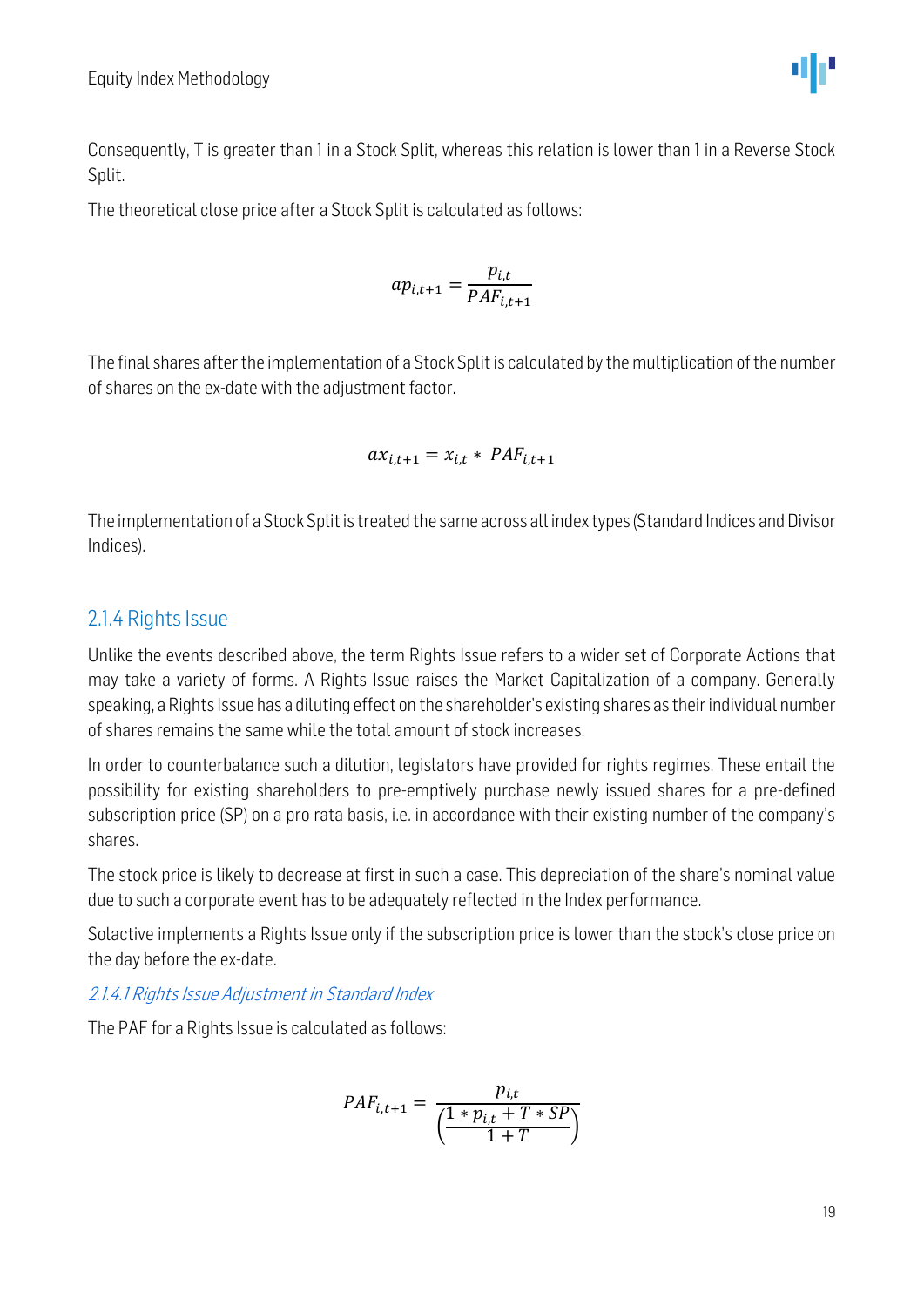Consequently, T is greater than 1 in a Stock Split, whereas this relation is lower than 1 in a Reverse Stock Split.

The theoretical close price after a Stock Split is calculated as follows:

$$ap_{i,t+1} = \frac{p_{i,t}}{PAF_{i,t+1}}$$

The final shares after the implementation of a Stock Split is calculated by the multiplication of the number of shares on the ex-date with the adjustment factor.

$$ax_{i,t+1} = x_{i,t} * PAF_{i,t+1}$$

The implementation of a Stock Split is treated the same across all index types (Standard Indices and Divisor Indices).

### 2.1.4 Rights Issue

Unlike the events described above, the term Rights Issue refers to a wider set of Corporate Actions that may take a variety of forms. A Rights Issue raises the Market Capitalization of a company. Generally speaking, a Rights Issue has a diluting effect on the shareholder's existing shares as their individual number of shares remains the same while the total amount of stock increases.

In order to counterbalance such a dilution, legislators have provided for rights regimes. These entail the possibility for existing shareholders to pre-emptively purchase newly issued shares for a pre-defined subscription price (SP) on a pro rata basis, i.e. in accordance with their existing number of the company's shares.

The stock price is likely to decrease at first in such a case. This depreciation of the share's nominal value due to such a corporate event has to be adequately reflected in the Index performance.

Solactive implements a Rights Issue only if the subscription price is lower than the stock's close price on the day before the ex-date.

#### *2.1.4.1 Rights Issue Adjustment in Standard Index*

The PAF for a Rights Issue is calculated as follows:

$$PAF_{i,t+1} = \frac{p_{i,t}}{\left(\frac{1 * p_{i,t} + T * SP}{1 + T}\right)}$$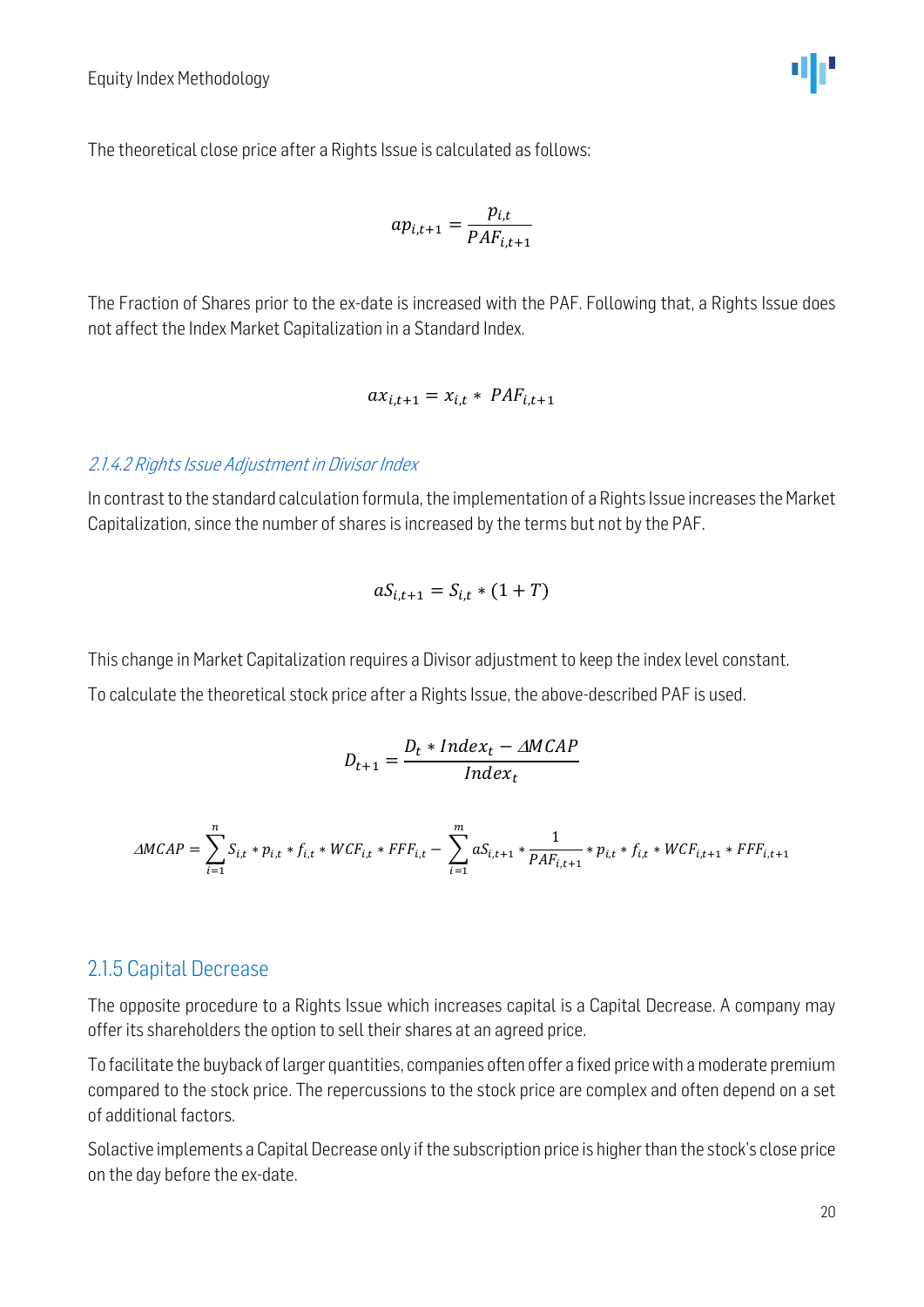The theoretical close price after a Rights Issue is calculated as follows:

$$ap_{i,t+1} = \frac{p_{i,t}}{PAF_{i,t+1}}$$

The Fraction of Shares prior to the ex-date is increased with the PAF. Following that, a Rights Issue does not affect the Index Market Capitalization in a Standard Index.

$$ax_{i,t+1} = x_{i,t} * PAF_{i,t+1}$$

#### *2.1.4.2 Rights Issue Adjustment in Divisor Index*

In contrast to the standard calculation formula, the implementation of a Rights Issue increases the Market Capitalization, since the number of shares is increased by the terms but not by the PAF.

$$aS_{i,t+1} = S_{i,t} * (1 + T)$$

This change in Market Capitalization requires a Divisor adjustment to keep the index level constant.

To calculate the theoretical stock price after a Rights Issue, the above-described PAF is used.

$$D_{t+1} = \frac{D_t * Index_t - \Delta MCAP}{Index_t}$$

$$\Delta MCAP = \sum_{i=1}^{n} S_{i,t} * p_{i,t} * f_{i,t} * WCF_{i,t} * FFF_{i,t} - \sum_{i=1}^{m} aS_{i,t+1} * \frac{1}{PAF_{i,t+1}} * p_{i,t} * f_{i,t} * WCF_{i,t+1} * FFF_{i,t+1}$$

### 2.1.5 Capital Decrease

The opposite procedure to a Rights Issue which increases capital is a Capital Decrease. A company may offer its shareholders the option to sell their shares at an agreed price.

To facilitate the buyback of larger quantities, companies often offer a fixed price with a moderate premium compared to the stock price. The repercussions to the stock price are complex and often depend on a set of additional factors.

Solactive implements a Capital Decrease only if the subscription price is higher than the stock's close price on the day before the ex-date.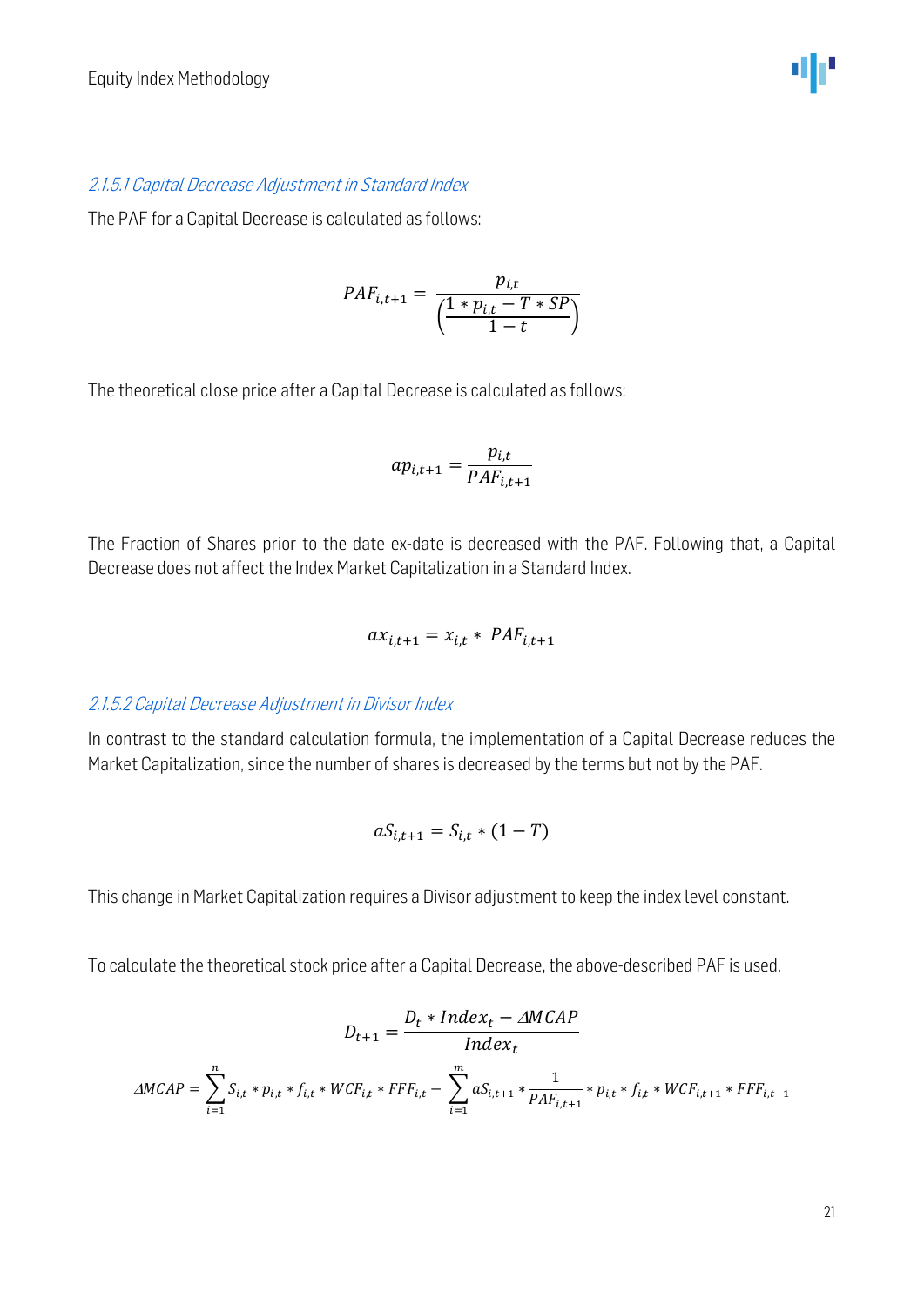### 2.1.5.1 Capital Decrease Adjustment in Standard Index

The PAF for a Capital Decrease is calculated as follows:

$$PAF_{i,t+1} = \frac{p_{i,t}}{\left(\frac{1 * p_{i,t} - T * SP}{1 - t}\right)}$$

The theoretical close price after a Capital Decrease is calculated as follows:

$$ap_{i,t+1} = \frac{p_{i,t}}{PAF_{i,t+1}}$$

The Fraction of Shares prior to the date ex-date is decreased with the PAF. Following that, a Capital Decrease does not affect the Index Market Capitalization in a Standard Index.

$$ax_{i,t+1} = x_{i,t} * PAF_{i,t+1}$$

### 2.1.5.2 Capital Decrease Adjustment in Divisor Index

In contrast to the standard calculation formula, the implementation of a Capital Decrease reduces the Market Capitalization, since the number of shares is decreased by the terms but not by the PAF.

$$aS_{i,t+1} = S_{i,t} * (1 - T)$$

This change in Market Capitalization requires a Divisor adjustment to keep the index level constant.

To calculate the theoretical stock price after a Capital Decrease, the above-described PAF is used.

$$D_{t+1} = \frac{D_t * Index_t - \Delta MCAP}{Index_t}$$

$$\Delta MCAP = \sum_{i=1}^{n} S_{i,t} * p_{i,t} * f_{i,t} * WCF_{i,t} * FFF_{i,t} - \sum_{i=1}^{m} aS_{i,t+1} * \frac{1}{PAF_{i,t+1}} * p_{i,t} * f_{i,t} * WCF_{i,t+1} * FFF_{i,t+1}$$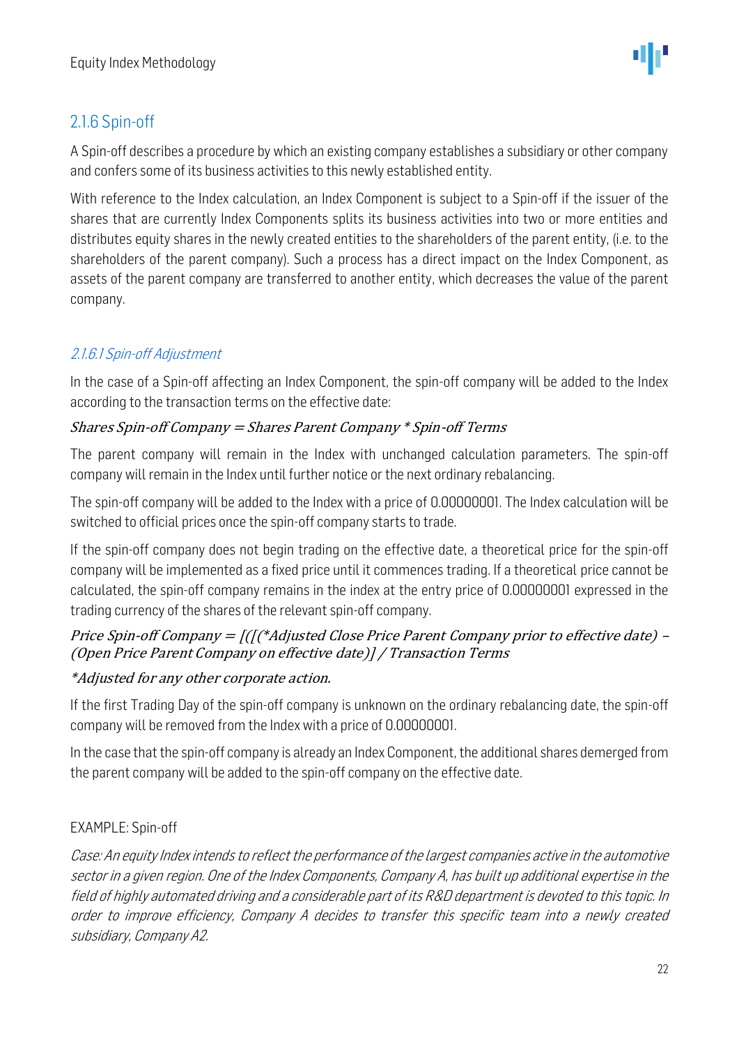## 2.1.6 Spin-off

A Spin-off describes a procedure by which an existing company establishes a subsidiary or other company and confers some of its business activities to this newly established entity.

With reference to the Index calculation, an Index Component is subject to a Spin-off if the issuer of the shares that are currently Index Components splits its business activities into two or more entities and distributes equity shares in the newly created entities to the shareholders of the parent entity, (i.e. to the shareholders of the parent company). Such a process has a direct impact on the Index Component, as assets of the parent company are transferred to another entity, which decreases the value of the parent company.

### *2.1.6.1 Spin-off Adjustment*

In the case of a Spin-off affecting an Index Component, the spin-off company will be added to the Index according to the transaction terms on the effective date:

*Shares Spin-off Company = Shares Parent Company * Spin-off Terms*

The parent company will remain in the Index with unchanged calculation parameters. The spin-off company will remain in the Index until further notice or the next ordinary rebalancing.

The spin-off company will be added to the Index with a price of 0.00000001. The Index calculation will be switched to official prices once the spin-off company starts to trade.

If the spin-off company does not begin trading on the effective date, a theoretical price for the spin-off company will be implemented as a fixed price until it commences trading. If a theoretical price cannot be calculated, the spin-off company remains in the index at the entry price of 0.00000001 expressed in the trading currency of the shares of the relevant spin-off company.

*Price Spin-off Company = [([(*Adjusted Close Price Parent Company prior to effective date) – (Open Price Parent Company on effective date)] / Transaction Terms*

**Adjusted for any other corporate action.*

If the first Trading Day of the spin-off company is unknown on the ordinary rebalancing date, the spin-off company will be removed from the Index with a price of 0.00000001.

In the case that the spin-off company is already an Index Component, the additional shares demerged from the parent company will be added to the spin-off company on the effective date.

EXAMPLE: Spin-off

*Case: An equity Index intends to reflect the performance of the largest companies active in the automotive sector in a given region. One of the Index Components, Company A, has built up additional expertise in the field of highly automated driving and a considerable part of its R&D department is devoted to this topic. In order to improve efficiency, Company A decides to transfer this specific team into a newly created subsidiary, Company A2.*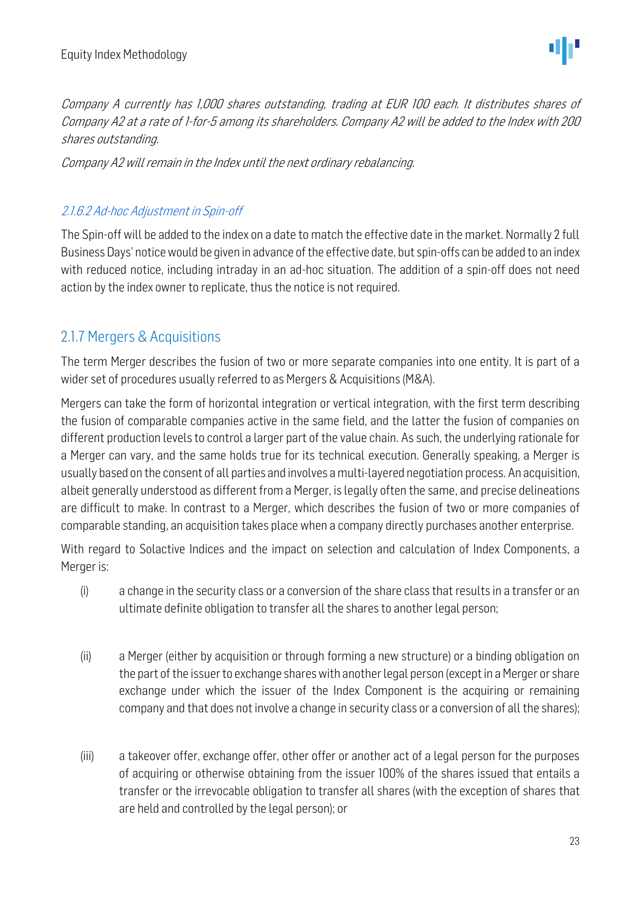*Company A currently has 1,000 shares outstanding, trading at EUR 100 each. It distributes shares of Company A2 at a rate of 1-for-5 among its shareholders. Company A2 will be added to the Index with 200 shares outstanding.*

*Company A2 will remain in the Index until the next ordinary rebalancing.*

#### *2.1.6.2 Ad-hoc Adjustment in Spin-off*

The Spin-off will be added to the index on a date to match the effective date in the market. Normally 2 full Business Days' notice would be given in advance of the effective date, but spin-offs can be added to an index with reduced notice, including intraday in an ad-hoc situation. The addition of a spin-off does not need action by the index owner to replicate, thus the notice is not required.

### 2.1.7 Mergers & Acquisitions

The term Merger describes the fusion of two or more separate companies into one entity. It is part of a wider set of procedures usually referred to as Mergers & Acquisitions (M&A).

Mergers can take the form of horizontal integration or vertical integration, with the first term describing the fusion of comparable companies active in the same field, and the latter the fusion of companies on different production levels to control a larger part of the value chain. As such, the underlying rationale for a Merger can vary, and the same holds true for its technical execution. Generally speaking, a Merger is usually based on the consent of all parties and involves a multi-layered negotiation process. An acquisition, albeit generally understood as different from a Merger, is legally often the same, and precise delineations are difficult to make. In contrast to a Merger, which describes the fusion of two or more companies of comparable standing, an acquisition takes place when a company directly purchases another enterprise.

With regard to Solactive Indices and the impact on selection and calculation of Index Components, a Merger is:

(i) a change in the security class or a conversion of the share class that results in a transfer or an ultimate definite obligation to transfer all the shares to another legal person;

(ii) a Merger (either by acquisition or through forming a new structure) or a binding obligation on the part of the issuer to exchange shares with another legal person (except in a Merger or share exchange under which the issuer of the Index Component is the acquiring or remaining company and that does not involve a change in security class or a conversion of all the shares);

(iii) a takeover offer, exchange offer, other offer or another act of a legal person for the purposes of acquiring or otherwise obtaining from the issuer 100% of the shares issued that entails a transfer or the irrevocable obligation to transfer all shares (with the exception of shares that are held and controlled by the legal person); or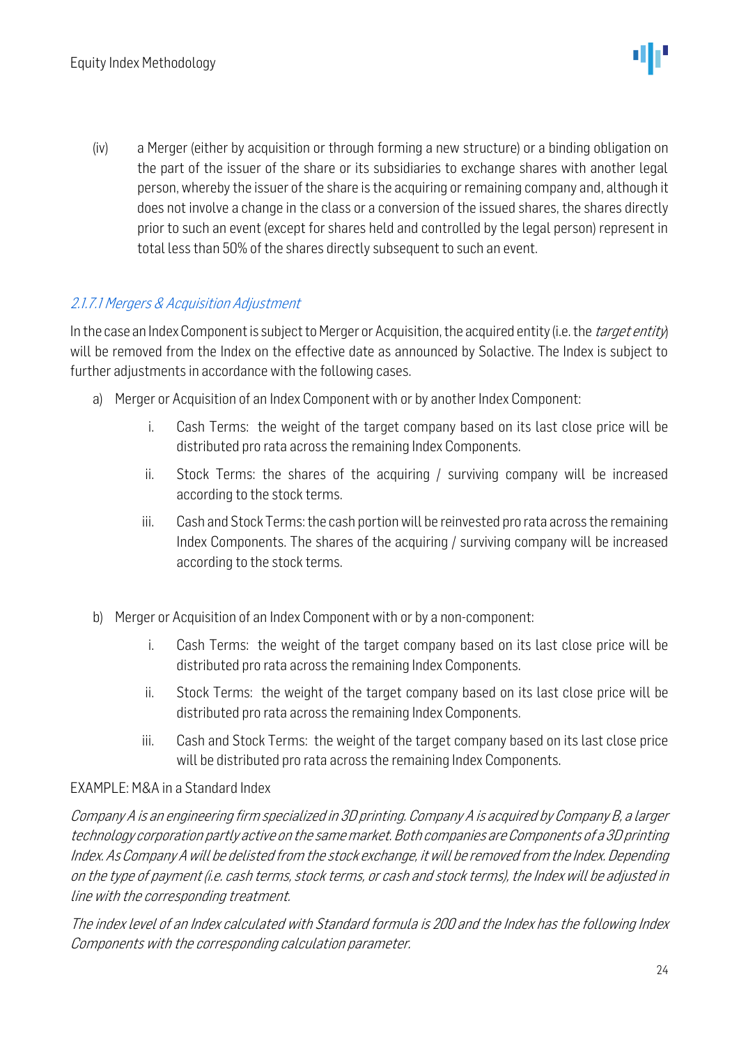(iv) a Merger (either by acquisition or through forming a new structure) or a binding obligation on the part of the issuer of the share or its subsidiaries to exchange shares with another legal person, whereby the issuer of the share is the acquiring or remaining company and, although it does not involve a change in the class or a conversion of the issued shares, the shares directly prior to such an event (except for shares held and controlled by the legal person) represent in total less than 50% of the shares directly subsequent to such an event.

#### 2.1.7.1 Mergers & Acquisition Adjustment

In the case an Index Component is subject to Merger or Acquisition, the acquired entity (i.e. the *target entity*) will be removed from the Index on the effective date as announced by Solactive. The Index is subject to further adjustments in accordance with the following cases.

a) Merger or Acquisition of an Index Component with or by another Index Component:

   i. Cash Terms: the weight of the target company based on its last close price will be distributed pro rata across the remaining Index Components.

   ii. Stock Terms: the shares of the acquiring / surviving company will be increased according to the stock terms.

   iii. Cash and Stock Terms: the cash portion will be reinvested pro rata across the remaining Index Components. The shares of the acquiring / surviving company will be increased according to the stock terms.

b) Merger or Acquisition of an Index Component with or by a non-component:

   i. Cash Terms: the weight of the target company based on its last close price will be distributed pro rata across the remaining Index Components.

   ii. Stock Terms: the weight of the target company based on its last close price will be distributed pro rata across the remaining Index Components.

   iii. Cash and Stock Terms: the weight of the target company based on its last close price will be distributed pro rata across the remaining Index Components.

EXAMPLE: M&A in a Standard Index

*Company A is an engineering firm specialized in 3D printing. Company A is acquired by Company B, a larger technology corporation partly active on the same market. Both companies are Components of a 3D printing Index. As Company A will be delisted from the stock exchange, it will be removed from the Index. Depending on the type of payment (i.e. cash terms, stock terms, or cash and stock terms), the Index will be adjusted in line with the corresponding treatment.*

*The index level of an Index calculated with Standard formula is 200 and the Index has the following Index Components with the corresponding calculation parameter.*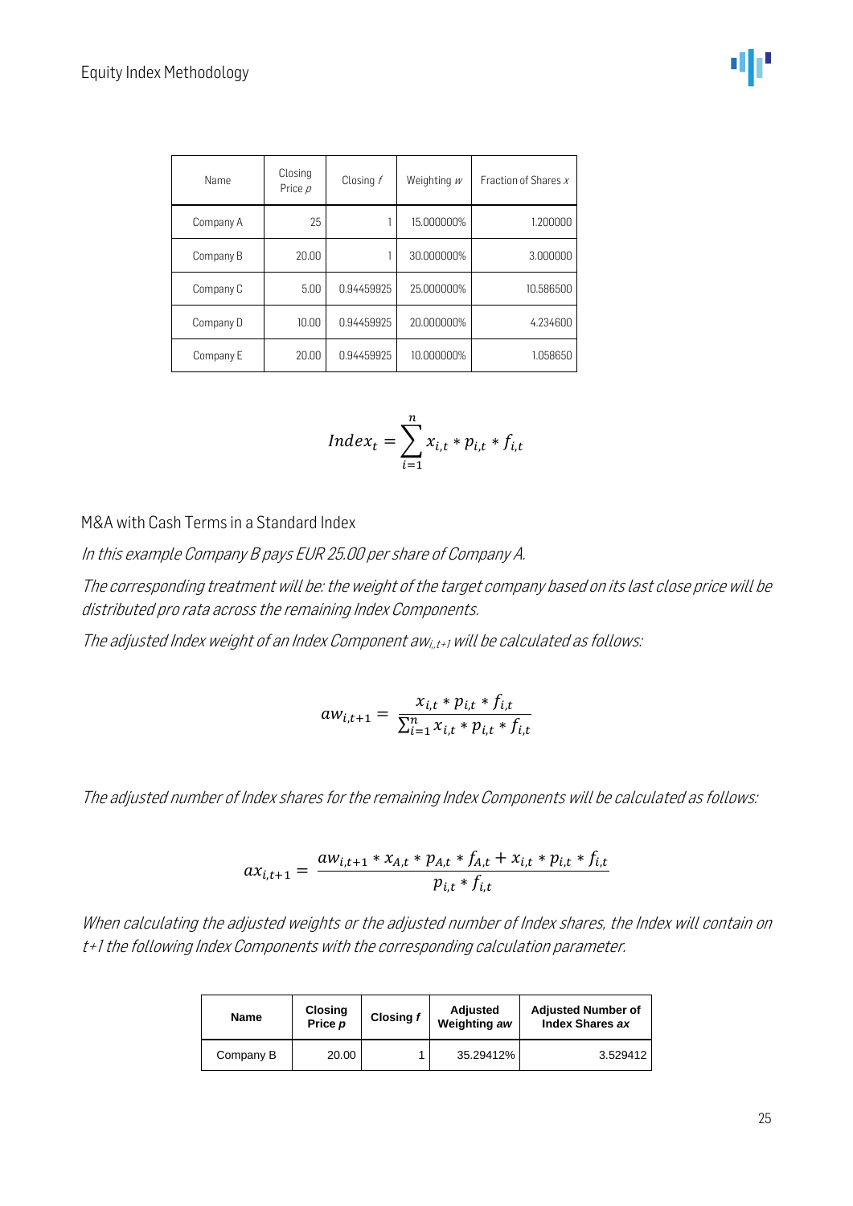| Name | Closing Price $p$ | Closing $f$ | Weighting $w$ | Fraction of Shares $x$ |
|---|---|---|---|---|
| Company A | 25 | 1 | 15.000000% | 1.200000 |
| Company B | 20.00 | 1 | 30.000000% | 3.000000 |
| Company C | 5.00 | 0.94459925 | 25.000000% | 10.586500 |
| Company D | 10.00 | 0.94459925 | 20.000000% | 4.234600 |
| Company E | 20.00 | 0.94459925 | 10.000000% | 1.058650 |

$$Index_t = \sum_{i=1}^{n} x_{i,t} * p_{i,t} * f_{i,t}$$

M&A with Cash Terms in a Standard Index

*In this example Company B pays EUR 25.00 per share of Company A.*

*The corresponding treatment will be: the weight of the target company based on its last close price will be distributed pro rata across the remaining Index Components.*

*The adjusted Index weight of an Index Component $aw_{i,t+1}$ will be calculated as follows:*

$$aw_{i,t+1} = \frac{x_{i,t} * p_{i,t} * f_{i,t}}{\sum_{i=1}^{n} x_{i,t} * p_{i,t} * f_{i,t}}$$

*The adjusted number of Index shares for the remaining Index Components will be calculated as follows:*

$$ax_{i,t+1} = \frac{aw_{i,t+1} * x_{A,t} * p_{A,t} * f_{A,t} + x_{i,t} * p_{i,t} * f_{i,t}}{p_{i,t} * f_{i,t}}$$

*When calculating the adjusted weights or the adjusted number of Index shares, the Index will contain on t+1 the following Index Components with the corresponding calculation parameter.*

| **Name** | **Closing Price *p*** | **Closing *f*** | **Adjusted Weighting *aw*** | **Adjusted Number of Index Shares *ax*** |
|---|---|---|---|---|
| Company B | 20.00 | 1 | 35.29412% | 3.529412 |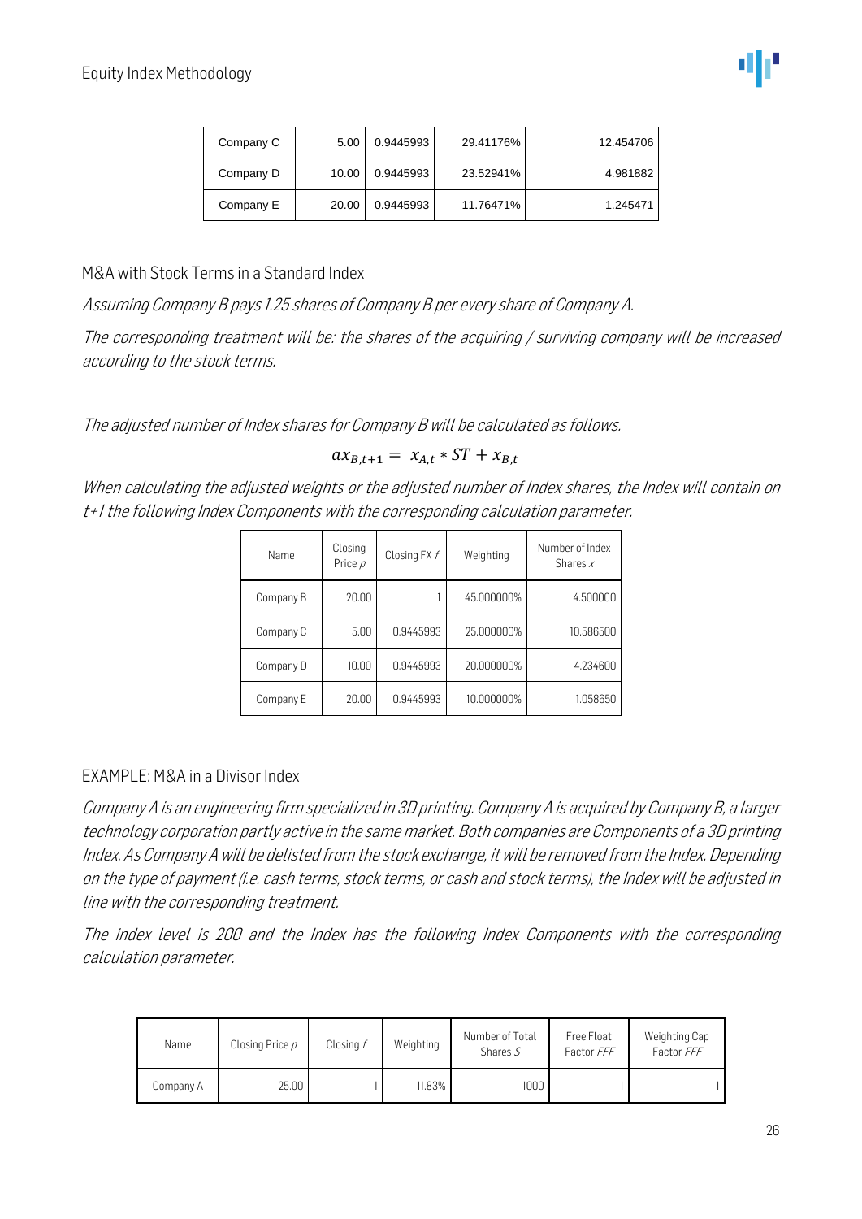| Company C | 5.00 | 0.9445993 | 29.41176% | 12.454706 |
|---|---|---|---|---|
| Company D | 10.00 | 0.9445993 | 23.52941% | 4.981882 |
| Company E | 20.00 | 0.9445993 | 11.76471% | 1.245471 |

## M&A with Stock Terms in a Standard Index

*Assuming Company B pays 1.25 shares of Company B per every share of Company A.*

*The corresponding treatment will be: the shares of the acquiring / surviving company will be increased according to the stock terms.*

*The adjusted number of Index shares for Company B will be calculated as follows.*

$$ax_{B,t+1} = x_{A,t} * ST + x_{B,t}$$

*When calculating the adjusted weights or the adjusted number of Index shares, the Index will contain on t+1 the following Index Components with the corresponding calculation parameter.*

| Name | Closing Price $p$ | Closing FX $f$ | Weighting | Number of Index Shares $x$ |
|---|---|---|---|---|
| Company B | 20.00 | 1 | 45.000000% | 4.500000 |
| Company C | 5.00 | 0.9445993 | 25.000000% | 10.586500 |
| Company D | 10.00 | 0.9445993 | 20.000000% | 4.234600 |
| Company E | 20.00 | 0.9445993 | 10.000000% | 1.058650 |

## EXAMPLE: M&A in a Divisor Index

*Company A is an engineering firm specialized in 3D printing. Company A is acquired by Company B, a larger technology corporation partly active in the same market. Both companies are Components of a 3D printing Index. As Company A will be delisted from the stock exchange, it will be removed from the Index. Depending on the type of payment (i.e. cash terms, stock terms, or cash and stock terms), the Index will be adjusted in line with the corresponding treatment.*

*The index level is 200 and the Index has the following Index Components with the corresponding calculation parameter.*

| Name | Closing Price $p$ | Closing $f$ | Weighting | Number of Total Shares $S$ | Free Float Factor $FFF$ | Weighting Cap Factor $FFF$ |
|---|---|---|---|---|---|---|
| Company A | 25.00 | 1 | 11.83% | 1000 | 1 | 1 |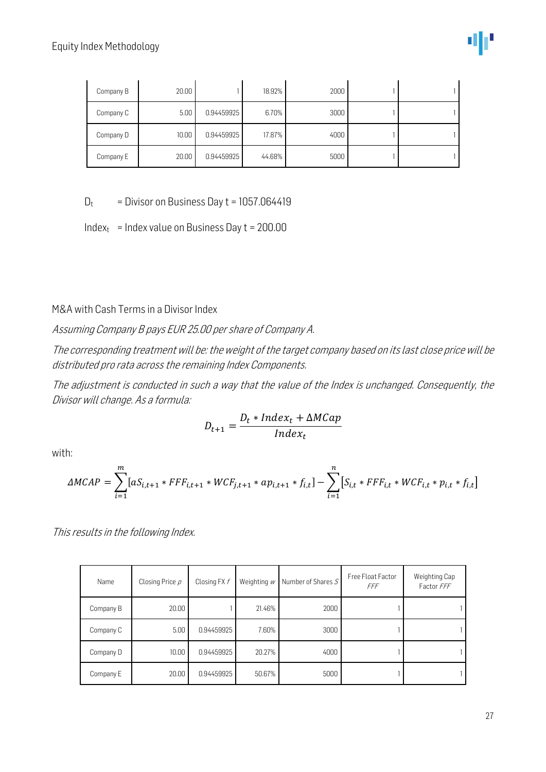| Company B | 20.00 | 1 | 18.92% | 2000 | 1 | 1 |
|---|---|---|---|---|---|---|
| Company C | 5.00 | 0.94459925 | 6.70% | 3000 | 1 | 1 |
| Company D | 10.00 | 0.94459925 | 17.87% | 4000 | 1 | 1 |
| Company E | 20.00 | 0.94459925 | 44.68% | 5000 | 1 | 1 |

$D_t$ = Divisor on Business Day t = 1057.064419

$Index_t$ = Index value on Business Day t = 200.00

M&A with Cash Terms in a Divisor Index

*Assuming Company B pays EUR 25.00 per share of Company A.*

*The corresponding treatment will be: the weight of the target company based on its last close price will be distributed pro rata across the remaining Index Components.*

*The adjustment is conducted in such a way that the value of the Index is unchanged. Consequently, the Divisor will change. As a formula:*

$$D_{t+1} = \frac{D_t * Index_t + \Delta MCap}{Index_t}$$

with:

$$\Delta MCAP = \sum_{i=1}^{m} [aS_{i,t+1} * FFF_{i,t+1} * WCF_{j,t+1} * ap_{i,t+1} * f_{i,t}] - \sum_{i=1}^{n} [S_{i,t} * FFF_{i,t} * WCF_{i,t} * p_{i,t} * f_{i,t}]$$

*This results in the following Index.*

| Name | Closing Price $p$ | Closing FX $f$ | Weighting $w$ | Number of Shares $S$ | Free Float Factor $FFF$ | Weighting Cap Factor $FFF$ |
|---|---|---|---|---|---|---|
| Company B | 20.00 | 1 | 21.46% | 2000 | 1 | 1 |
| Company C | 5.00 | 0.94459925 | 7.60% | 3000 | 1 | 1 |
| Company D | 10.00 | 0.94459925 | 20.27% | 4000 | 1 | 1 |
| Company E | 20.00 | 0.94459925 | 50.67% | 5000 | 1 | 1 |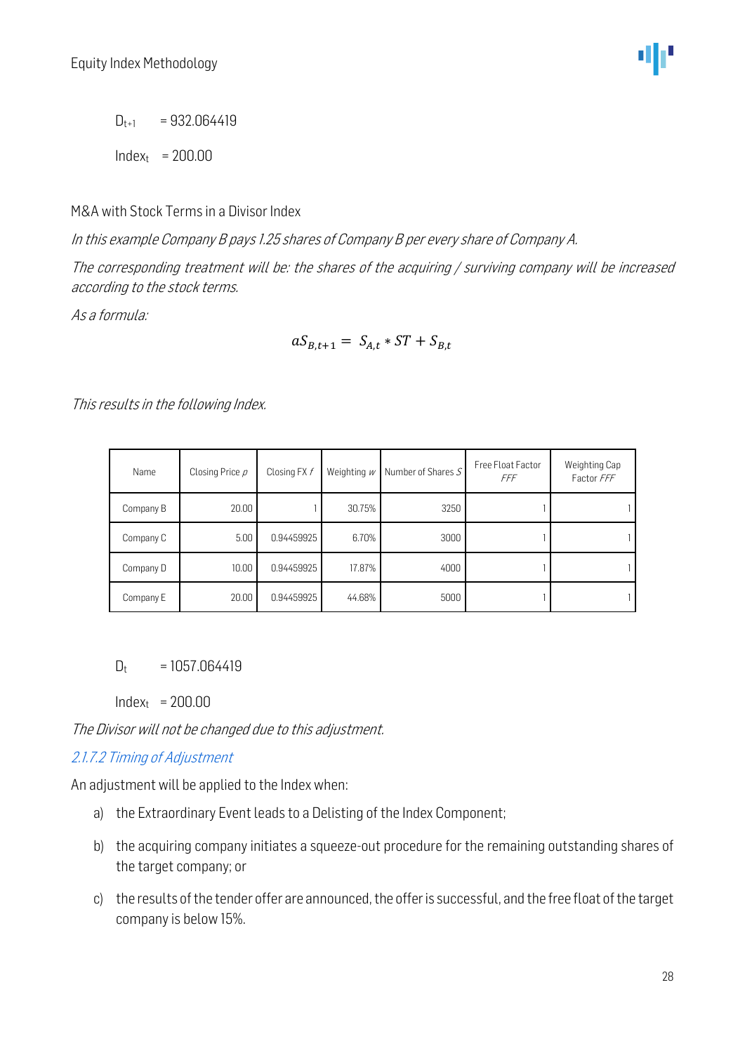$D_{t+1}$ = 932.064419

$Index_t$ = 200.00

M&A with Stock Terms in a Divisor Index

*In this example Company B pays 1.25 shares of Company B per every share of Company A.*

*The corresponding treatment will be: the shares of the acquiring / surviving company will be increased according to the stock terms.*

*As a formula:*

$$aS_{B,t+1} = S_{A,t} * ST + S_{B,t}$$

*This results in the following Index.*

| Name | Closing Price *p* | Closing FX *f* | Weighting *w* | Number of Shares *S* | Free Float Factor *FFF* | Weighting Cap Factor *FFF* |
|---|---|---|---|---|---|---|
| Company B | 20.00 | 1 | 30.75% | 3250 | 1 | 1 |
| Company C | 5.00 | 0.94459925 | 6.70% | 3000 | 1 | 1 |
| Company D | 10.00 | 0.94459925 | 17.87% | 4000 | 1 | 1 |
| Company E | 20.00 | 0.94459925 | 44.68% | 5000 | 1 | 1 |

$D_t$ = 1057.064419

$Index_t$ = 200.00

*The Divisor will not be changed due to this adjustment.*

### *2.1.7.2 Timing of Adjustment*

An adjustment will be applied to the Index when:

a) the Extraordinary Event leads to a Delisting of the Index Component;

b) the acquiring company initiates a squeeze-out procedure for the remaining outstanding shares of the target company; or

c) the results of the tender offer are announced, the offer is successful, and the free float of the target company is below 15%.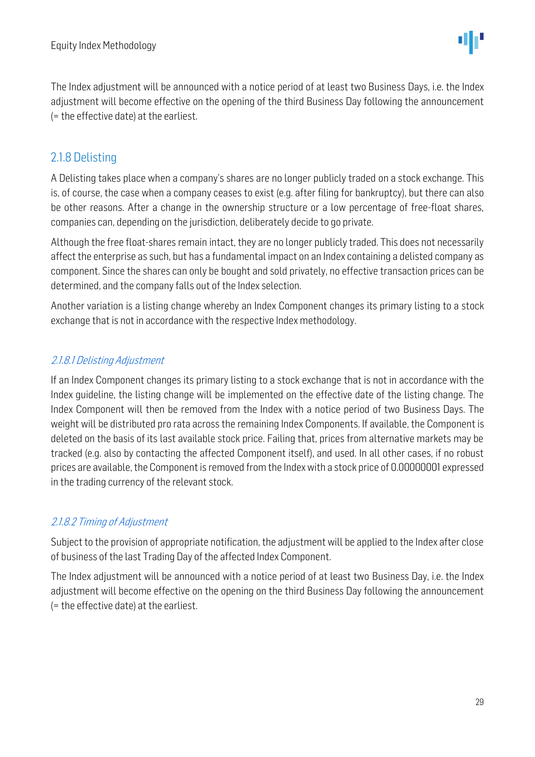The Index adjustment will be announced with a notice period of at least two Business Days, i.e. the Index adjustment will become effective on the opening of the third Business Day following the announcement (= the effective date) at the earliest.

## 2.1.8 Delisting

A Delisting takes place when a company's shares are no longer publicly traded on a stock exchange. This is, of course, the case when a company ceases to exist (e.g. after filing for bankruptcy), but there can also be other reasons. After a change in the ownership structure or a low percentage of free-float shares, companies can, depending on the jurisdiction, deliberately decide to go private.

Although the free float-shares remain intact, they are no longer publicly traded. This does not necessarily affect the enterprise as such, but has a fundamental impact on an Index containing a delisted company as component. Since the shares can only be bought and sold privately, no effective transaction prices can be determined, and the company falls out of the Index selection.

Another variation is a listing change whereby an Index Component changes its primary listing to a stock exchange that is not in accordance with the respective Index methodology.

### *2.1.8.1 Delisting Adjustment*

If an Index Component changes its primary listing to a stock exchange that is not in accordance with the Index guideline, the listing change will be implemented on the effective date of the listing change. The Index Component will then be removed from the Index with a notice period of two Business Days. The weight will be distributed pro rata across the remaining Index Components. If available, the Component is deleted on the basis of its last available stock price. Failing that, prices from alternative markets may be tracked (e.g. also by contacting the affected Component itself), and used. In all other cases, if no robust prices are available, the Component is removed from the Index with a stock price of 0.00000001 expressed in the trading currency of the relevant stock.

### *2.1.8.2 Timing of Adjustment*

Subject to the provision of appropriate notification, the adjustment will be applied to the Index after close of business of the last Trading Day of the affected Index Component.

The Index adjustment will be announced with a notice period of at least two Business Day, i.e. the Index adjustment will become effective on the opening on the third Business Day following the announcement (= the effective date) at the earliest.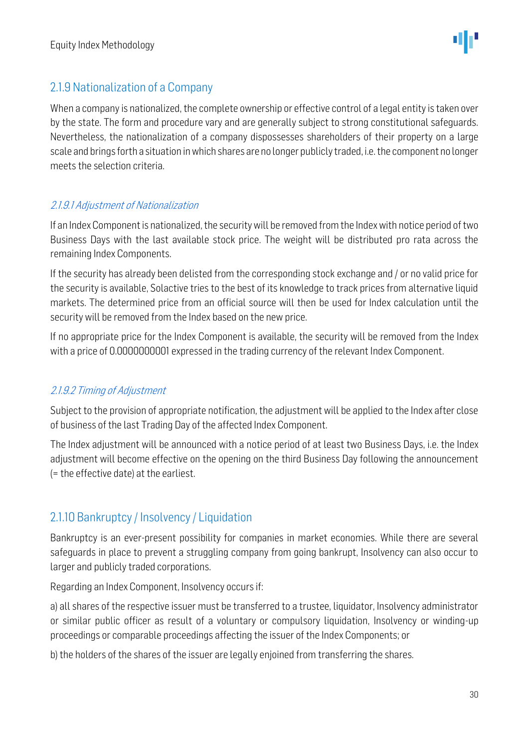### 2.1.9 Nationalization of a Company

When a company is nationalized, the complete ownership or effective control of a legal entity is taken over by the state. The form and procedure vary and are generally subject to strong constitutional safeguards. Nevertheless, the nationalization of a company dispossesses shareholders of their property on a large scale and brings forth a situation in which shares are no longer publicly traded, i.e. the component no longer meets the selection criteria.

#### *2.1.9.1 Adjustment of Nationalization*

If an Index Component is nationalized, the security will be removed from the Index with notice period of two Business Days with the last available stock price. The weight will be distributed pro rata across the remaining Index Components.

If the security has already been delisted from the corresponding stock exchange and / or no valid price for the security is available, Solactive tries to the best of its knowledge to track prices from alternative liquid markets. The determined price from an official source will then be used for Index calculation until the security will be removed from the Index based on the new price.

If no appropriate price for the Index Component is available, the security will be removed from the Index with a price of 0.0000000001 expressed in the trading currency of the relevant Index Component.

#### *2.1.9.2 Timing of Adjustment*

Subject to the provision of appropriate notification, the adjustment will be applied to the Index after close of business of the last Trading Day of the affected Index Component.

The Index adjustment will be announced with a notice period of at least two Business Days, i.e. the Index adjustment will become effective on the opening on the third Business Day following the announcement (= the effective date) at the earliest.

### 2.1.10 Bankruptcy / Insolvency / Liquidation

Bankruptcy is an ever-present possibility for companies in market economies. While there are several safeguards in place to prevent a struggling company from going bankrupt, Insolvency can also occur to larger and publicly traded corporations.

Regarding an Index Component, Insolvency occurs if:

a) all shares of the respective issuer must be transferred to a trustee, liquidator, Insolvency administrator or similar public officer as result of a voluntary or compulsory liquidation, Insolvency or winding-up proceedings or comparable proceedings affecting the issuer of the Index Components; or

b) the holders of the shares of the issuer are legally enjoined from transferring the shares.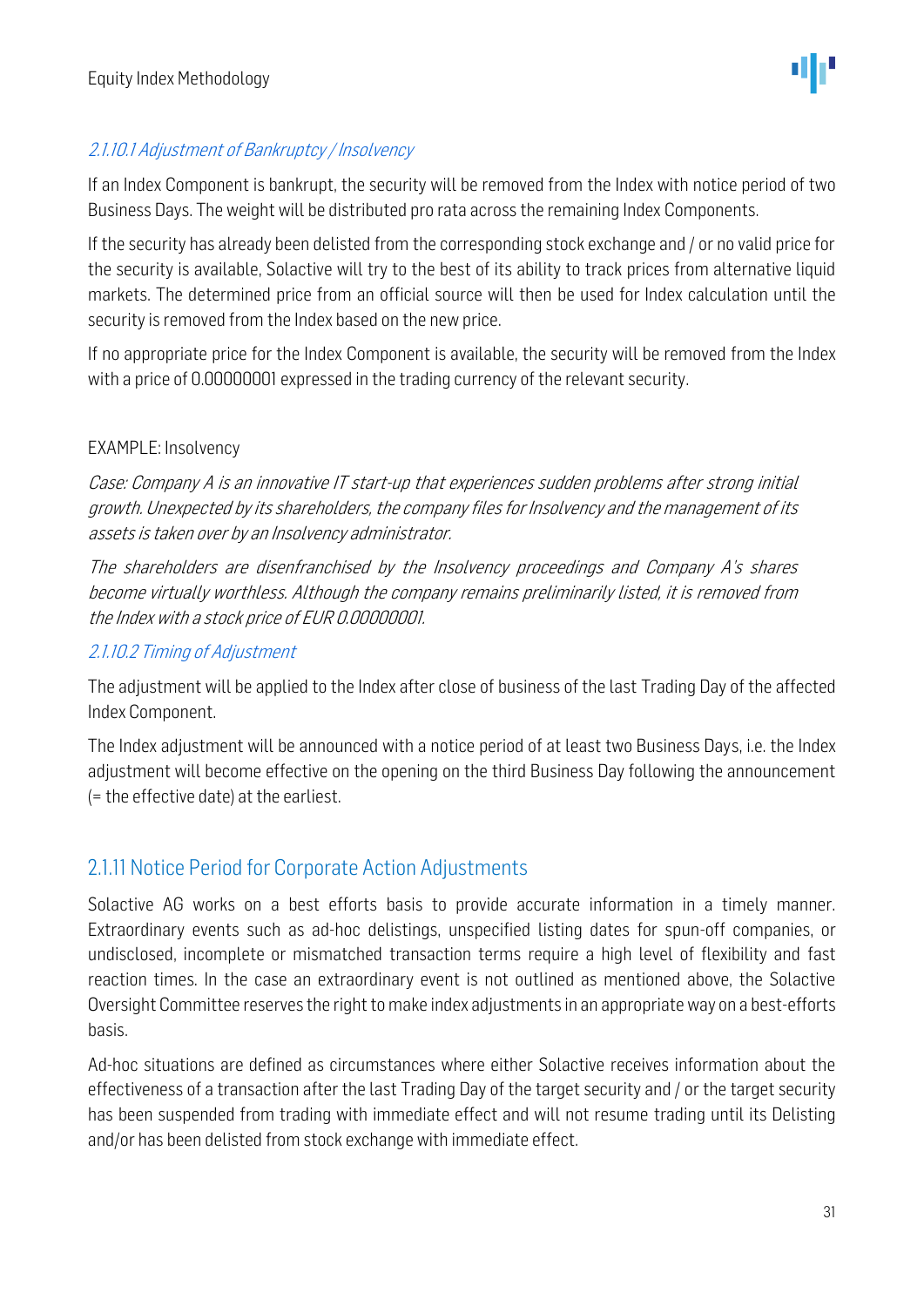#### 2.1.10.1 Adjustment of Bankruptcy / Insolvency

If an Index Component is bankrupt, the security will be removed from the Index with notice period of two Business Days. The weight will be distributed pro rata across the remaining Index Components.

If the security has already been delisted from the corresponding stock exchange and / or no valid price for the security is available, Solactive will try to the best of its ability to track prices from alternative liquid markets. The determined price from an official source will then be used for Index calculation until the security is removed from the Index based on the new price.

If no appropriate price for the Index Component is available, the security will be removed from the Index with a price of 0.00000001 expressed in the trading currency of the relevant security.

EXAMPLE: Insolvency

*Case: Company A is an innovative IT start-up that experiences sudden problems after strong initial growth. Unexpected by its shareholders, the company files for Insolvency and the management of its assets is taken over by an Insolvency administrator.*

*The shareholders are disenfranchised by the Insolvency proceedings and Company A's shares become virtually worthless. Although the company remains preliminarily listed, it is removed from the Index with a stock price of EUR 0.00000001.*

#### 2.1.10.2 Timing of Adjustment

The adjustment will be applied to the Index after close of business of the last Trading Day of the affected Index Component.

The Index adjustment will be announced with a notice period of at least two Business Days, i.e. the Index adjustment will become effective on the opening on the third Business Day following the announcement (= the effective date) at the earliest.

### 2.1.11 Notice Period for Corporate Action Adjustments

Solactive AG works on a best efforts basis to provide accurate information in a timely manner. Extraordinary events such as ad-hoc delistings, unspecified listing dates for spun-off companies, or undisclosed, incomplete or mismatched transaction terms require a high level of flexibility and fast reaction times. In the case an extraordinary event is not outlined as mentioned above, the Solactive Oversight Committee reserves the right to make index adjustments in an appropriate way on a best-efforts basis.

Ad-hoc situations are defined as circumstances where either Solactive receives information about the effectiveness of a transaction after the last Trading Day of the target security and / or the target security has been suspended from trading with immediate effect and will not resume trading until its Delisting and/or has been delisted from stock exchange with immediate effect.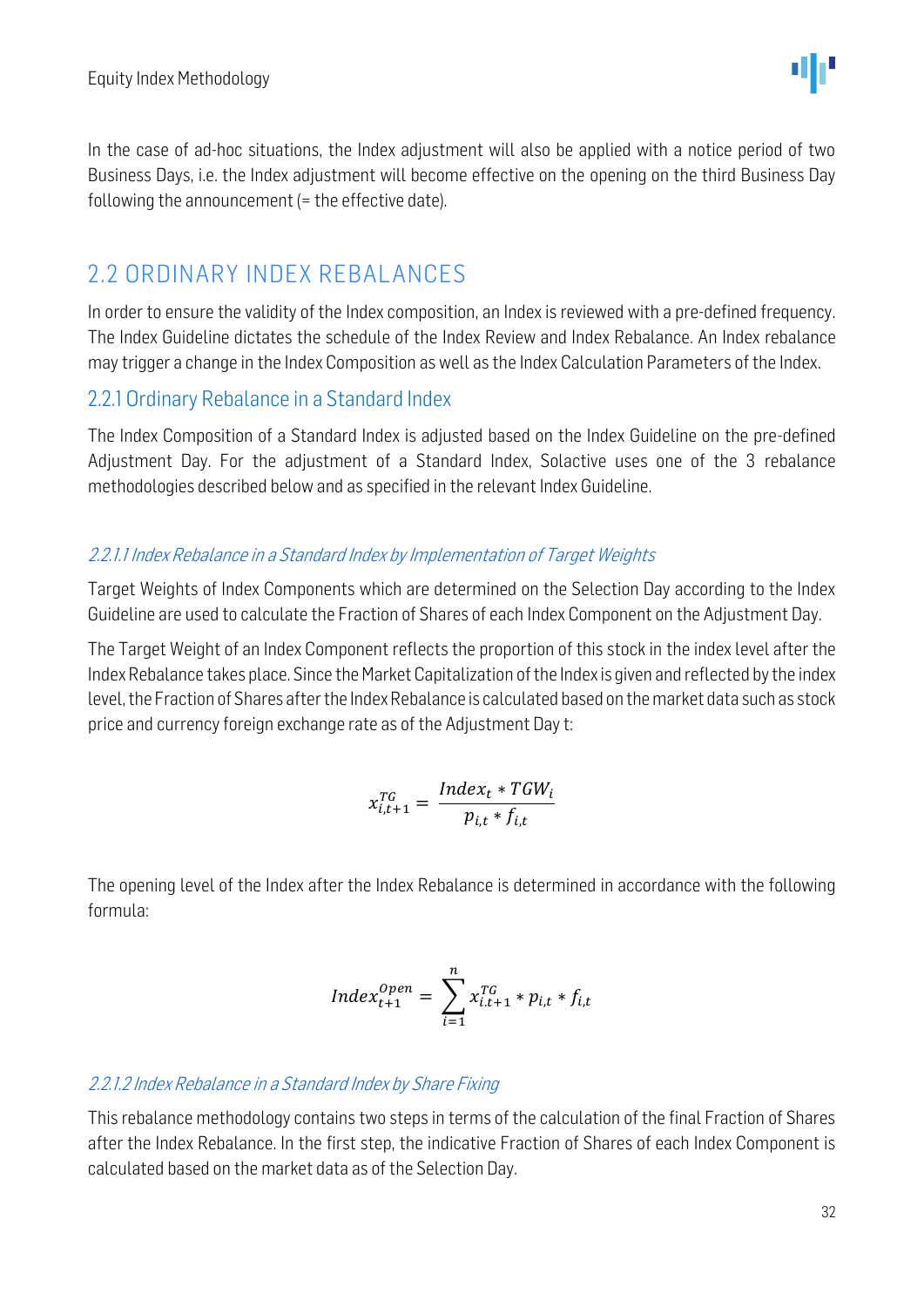In the case of ad-hoc situations, the Index adjustment will also be applied with a notice period of two Business Days, i.e. the Index adjustment will become effective on the opening on the third Business Day following the announcement (= the effective date).

## 2.2 ORDINARY INDEX REBALANCES

In order to ensure the validity of the Index composition, an Index is reviewed with a pre-defined frequency. The Index Guideline dictates the schedule of the Index Review and Index Rebalance. An Index rebalance may trigger a change in the Index Composition as well as the Index Calculation Parameters of the Index.

### 2.2.1 Ordinary Rebalance in a Standard Index

The Index Composition of a Standard Index is adjusted based on the Index Guideline on the pre-defined Adjustment Day. For the adjustment of a Standard Index, Solactive uses one of the 3 rebalance methodologies described below and as specified in the relevant Index Guideline.

#### *2.2.1.1 Index Rebalance in a Standard Index by Implementation of Target Weights*

Target Weights of Index Components which are determined on the Selection Day according to the Index Guideline are used to calculate the Fraction of Shares of each Index Component on the Adjustment Day.

The Target Weight of an Index Component reflects the proportion of this stock in the index level after the Index Rebalance takes place. Since the Market Capitalization of the Index is given and reflected by the index level, the Fraction of Shares after the Index Rebalance is calculated based on the market data such as stock price and currency foreign exchange rate as of the Adjustment Day t:

$$x_{i,t+1}^{TG} = \frac{Index_t * TGW_i}{p_{i,t} * f_{i,t}}$$

The opening level of the Index after the Index Rebalance is determined in accordance with the following formula:

$$Index_{t+1}^{Open} = \sum_{i=1}^{n} x_{i.t+1}^{TG} * p_{i,t} * f_{i,t}$$

#### *2.2.1.2 Index Rebalance in a Standard Index by Share Fixing*

This rebalance methodology contains two steps in terms of the calculation of the final Fraction of Shares after the Index Rebalance. In the first step, the indicative Fraction of Shares of each Index Component is calculated based on the market data as of the Selection Day.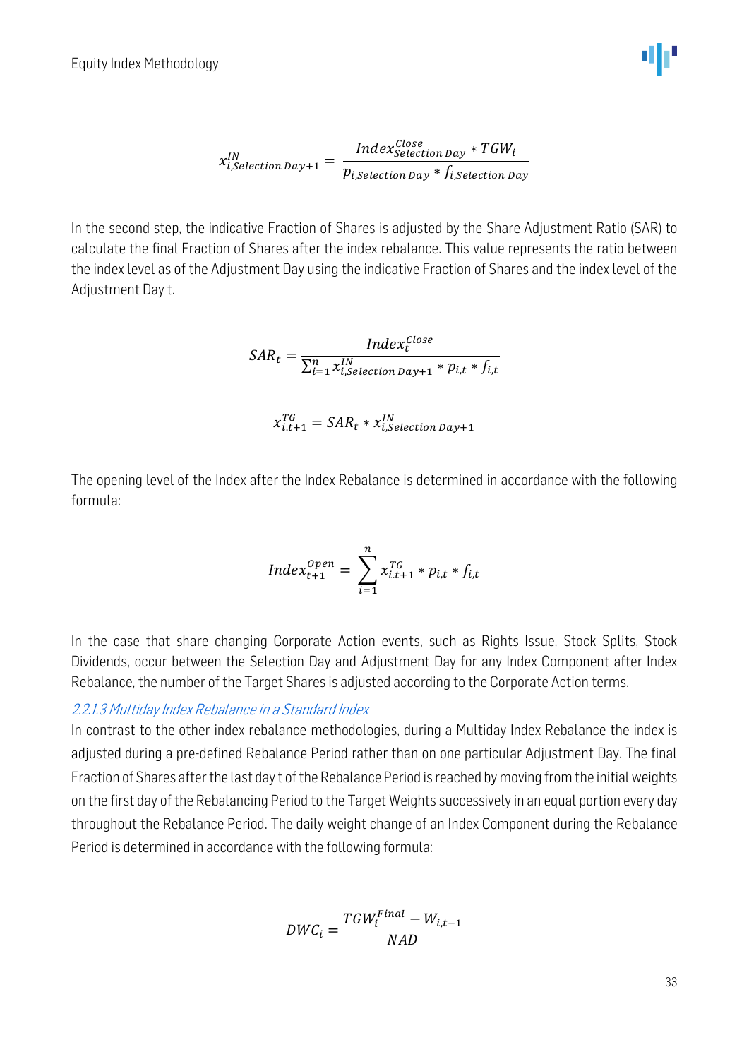$$x_{i,Selection\ Day+1}^{IN} = \frac{Index_{Selection\ Day}^{Close} * TGW_i}{p_{i,Selection\ Day} * f_{i,Selection\ Day}}$$

In the second step, the indicative Fraction of Shares is adjusted by the Share Adjustment Ratio (SAR) to calculate the final Fraction of Shares after the index rebalance. This value represents the ratio between the index level as of the Adjustment Day using the indicative Fraction of Shares and the index level of the Adjustment Day t.

$$SAR_t = \frac{Index_t^{Close}}{\sum_{i=1}^{n} x_{i,Selection\ Day+1}^{IN} * p_{i,t} * f_{i,t}}$$

$$x_{i.t+1}^{TG} = SAR_t * x_{i,Selection\ Day+1}^{IN}$$

The opening level of the Index after the Index Rebalance is determined in accordance with the following formula:

$$Index_{t+1}^{Open} = \sum_{i=1}^{n} x_{i.t+1}^{TG} * p_{i,t} * f_{i,t}$$

In the case that share changing Corporate Action events, such as Rights Issue, Stock Splits, Stock Dividends, occur between the Selection Day and Adjustment Day for any Index Component after Index Rebalance, the number of the Target Shares is adjusted according to the Corporate Action terms.

#### *2.2.1.3 Multiday Index Rebalance in a Standard Index*

In contrast to the other index rebalance methodologies, during a Multiday Index Rebalance the index is adjusted during a pre-defined Rebalance Period rather than on one particular Adjustment Day. The final Fraction of Shares after the last day t of the Rebalance Period is reached by moving from the initial weights on the first day of the Rebalancing Period to the Target Weights successively in an equal portion every day throughout the Rebalance Period. The daily weight change of an Index Component during the Rebalance Period is determined in accordance with the following formula:

$$DWC_i = \frac{TGW_i^{Final} - W_{i,t-1}}{NAD}$$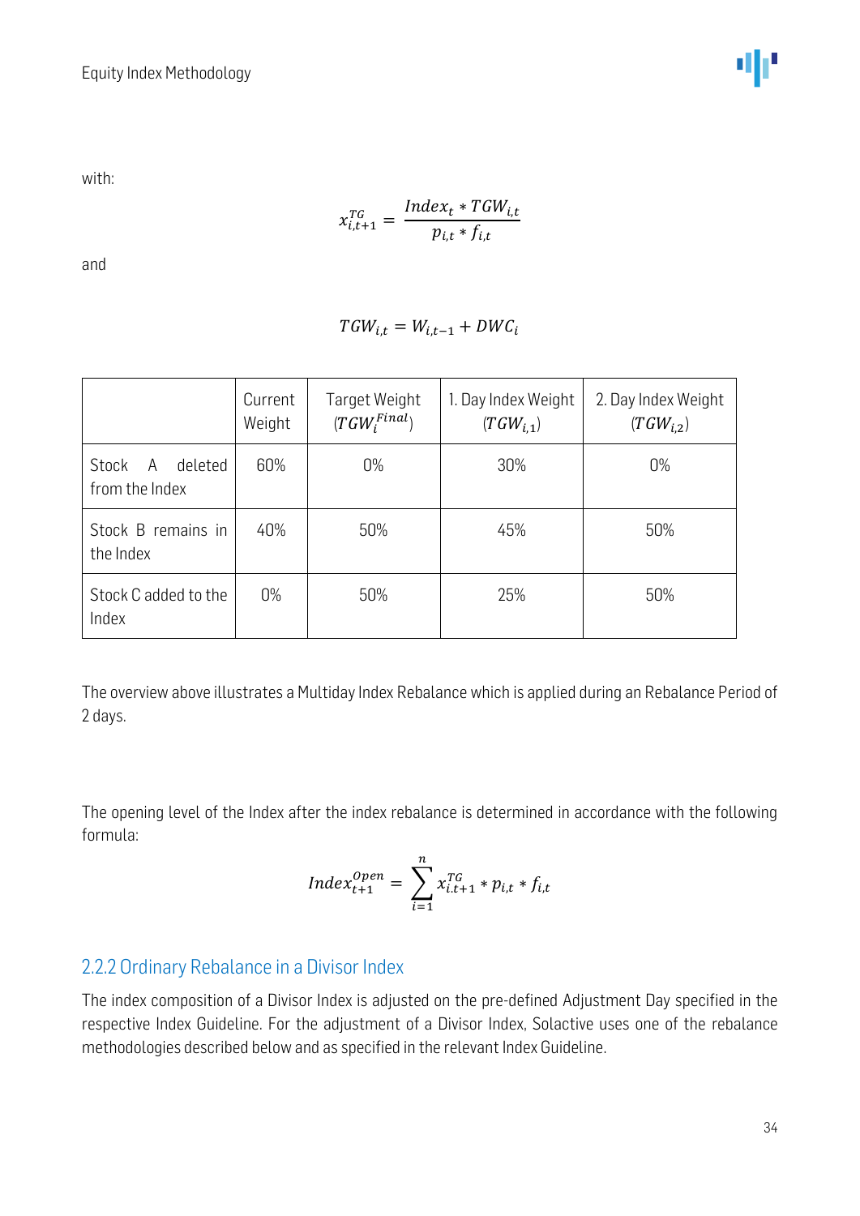with:

$$x_{i,t+1}^{TG} = \frac{Index_t * TGW_{i,t}}{p_{i,t} * f_{i,t}}$$

and

$$TGW_{i,t} = W_{i,t-1} + DWC_i$$

| | Current Weight | Target Weight ($TGW_i^{Final}$) | 1. Day Index Weight ($TGW_{i,1}$) | 2. Day Index Weight ($TGW_{i,2}$) |
|---|---|---|---|---|
| Stock A deleted from the Index | 60% | 0% | 30% | 0% |
| Stock B remains in the Index | 40% | 50% | 45% | 50% |
| Stock C added to the Index | 0% | 50% | 25% | 50% |

The overview above illustrates a Multiday Index Rebalance which is applied during an Rebalance Period of 2 days.

The opening level of the Index after the index rebalance is determined in accordance with the following formula:

$$Index_{t+1}^{Open} = \sum_{i=1}^{n} x_{i.t+1}^{TG} * p_{i,t} * f_{i,t}$$

### 2.2.2 Ordinary Rebalance in a Divisor Index

The index composition of a Divisor Index is adjusted on the pre-defined Adjustment Day specified in the respective Index Guideline. For the adjustment of a Divisor Index, Solactive uses one of the rebalance methodologies described below and as specified in the relevant Index Guideline.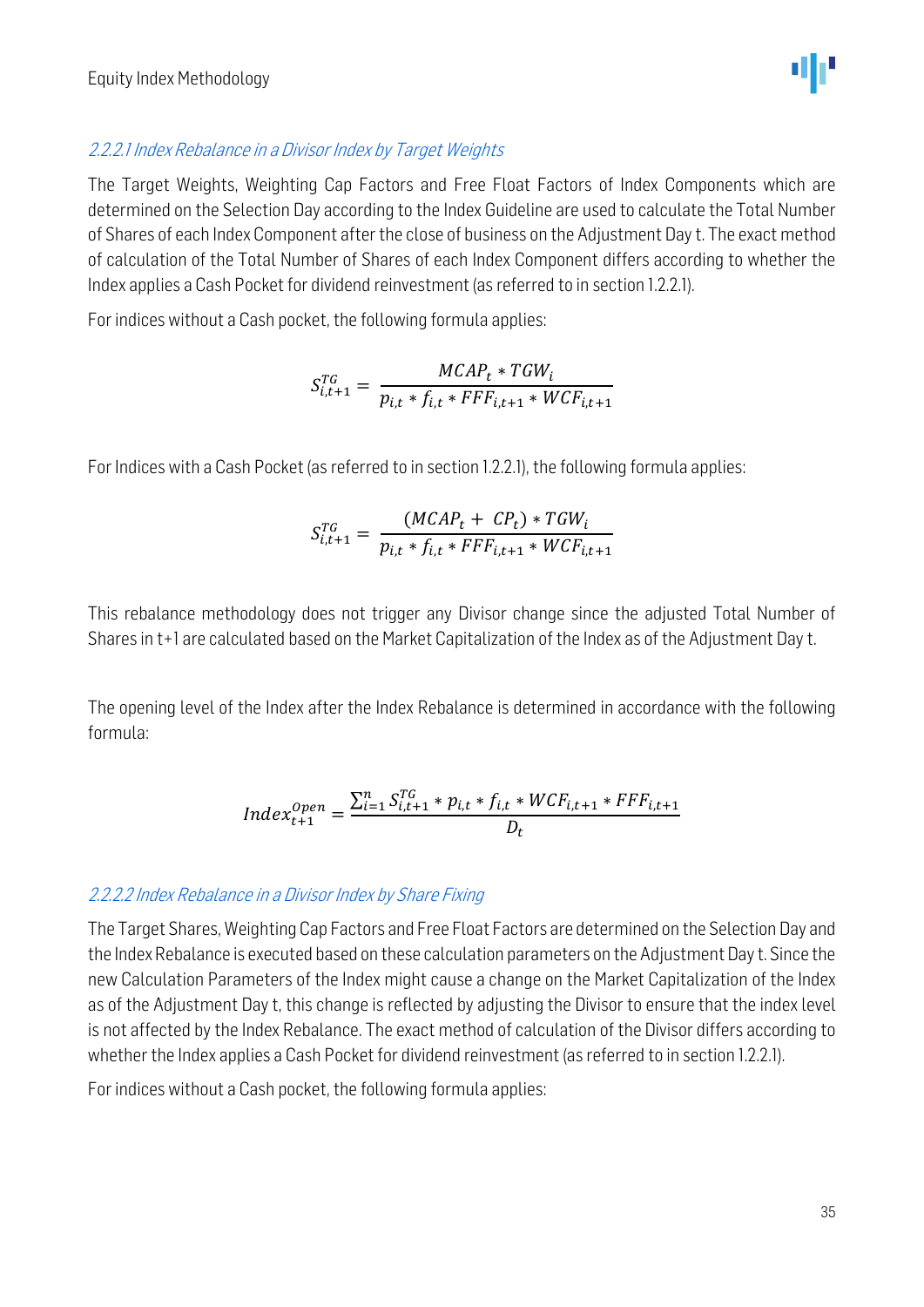#### 2.2.2.1 Index Rebalance in a Divisor Index by Target Weights

The Target Weights, Weighting Cap Factors and Free Float Factors of Index Components which are determined on the Selection Day according to the Index Guideline are used to calculate the Total Number of Shares of each Index Component after the close of business on the Adjustment Day t. The exact method of calculation of the Total Number of Shares of each Index Component differs according to whether the Index applies a Cash Pocket for dividend reinvestment (as referred to in section 1.2.2.1).

For indices without a Cash pocket, the following formula applies:

$$S_{i,t+1}^{TG} = \frac{MCAP_t * TGW_i}{p_{i,t} * f_{i,t} * FFF_{i,t+1} * WCF_{i,t+1}}$$

For Indices with a Cash Pocket (as referred to in section 1.2.2.1), the following formula applies:

$$S_{i,t+1}^{TG} = \frac{(MCAP_t + CP_t) * TGW_i}{p_{i,t} * f_{i,t} * FFF_{i,t+1} * WCF_{i,t+1}}$$

This rebalance methodology does not trigger any Divisor change since the adjusted Total Number of Shares in t+1 are calculated based on the Market Capitalization of the Index as of the Adjustment Day t.

The opening level of the Index after the Index Rebalance is determined in accordance with the following formula:

$$Index_{t+1}^{Open} = \frac{\sum_{i=1}^{n} S_{i,t+1}^{TG} * p_{i,t} * f_{i,t} * WCF_{i,t+1} * FFF_{i,t+1}}{D_t}$$

#### 2.2.2.2 Index Rebalance in a Divisor Index by Share Fixing

The Target Shares, Weighting Cap Factors and Free Float Factors are determined on the Selection Day and the Index Rebalance is executed based on these calculation parameters on the Adjustment Day t. Since the new Calculation Parameters of the Index might cause a change on the Market Capitalization of the Index as of the Adjustment Day t, this change is reflected by adjusting the Divisor to ensure that the index level is not affected by the Index Rebalance. The exact method of calculation of the Divisor differs according to whether the Index applies a Cash Pocket for dividend reinvestment (as referred to in section 1.2.2.1).

For indices without a Cash pocket, the following formula applies: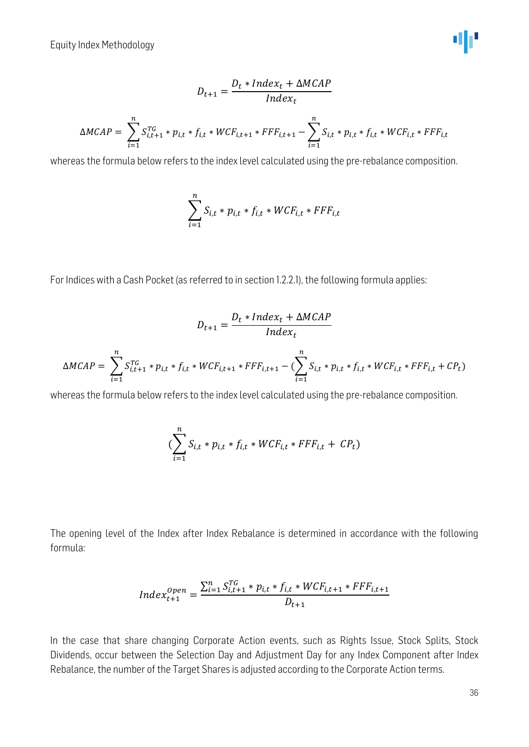$$D_{t+1} = \frac{D_t * Index_t + \Delta MCAP}{Index_t}$$

$$\Delta MCAP = \sum_{i=1}^{n} S_{i,t+1}^{TG} * p_{i,t} * f_{i,t} * WCF_{i,t+1} * FFF_{i,t+1} - \sum_{i=1}^{n} S_{i,t} * p_{i,t} * f_{i,t} * WCF_{i,t} * FFF_{i,t}$$

whereas the formula below refers to the index level calculated using the pre-rebalance composition.

$$\sum_{i=1}^{n} S_{i,t} * p_{i,t} * f_{i,t} * WCF_{i,t} * FFF_{i,t}$$

For Indices with a Cash Pocket (as referred to in section 1.2.2.1), the following formula applies:

$$D_{t+1} = \frac{D_t * Index_t + \Delta MCAP}{Index_t}$$

$$\Delta MCAP = \sum_{i=1}^{n} S_{i,t+1}^{TG} * p_{i,t} * f_{i,t} * WCF_{i,t+1} * FFF_{i,t+1} - (\sum_{i=1}^{n} S_{i,t} * p_{i,t} * f_{i,t} * WCF_{i,t} * FFF_{i,t} + CP_t)$$

whereas the formula below refers to the index level calculated using the pre-rebalance composition.

$$(\sum_{i=1}^{n} S_{i,t} * p_{i,t} * f_{i,t} * WCF_{i,t} * FFF_{i,t} + CP_t)$$

The opening level of the Index after Index Rebalance is determined in accordance with the following formula:

$$Index_{t+1}^{Open} = \frac{\sum_{i=1}^{n} S_{i,t+1}^{TG} * p_{i,t} * f_{i,t} * WCF_{i,t+1} * FFF_{i,t+1}}{D_{t+1}}$$

In the case that share changing Corporate Action events, such as Rights Issue, Stock Splits, Stock Dividends, occur between the Selection Day and Adjustment Day for any Index Component after Index Rebalance, the number of the Target Shares is adjusted according to the Corporate Action terms.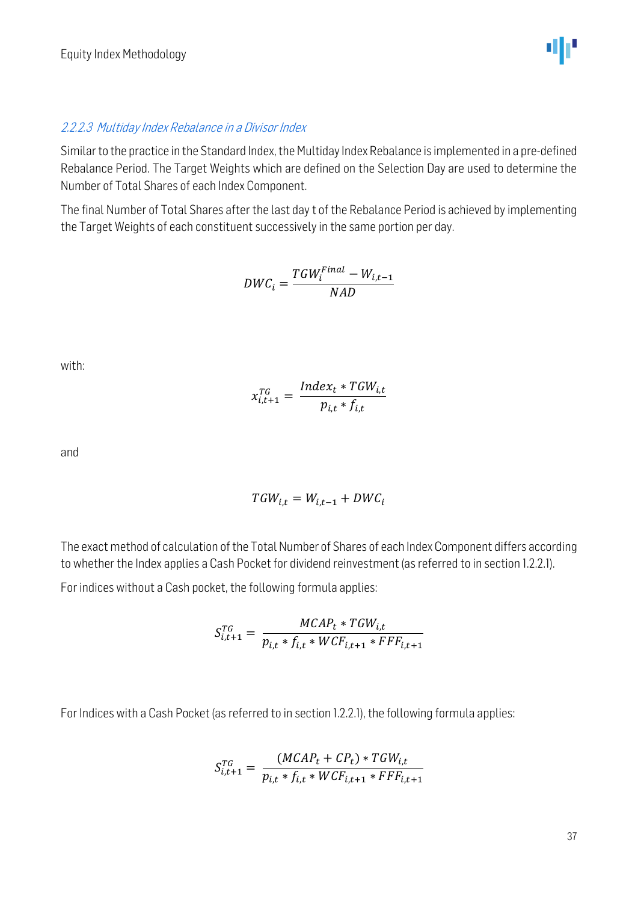#### *2.2.2.3 Multiday Index Rebalance in a Divisor Index*

Similar to the practice in the Standard Index, the Multiday Index Rebalance is implemented in a pre-defined Rebalance Period. The Target Weights which are defined on the Selection Day are used to determine the Number of Total Shares of each Index Component.

The final Number of Total Shares after the last day t of the Rebalance Period is achieved by implementing the Target Weights of each constituent successively in the same portion per day.

$$DWC_i = \frac{TGW_i^{Final} - W_{i,t-1}}{NAD}$$

with:

$$x_{i,t+1}^{TG} = \frac{Index_t * TGW_{i,t}}{p_{i,t} * f_{i,t}}$$

and

$$TGW_{i,t} = W_{i,t-1} + DWC_i$$

The exact method of calculation of the Total Number of Shares of each Index Component differs according to whether the Index applies a Cash Pocket for dividend reinvestment (as referred to in section 1.2.2.1).

For indices without a Cash pocket, the following formula applies:

$$S_{i,t+1}^{TG} = \frac{MCAP_t * TGW_{i,t}}{p_{i,t} * f_{i,t} * WCF_{i,t+1} * FFF_{i,t+1}}$$

For Indices with a Cash Pocket (as referred to in section 1.2.2.1), the following formula applies:

$$S_{i,t+1}^{TG} = \frac{(MCAP_t + CP_t) * TGW_{i,t}}{p_{i,t} * f_{i,t} * WCF_{i,t+1} * FFF_{i,t+1}}$$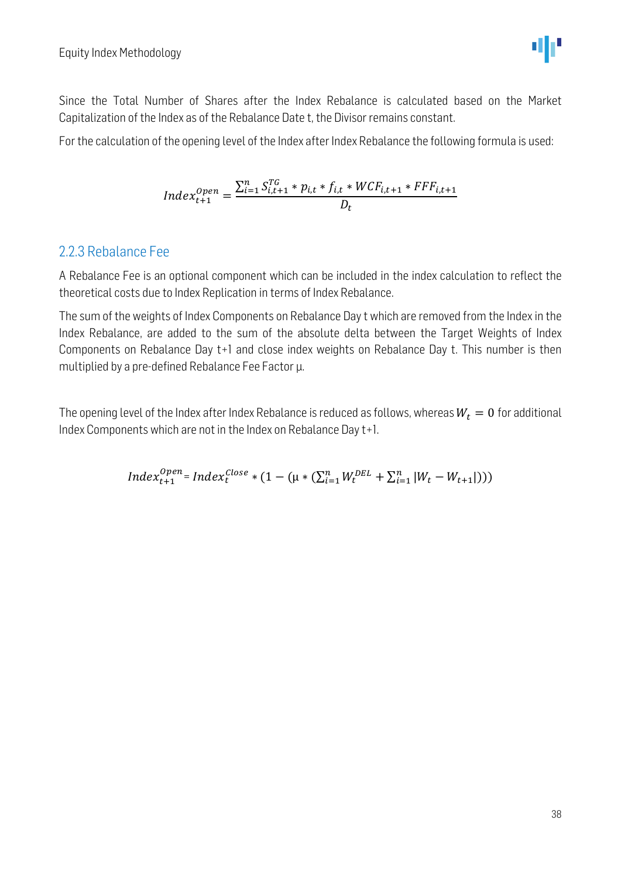Since the Total Number of Shares after the Index Rebalance is calculated based on the Market Capitalization of the Index as of the Rebalance Date t, the Divisor remains constant.

For the calculation of the opening level of the Index after Index Rebalance the following formula is used:

$$Index_{t+1}^{Open} = \frac{\sum_{i=1}^{n} S_{i,t+1}^{TG} * p_{i,t} * f_{i,t} * WCF_{i,t+1} * FFF_{i,t+1}}{D_t}$$

### 2.2.3 Rebalance Fee

A Rebalance Fee is an optional component which can be included in the index calculation to reflect the theoretical costs due to Index Replication in terms of Index Rebalance.

The sum of the weights of Index Components on Rebalance Day t which are removed from the Index in the Index Rebalance, are added to the sum of the absolute delta between the Target Weights of Index Components on Rebalance Day t+1 and close index weights on Rebalance Day t. This number is then multiplied by a pre-defined Rebalance Fee Factor μ.

The opening level of the Index after Index Rebalance is reduced as follows, whereas $W_t = 0$ for additional Index Components which are not in the Index on Rebalance Day t+1.

$$Index_{t+1}^{Open} = Index_t^{Close} * (1 - (\mu * (\sum_{i=1}^{n} W_t^{DEL} + \sum_{i=1}^{n} |W_t - W_{t+1}|)))$$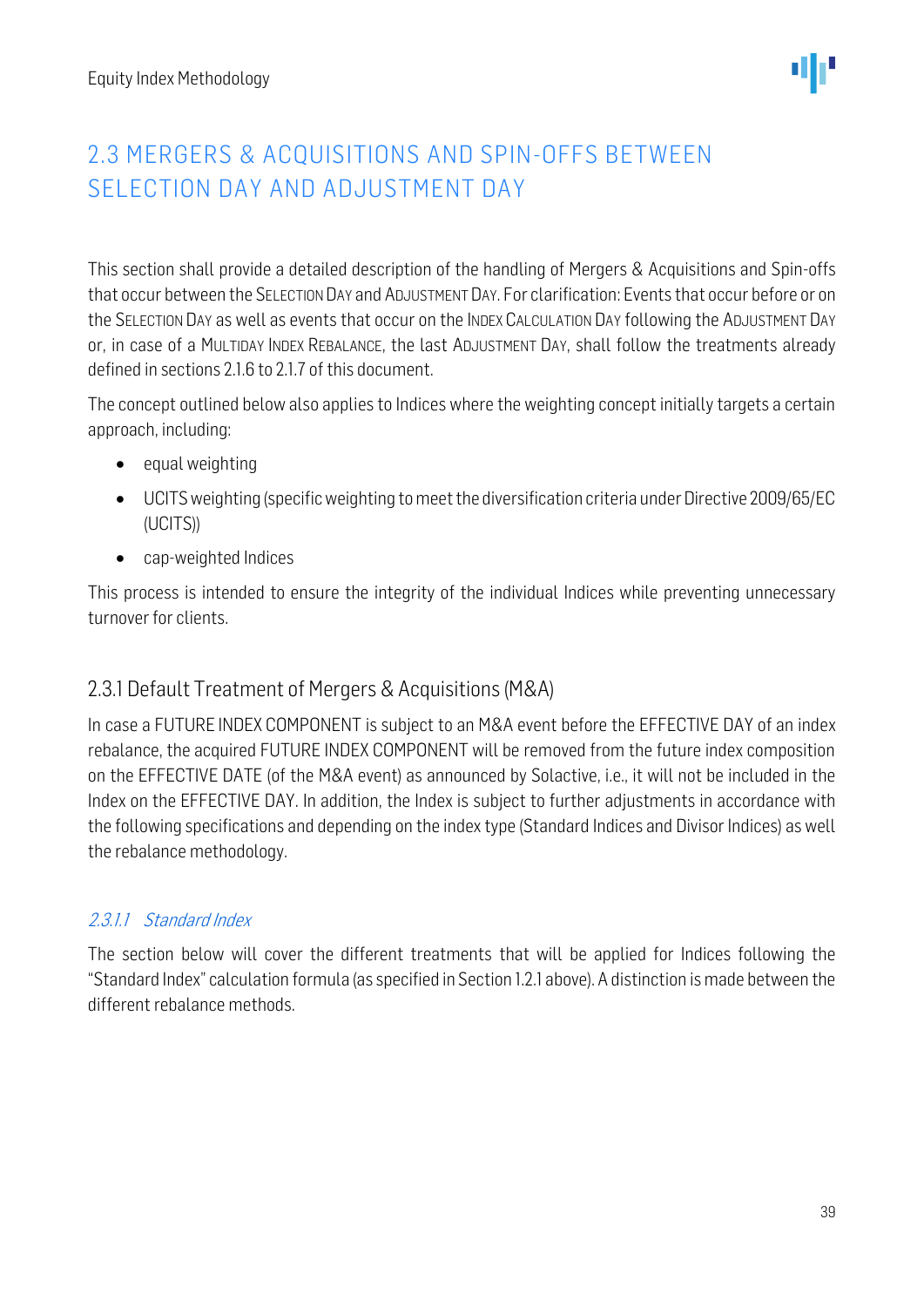## 2.3 MERGERS & ACQUISITIONS AND SPIN-OFFS BETWEEN SELECTION DAY AND ADJUSTMENT DAY

This section shall provide a detailed description of the handling of Mergers & Acquisitions and Spin-offs that occur between the SELECTION DAY and ADJUSTMENT DAY. For clarification: Events that occur before or on the SELECTION DAY as well as events that occur on the INDEX CALCULATION DAY following the ADJUSTMENT DAY or, in case of a MULTIDAY INDEX REBALANCE, the last ADJUSTMENT DAY, shall follow the treatments already defined in sections 2.1.6 to 2.1.7 of this document.

The concept outlined below also applies to Indices where the weighting concept initially targets a certain approach, including:

- equal weighting
- UCITS weighting (specific weighting to meet the diversification criteria under Directive 2009/65/EC (UCITS))
- cap-weighted Indices

This process is intended to ensure the integrity of the individual Indices while preventing unnecessary turnover for clients.

### 2.3.1 Default Treatment of Mergers & Acquisitions (M&A)

In case a FUTURE INDEX COMPONENT is subject to an M&A event before the EFFECTIVE DAY of an index rebalance, the acquired FUTURE INDEX COMPONENT will be removed from the future index composition on the EFFECTIVE DATE (of the M&A event) as announced by Solactive, i.e., it will not be included in the Index on the EFFECTIVE DAY. In addition, the Index is subject to further adjustments in accordance with the following specifications and depending on the index type (Standard Indices and Divisor Indices) as well the rebalance methodology.

#### *2.3.1.1 Standard Index*

The section below will cover the different treatments that will be applied for Indices following the "Standard Index" calculation formula (as specified in Section 1.2.1 above). A distinction is made between the different rebalance methods.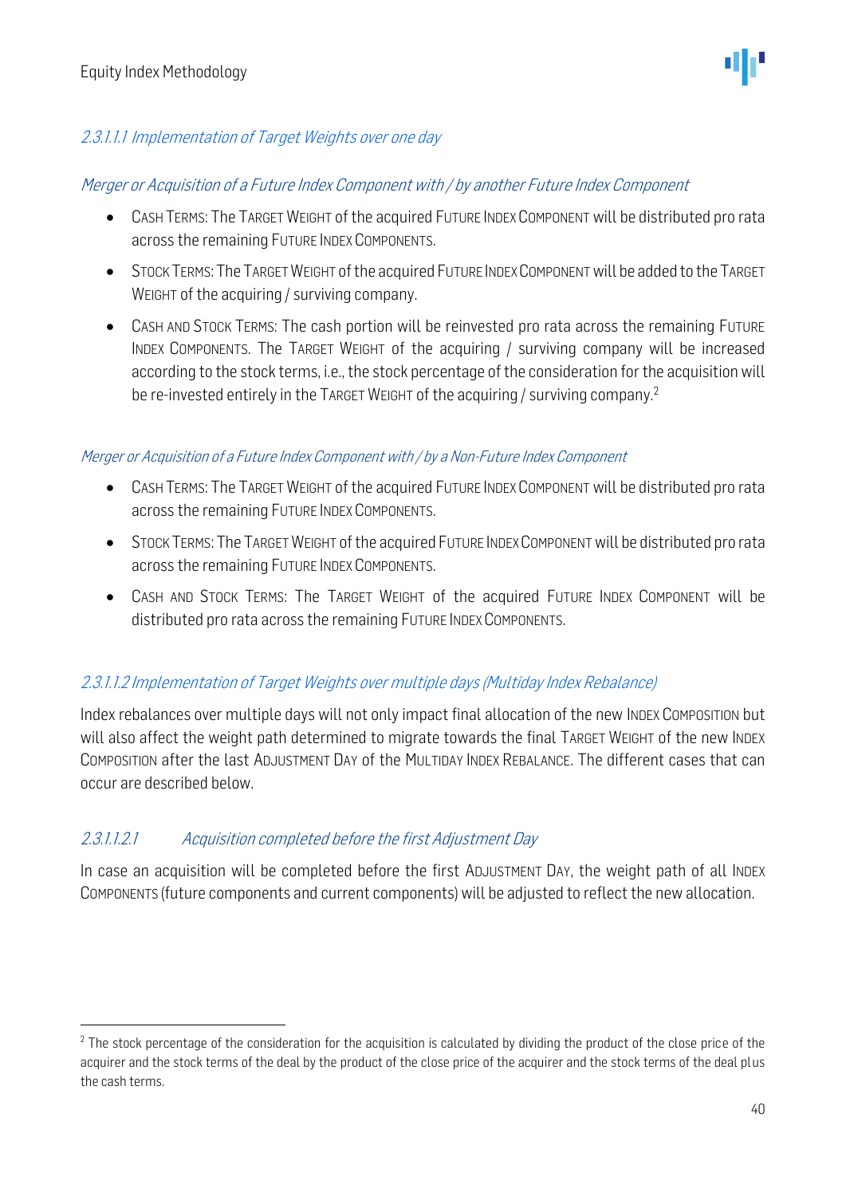#### *2.3.1.1.1 Implementation of Target Weights over one day*

*Merger or Acquisition of a Future Index Component with / by another Future Index Component*

- CASH TERMS: The TARGET WEIGHT of the acquired FUTURE INDEX COMPONENT will be distributed pro rata across the remaining FUTURE INDEX COMPONENTS.
- STOCK TERMS: The TARGET WEIGHT of the acquired FUTURE INDEX COMPONENT will be added to the TARGET WEIGHT of the acquiring / surviving company.
- CASH AND STOCK TERMS: The cash portion will be reinvested pro rata across the remaining FUTURE INDEX COMPONENTS. The TARGET WEIGHT of the acquiring / surviving company will be increased according to the stock terms, i.e., the stock percentage of the consideration for the acquisition will be re-invested entirely in the TARGET WEIGHT of the acquiring / surviving company.[2]

*Merger or Acquisition of a Future Index Component with / by a Non-Future Index Component*

- CASH TERMS: The TARGET WEIGHT of the acquired FUTURE INDEX COMPONENT will be distributed pro rata across the remaining FUTURE INDEX COMPONENTS.
- STOCK TERMS: The TARGET WEIGHT of the acquired FUTURE INDEX COMPONENT will be distributed pro rata across the remaining FUTURE INDEX COMPONENTS.
- CASH AND STOCK TERMS: The TARGET WEIGHT of the acquired FUTURE INDEX COMPONENT will be distributed pro rata across the remaining FUTURE INDEX COMPONENTS.

#### *2.3.1.1.2 Implementation of Target Weights over multiple days (Multiday Index Rebalance)*

Index rebalances over multiple days will not only impact final allocation of the new INDEX COMPOSITION but will also affect the weight path determined to migrate towards the final TARGET WEIGHT of the new INDEX COMPOSITION after the last ADJUSTMENT DAY of the MULTIDAY INDEX REBALANCE. The different cases that can occur are described below.

##### *2.3.1.1.2.1 Acquisition completed before the first Adjustment Day*

In case an acquisition will be completed before the first ADJUSTMENT DAY, the weight path of all INDEX COMPONENTS (future components and current components) will be adjusted to reflect the new allocation.

---

[2] The stock percentage of the consideration for the acquisition is calculated by dividing the product of the close price of the acquirer and the stock terms of the deal by the product of the close price of the acquirer and the stock terms of the deal plus the cash terms.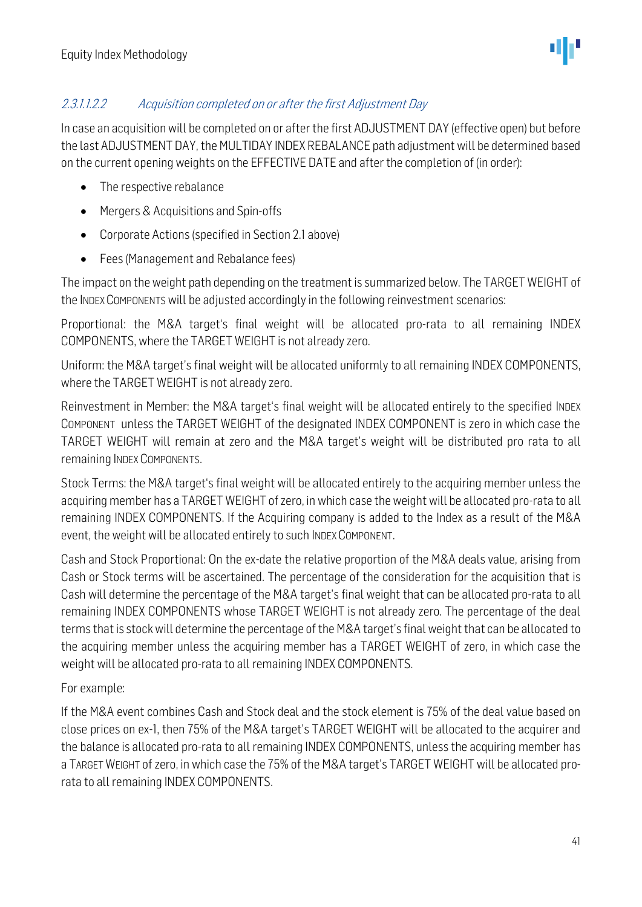#### *2.3.1.1.2.2 Acquisition completed on or after the first Adjustment Day*

In case an acquisition will be completed on or after the first ADJUSTMENT DAY (effective open) but before the last ADJUSTMENT DAY, the MULTIDAY INDEX REBALANCE path adjustment will be determined based on the current opening weights on the EFFECTIVE DATE and after the completion of (in order):

- The respective rebalance
- Mergers & Acquisitions and Spin-offs
- Corporate Actions (specified in Section 2.1 above)
- Fees (Management and Rebalance fees)

The impact on the weight path depending on the treatment is summarized below. The TARGET WEIGHT of the INDEX COMPONENTS will be adjusted accordingly in the following reinvestment scenarios:

Proportional: the M&A target's final weight will be allocated pro-rata to all remaining INDEX COMPONENTS, where the TARGET WEIGHT is not already zero.

Uniform: the M&A target's final weight will be allocated uniformly to all remaining INDEX COMPONENTS, where the TARGET WEIGHT is not already zero.

Reinvestment in Member: the M&A target's final weight will be allocated entirely to the specified INDEX COMPONENT unless the TARGET WEIGHT of the designated INDEX COMPONENT is zero in which case the TARGET WEIGHT will remain at zero and the M&A target's weight will be distributed pro rata to all remaining INDEX COMPONENTS.

Stock Terms: the M&A target's final weight will be allocated entirely to the acquiring member unless the acquiring member has a TARGET WEIGHT of zero, in which case the weight will be allocated pro-rata to all remaining INDEX COMPONENTS. If the Acquiring company is added to the Index as a result of the M&A event, the weight will be allocated entirely to such INDEX COMPONENT.

Cash and Stock Proportional: On the ex-date the relative proportion of the M&A deals value, arising from Cash or Stock terms will be ascertained. The percentage of the consideration for the acquisition that is Cash will determine the percentage of the M&A target's final weight that can be allocated pro-rata to all remaining INDEX COMPONENTS whose TARGET WEIGHT is not already zero. The percentage of the deal terms that is stock will determine the percentage of the M&A target's final weight that can be allocated to the acquiring member unless the acquiring member has a TARGET WEIGHT of zero, in which case the weight will be allocated pro-rata to all remaining INDEX COMPONENTS.

For example:

If the M&A event combines Cash and Stock deal and the stock element is 75% of the deal value based on close prices on ex-1, then 75% of the M&A target's TARGET WEIGHT will be allocated to the acquirer and the balance is allocated pro-rata to all remaining INDEX COMPONENTS, unless the acquiring member has a TARGET WEIGHT of zero, in which case the 75% of the M&A target's TARGET WEIGHT will be allocated pro-rata to all remaining INDEX COMPONENTS.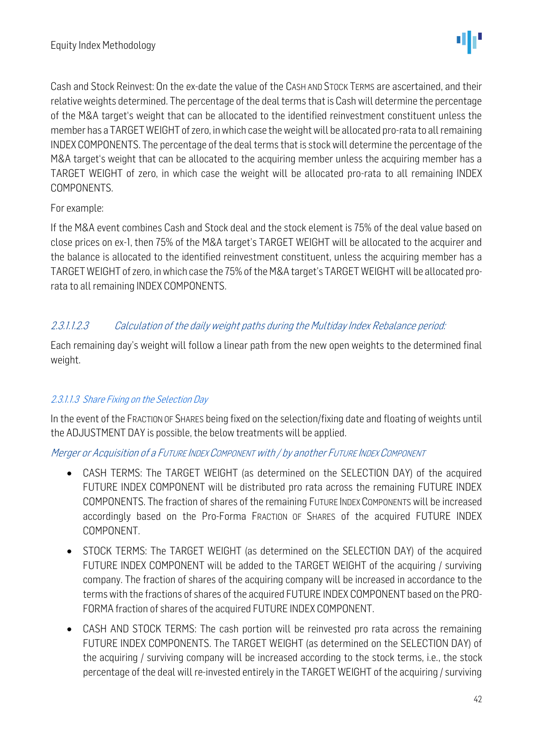Cash and Stock Reinvest: On the ex-date the value of the CASH AND STOCK TERMS are ascertained, and their relative weights determined. The percentage of the deal terms that is Cash will determine the percentage of the M&A target's weight that can be allocated to the identified reinvestment constituent unless the member has a TARGET WEIGHT of zero, in which case the weight will be allocated pro-rata to all remaining INDEX COMPONENTS. The percentage of the deal terms that is stock will determine the percentage of the M&A target's weight that can be allocated to the acquiring member unless the acquiring member has a TARGET WEIGHT of zero, in which case the weight will be allocated pro-rata to all remaining INDEX COMPONENTS.

For example:

If the M&A event combines Cash and Stock deal and the stock element is 75% of the deal value based on close prices on ex-1, then 75% of the M&A target's TARGET WEIGHT will be allocated to the acquirer and the balance is allocated to the identified reinvestment constituent, unless the acquiring member has a TARGET WEIGHT of zero, in which case the 75% of the M&A target's TARGET WEIGHT will be allocated pro-rata to all remaining INDEX COMPONENTS.

##### *2.3.1.1.2.3 Calculation of the daily weight paths during the Multiday Index Rebalance period:*

Each remaining day's weight will follow a linear path from the new open weights to the determined final weight.

#### *2.3.1.1.3 Share Fixing on the Selection Day*

In the event of the FRACTION OF SHARES being fixed on the selection/fixing date and floating of weights until the ADJUSTMENT DAY is possible, the below treatments will be applied.

*Merger or Acquisition of a FUTURE INDEX COMPONENT with / by another FUTURE INDEX COMPONENT*

- CASH TERMS: The TARGET WEIGHT (as determined on the SELECTION DAY) of the acquired FUTURE INDEX COMPONENT will be distributed pro rata across the remaining FUTURE INDEX COMPONENTS. The fraction of shares of the remaining FUTURE INDEX COMPONENTS will be increased accordingly based on the Pro-Forma FRACTION OF SHARES of the acquired FUTURE INDEX COMPONENT.
- STOCK TERMS: The TARGET WEIGHT (as determined on the SELECTION DAY) of the acquired FUTURE INDEX COMPONENT will be added to the TARGET WEIGHT of the acquiring / surviving company. The fraction of shares of the acquiring company will be increased in accordance to the terms with the fractions of shares of the acquired FUTURE INDEX COMPONENT based on the PRO-FORMA fraction of shares of the acquired FUTURE INDEX COMPONENT.
- CASH AND STOCK TERMS: The cash portion will be reinvested pro rata across the remaining FUTURE INDEX COMPONENTS. The TARGET WEIGHT (as determined on the SELECTION DAY) of the acquiring / surviving company will be increased according to the stock terms, i.e., the stock percentage of the deal will re-invested entirely in the TARGET WEIGHT of the acquiring / surviving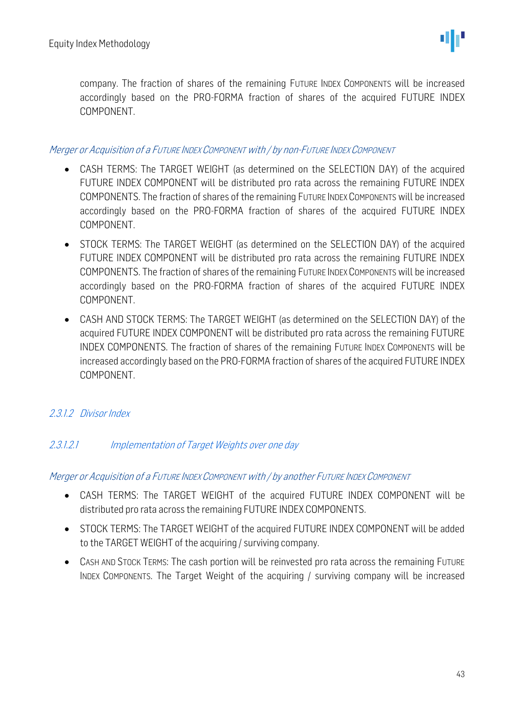company. The fraction of shares of the remaining FUTURE INDEX COMPONENTS will be increased accordingly based on the PRO-FORMA fraction of shares of the acquired FUTURE INDEX COMPONENT.

*Merger or Acquisition of a FUTURE INDEX COMPONENT with / by non-FUTURE INDEX COMPONENT*

- CASH TERMS: The TARGET WEIGHT (as determined on the SELECTION DAY) of the acquired FUTURE INDEX COMPONENT will be distributed pro rata across the remaining FUTURE INDEX COMPONENTS. The fraction of shares of the remaining FUTURE INDEX COMPONENTS will be increased accordingly based on the PRO-FORMA fraction of shares of the acquired FUTURE INDEX COMPONENT.
- STOCK TERMS: The TARGET WEIGHT (as determined on the SELECTION DAY) of the acquired FUTURE INDEX COMPONENT will be distributed pro rata across the remaining FUTURE INDEX COMPONENTS. The fraction of shares of the remaining FUTURE INDEX COMPONENTS will be increased accordingly based on the PRO-FORMA fraction of shares of the acquired FUTURE INDEX COMPONENT.
- CASH AND STOCK TERMS: The TARGET WEIGHT (as determined on the SELECTION DAY) of the acquired FUTURE INDEX COMPONENT will be distributed pro rata across the remaining FUTURE INDEX COMPONENTS. The fraction of shares of the remaining FUTURE INDEX COMPONENTS will be increased accordingly based on the PRO-FORMA fraction of shares of the acquired FUTURE INDEX COMPONENT.

#### *2.3.1.2 Divisor Index*

##### *2.3.1.2.1 Implementation of Target Weights over one day*

*Merger or Acquisition of a FUTURE INDEX COMPONENT with / by another FUTURE INDEX COMPONENT*

- CASH TERMS: The TARGET WEIGHT of the acquired FUTURE INDEX COMPONENT will be distributed pro rata across the remaining FUTURE INDEX COMPONENTS.
- STOCK TERMS: The TARGET WEIGHT of the acquired FUTURE INDEX COMPONENT will be added to the TARGET WEIGHT of the acquiring / surviving company.
- CASH AND STOCK TERMS: The cash portion will be reinvested pro rata across the remaining FUTURE INDEX COMPONENTS. The Target Weight of the acquiring / surviving company will be increased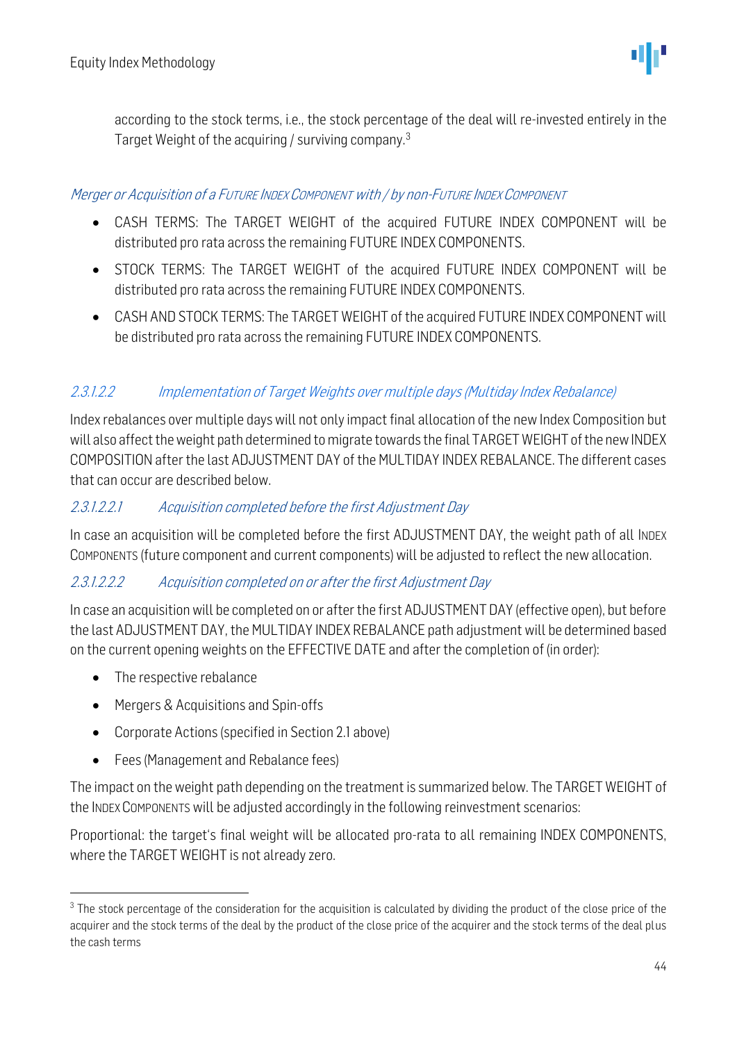according to the stock terms, i.e., the stock percentage of the deal will re-invested entirely in the Target Weight of the acquiring / surviving company.[3]

*Merger or Acquisition of a FUTURE INDEX COMPONENT with / by non-FUTURE INDEX COMPONENT*

- CASH TERMS: The TARGET WEIGHT of the acquired FUTURE INDEX COMPONENT will be distributed pro rata across the remaining FUTURE INDEX COMPONENTS.
- STOCK TERMS: The TARGET WEIGHT of the acquired FUTURE INDEX COMPONENT will be distributed pro rata across the remaining FUTURE INDEX COMPONENTS.
- CASH AND STOCK TERMS: The TARGET WEIGHT of the acquired FUTURE INDEX COMPONENT will be distributed pro rata across the remaining FUTURE INDEX COMPONENTS.

###### *2.3.1.2.2 Implementation of Target Weights over multiple days (Multiday Index Rebalance)*

Index rebalances over multiple days will not only impact final allocation of the new Index Composition but will also affect the weight path determined to migrate towards the final TARGET WEIGHT of the new INDEX COMPOSITION after the last ADJUSTMENT DAY of the MULTIDAY INDEX REBALANCE. The different cases that can occur are described below.

###### *2.3.1.2.2.1 Acquisition completed before the first Adjustment Day*

In case an acquisition will be completed before the first ADJUSTMENT DAY, the weight path of all INDEX COMPONENTS (future component and current components) will be adjusted to reflect the new allocation.

###### *2.3.1.2.2.2 Acquisition completed on or after the first Adjustment Day*

In case an acquisition will be completed on or after the first ADJUSTMENT DAY (effective open), but before the last ADJUSTMENT DAY, the MULTIDAY INDEX REBALANCE path adjustment will be determined based on the current opening weights on the EFFECTIVE DATE and after the completion of (in order):

- The respective rebalance
- Mergers & Acquisitions and Spin-offs
- Corporate Actions (specified in Section 2.1 above)
- Fees (Management and Rebalance fees)

The impact on the weight path depending on the treatment is summarized below. The TARGET WEIGHT of the INDEX COMPONENTS will be adjusted accordingly in the following reinvestment scenarios:

Proportional: the target's final weight will be allocated pro-rata to all remaining INDEX COMPONENTS, where the TARGET WEIGHT is not already zero.

[3] The stock percentage of the consideration for the acquisition is calculated by dividing the product of the close price of the acquirer and the stock terms of the deal by the product of the close price of the acquirer and the stock terms of the deal plus the cash terms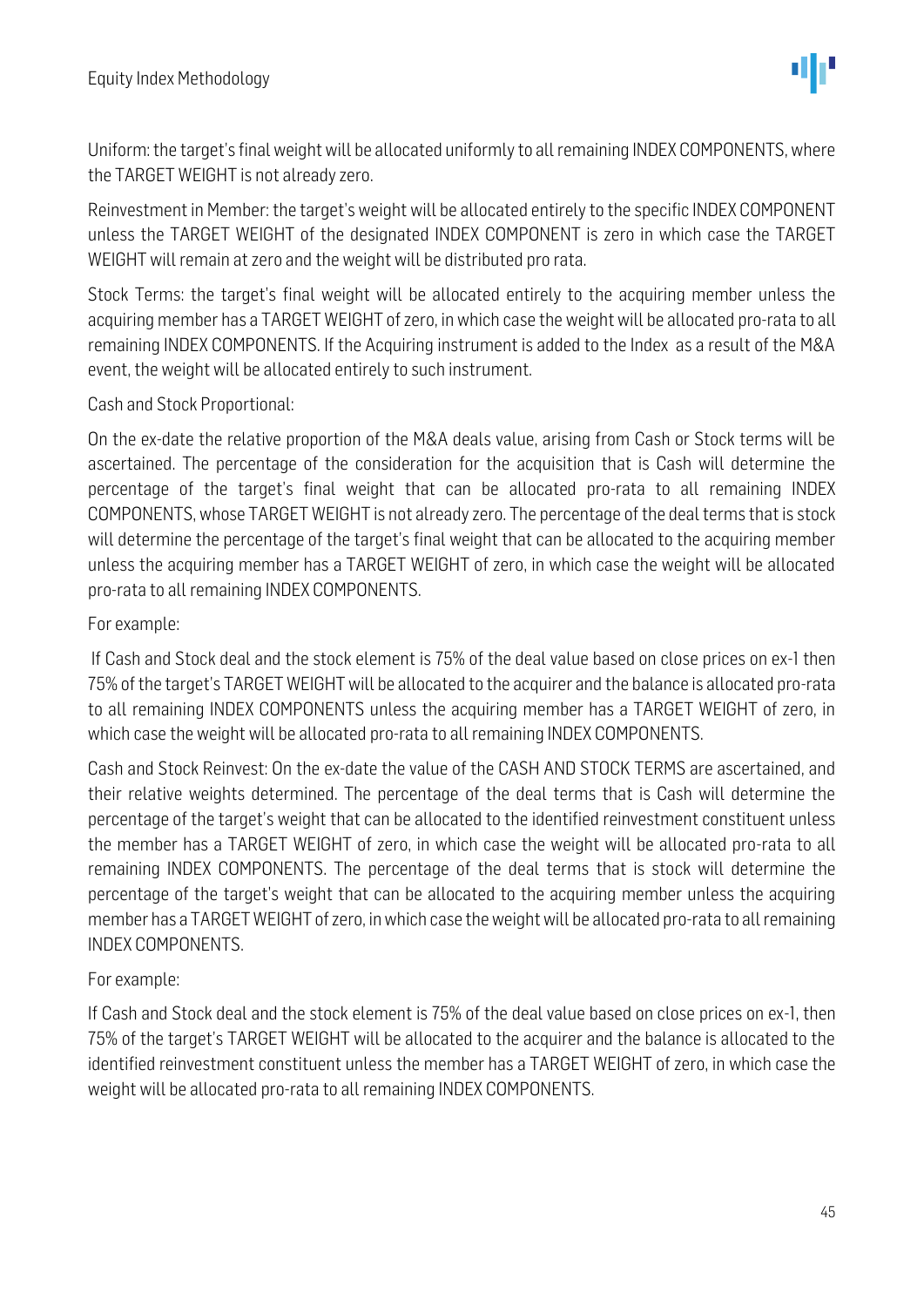Uniform: the target's final weight will be allocated uniformly to all remaining INDEX COMPONENTS, where the TARGET WEIGHT is not already zero.

Reinvestment in Member: the target's weight will be allocated entirely to the specific INDEX COMPONENT unless the TARGET WEIGHT of the designated INDEX COMPONENT is zero in which case the TARGET WEIGHT will remain at zero and the weight will be distributed pro rata.

Stock Terms: the target's final weight will be allocated entirely to the acquiring member unless the acquiring member has a TARGET WEIGHT of zero, in which case the weight will be allocated pro-rata to all remaining INDEX COMPONENTS. If the Acquiring instrument is added to the Index as a result of the M&A event, the weight will be allocated entirely to such instrument.

Cash and Stock Proportional:

On the ex-date the relative proportion of the M&A deals value, arising from Cash or Stock terms will be ascertained. The percentage of the consideration for the acquisition that is Cash will determine the percentage of the target's final weight that can be allocated pro-rata to all remaining INDEX COMPONENTS, whose TARGET WEIGHT is not already zero. The percentage of the deal terms that is stock will determine the percentage of the target's final weight that can be allocated to the acquiring member unless the acquiring member has a TARGET WEIGHT of zero, in which case the weight will be allocated pro-rata to all remaining INDEX COMPONENTS.

For example:

If Cash and Stock deal and the stock element is 75% of the deal value based on close prices on ex-1 then 75% of the target's TARGET WEIGHT will be allocated to the acquirer and the balance is allocated pro-rata to all remaining INDEX COMPONENTS unless the acquiring member has a TARGET WEIGHT of zero, in which case the weight will be allocated pro-rata to all remaining INDEX COMPONENTS.

Cash and Stock Reinvest: On the ex-date the value of the CASH AND STOCK TERMS are ascertained, and their relative weights determined. The percentage of the deal terms that is Cash will determine the percentage of the target's weight that can be allocated to the identified reinvestment constituent unless the member has a TARGET WEIGHT of zero, in which case the weight will be allocated pro-rata to all remaining INDEX COMPONENTS. The percentage of the deal terms that is stock will determine the percentage of the target's weight that can be allocated to the acquiring member unless the acquiring member has a TARGET WEIGHT of zero, in which case the weight will be allocated pro-rata to all remaining INDEX COMPONENTS.

For example:

If Cash and Stock deal and the stock element is 75% of the deal value based on close prices on ex-1, then 75% of the target's TARGET WEIGHT will be allocated to the acquirer and the balance is allocated to the identified reinvestment constituent unless the member has a TARGET WEIGHT of zero, in which case the weight will be allocated pro-rata to all remaining INDEX COMPONENTS.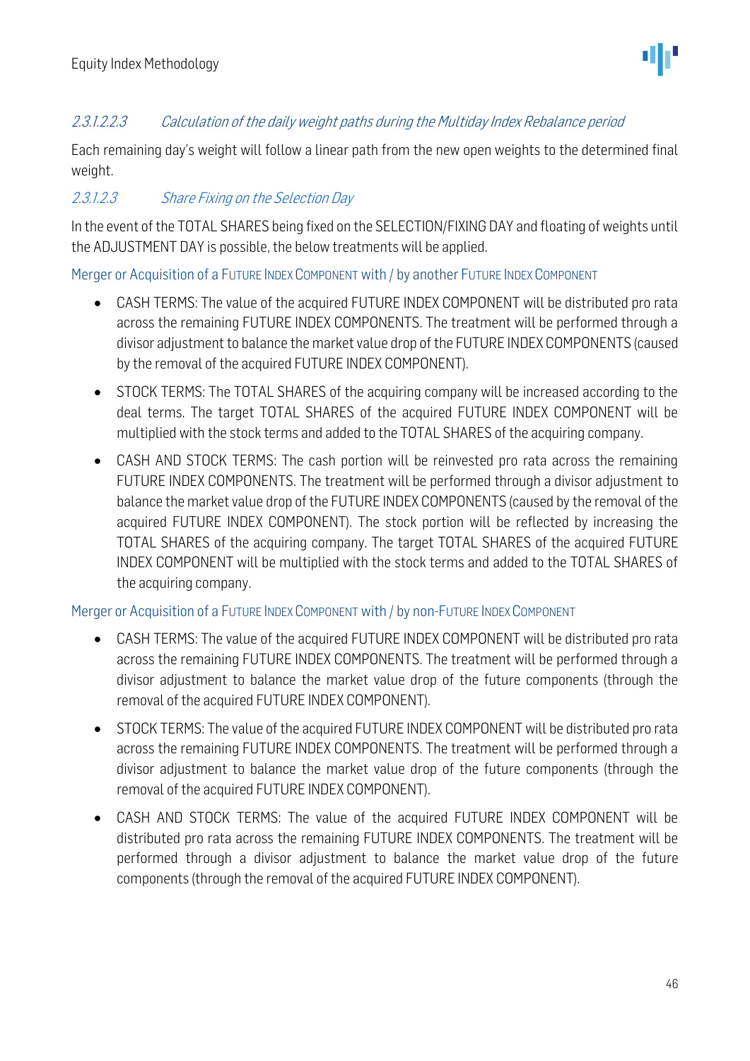###### 2.3.1.2.2.3 *Calculation of the daily weight paths during the Multiday Index Rebalance period*

Each remaining day's weight will follow a linear path from the new open weights to the determined final weight.

##### 2.3.1.2.3 *Share Fixing on the Selection Day*

In the event of the TOTAL SHARES being fixed on the SELECTION/FIXING DAY and floating of weights until the ADJUSTMENT DAY is possible, the below treatments will be applied.

**Merger or Acquisition of a FUTURE INDEX COMPONENT with / by another FUTURE INDEX COMPONENT**

- CASH TERMS: The value of the acquired FUTURE INDEX COMPONENT will be distributed pro rata across the remaining FUTURE INDEX COMPONENTS. The treatment will be performed through a divisor adjustment to balance the market value drop of the FUTURE INDEX COMPONENTS (caused by the removal of the acquired FUTURE INDEX COMPONENT).
- STOCK TERMS: The TOTAL SHARES of the acquiring company will be increased according to the deal terms. The target TOTAL SHARES of the acquired FUTURE INDEX COMPONENT will be multiplied with the stock terms and added to the TOTAL SHARES of the acquiring company.
- CASH AND STOCK TERMS: The cash portion will be reinvested pro rata across the remaining FUTURE INDEX COMPONENTS. The treatment will be performed through a divisor adjustment to balance the market value drop of the FUTURE INDEX COMPONENTS (caused by the removal of the acquired FUTURE INDEX COMPONENT). The stock portion will be reflected by increasing the TOTAL SHARES of the acquiring company. The target TOTAL SHARES of the acquired FUTURE INDEX COMPONENT will be multiplied with the stock terms and added to the TOTAL SHARES of the acquiring company.

**Merger or Acquisition of a FUTURE INDEX COMPONENT with / by non-FUTURE INDEX COMPONENT**

- CASH TERMS: The value of the acquired FUTURE INDEX COMPONENT will be distributed pro rata across the remaining FUTURE INDEX COMPONENTS. The treatment will be performed through a divisor adjustment to balance the market value drop of the future components (through the removal of the acquired FUTURE INDEX COMPONENT).
- STOCK TERMS: The value of the acquired FUTURE INDEX COMPONENT will be distributed pro rata across the remaining FUTURE INDEX COMPONENTS. The treatment will be performed through a divisor adjustment to balance the market value drop of the future components (through the removal of the acquired FUTURE INDEX COMPONENT).
- CASH AND STOCK TERMS: The value of the acquired FUTURE INDEX COMPONENT will be distributed pro rata across the remaining FUTURE INDEX COMPONENTS. The treatment will be performed through a divisor adjustment to balance the market value drop of the future components (through the removal of the acquired FUTURE INDEX COMPONENT).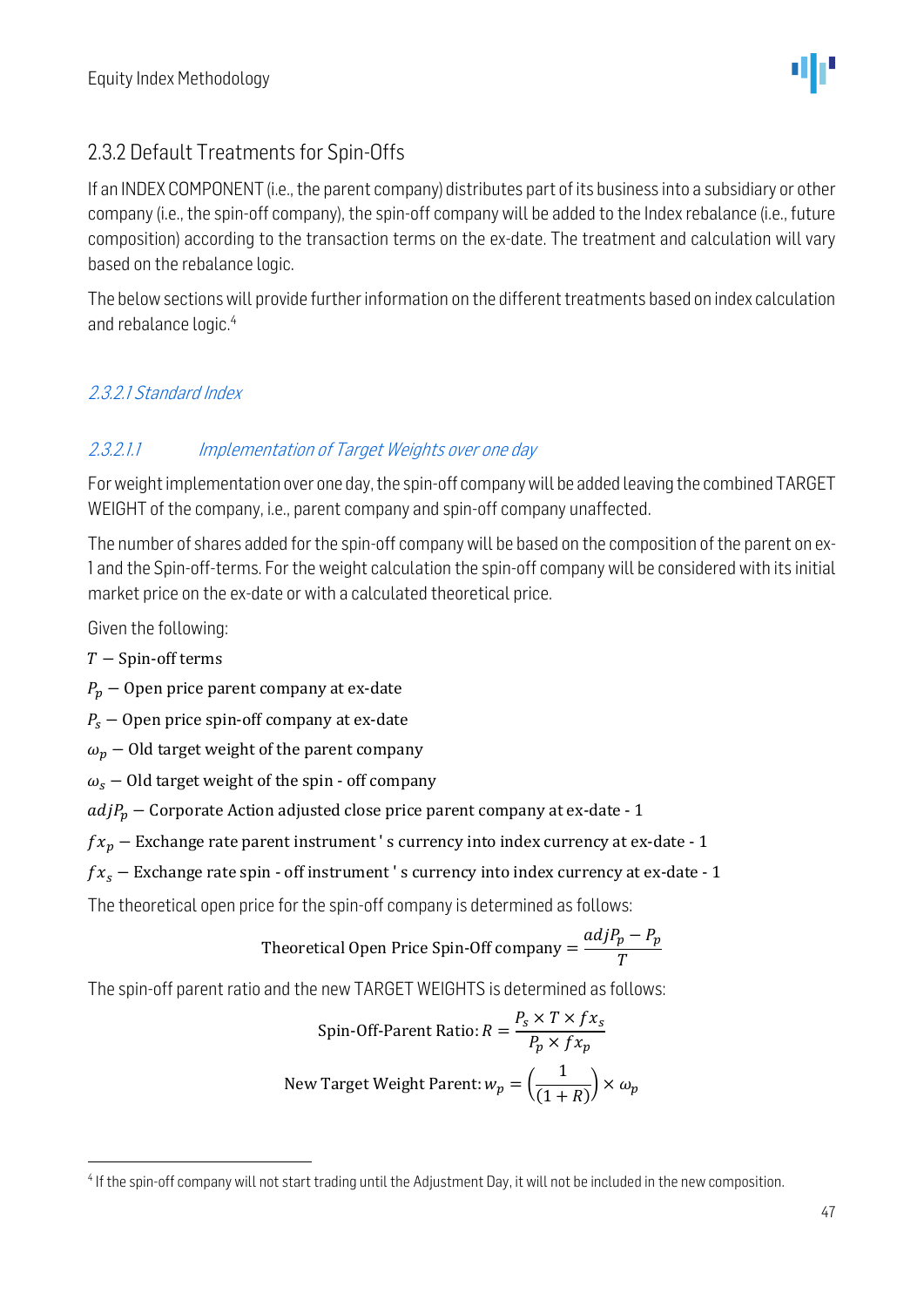## 2.3.2 Default Treatments for Spin-Offs

If an INDEX COMPONENT (i.e., the parent company) distributes part of its business into a subsidiary or other company (i.e., the spin-off company), the spin-off company will be added to the Index rebalance (i.e., future composition) according to the transaction terms on the ex-date. The treatment and calculation will vary based on the rebalance logic.

The below sections will provide further information on the different treatments based on index calculation and rebalance logic.[4]

### *2.3.2.1 Standard Index*

#### *2.3.2.1.1 Implementation of Target Weights over one day*

For weight implementation over one day, the spin-off company will be added leaving the combined TARGET WEIGHT of the company, i.e., parent company and spin-off company unaffected.

The number of shares added for the spin-off company will be based on the composition of the parent on ex-1 and the Spin-off-terms. For the weight calculation the spin-off company will be considered with its initial market price on the ex-date or with a calculated theoretical price.

Given the following:

$T$ – Spin-off terms

$P_p$ – Open price parent company at ex-date

$P_s$ – Open price spin-off company at ex-date

$\omega_p$ – Old target weight of the parent company

$\omega_s$ – Old target weight of the spin - off company

$adjP_p$ – Corporate Action adjusted close price parent company at ex-date - 1

$fx_p$ – Exchange rate parent instrument ' s currency into index currency at ex-date - 1

$fx_s$ – Exchange rate spin - off instrument ' s currency into index currency at ex-date - 1

The theoretical open price for the spin-off company is determined as follows:

$$\text{Theoretical Open Price Spin-Off company} = \frac{adjP_p - P_p}{T}$$

The spin-off parent ratio and the new TARGET WEIGHTS is determined as follows:

$$\text{Spin-Off-Parent Ratio: } R = \frac{P_s \times T \times fx_s}{P_p \times fx_p}$$

$$\text{New Target Weight Parent: } w_p = \left(\frac{1}{(1+R)}\right) \times \omega_p$$

---

[4] If the spin-off company will not start trading until the Adjustment Day, it will not be included in the new composition.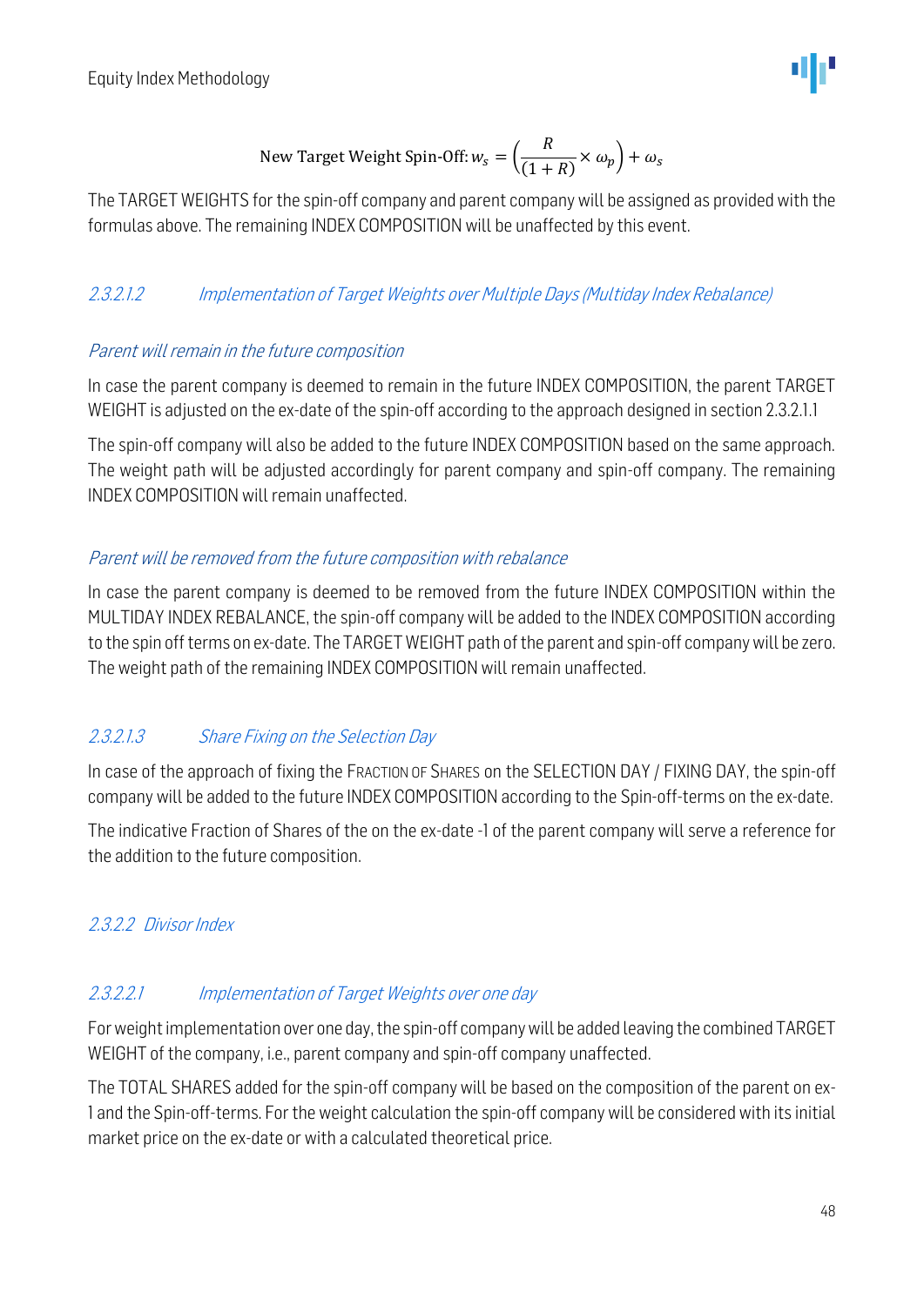$$\text{New Target Weight Spin-Off: } w_s = \left(\frac{R}{(1+R)} \times \omega_p\right) + \omega_s$$

The TARGET WEIGHTS for the spin-off company and parent company will be assigned as provided with the formulas above. The remaining INDEX COMPOSITION will be unaffected by this event.

##### *2.3.2.1.2 Implementation of Target Weights over Multiple Days (Multiday Index Rebalance)*

*Parent will remain in the future composition*

In case the parent company is deemed to remain in the future INDEX COMPOSITION, the parent TARGET WEIGHT is adjusted on the ex-date of the spin-off according to the approach designed in section 2.3.2.1.1

The spin-off company will also be added to the future INDEX COMPOSITION based on the same approach. The weight path will be adjusted accordingly for parent company and spin-off company. The remaining INDEX COMPOSITION will remain unaffected.

*Parent will be removed from the future composition with rebalance*

In case the parent company is deemed to be removed from the future INDEX COMPOSITION within the MULTIDAY INDEX REBALANCE, the spin-off company will be added to the INDEX COMPOSITION according to the spin off terms on ex-date. The TARGET WEIGHT path of the parent and spin-off company will be zero. The weight path of the remaining INDEX COMPOSITION will remain unaffected.

##### *2.3.2.1.3 Share Fixing on the Selection Day*

In case of the approach of fixing the FRACTION OF SHARES on the SELECTION DAY / FIXING DAY, the spin-off company will be added to the future INDEX COMPOSITION according to the Spin-off-terms on the ex-date.

The indicative Fraction of Shares of the on the ex-date -1 of the parent company will serve a reference for the addition to the future composition.

#### *2.3.2.2 Divisor Index*

##### *2.3.2.2.1 Implementation of Target Weights over one day*

For weight implementation over one day, the spin-off company will be added leaving the combined TARGET WEIGHT of the company, i.e., parent company and spin-off company unaffected.

The TOTAL SHARES added for the spin-off company will be based on the composition of the parent on ex-1 and the Spin-off-terms. For the weight calculation the spin-off company will be considered with its initial market price on the ex-date or with a calculated theoretical price.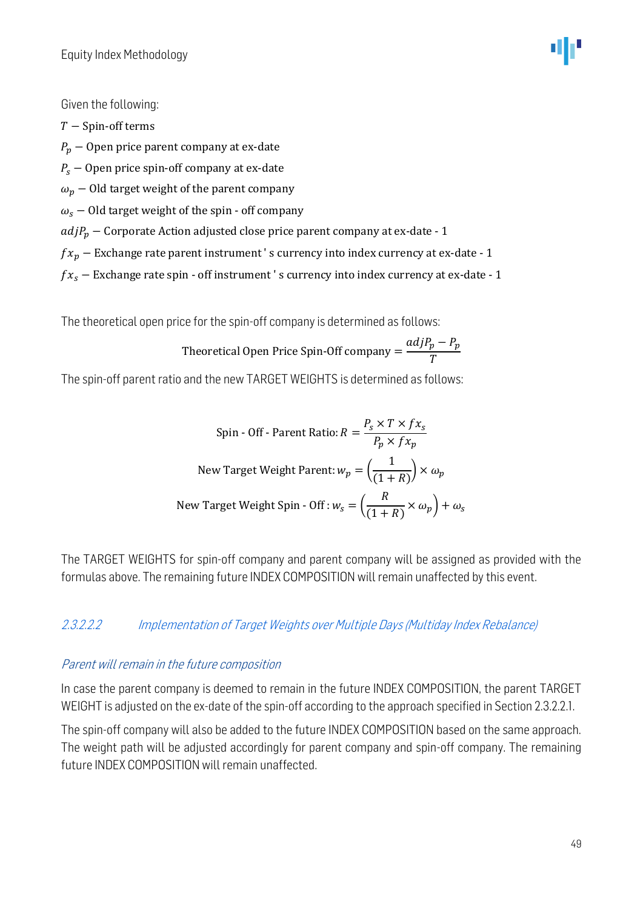Given the following:

$T$ – Spin-off terms

$P_p$ – Open price parent company at ex-date

$P_s$ – Open price spin-off company at ex-date

$\omega_p$ – Old target weight of the parent company

$\omega_s$ – Old target weight of the spin - off company

$adjP_p$ – Corporate Action adjusted close price parent company at ex-date - 1

$fx_p$ – Exchange rate parent instrument ' s currency into index currency at ex-date - 1

$fx_s$ – Exchange rate spin - off instrument ' s currency into index currency at ex-date - 1

The theoretical open price for the spin-off company is determined as follows:

$$\text{Theoretical Open Price Spin-Off company} = \frac{adjP_p - P_p}{T}$$

The spin-off parent ratio and the new TARGET WEIGHTS is determined as follows:

$$\text{Spin - Off - Parent Ratio: } R = \frac{P_s \times T \times fx_s}{P_p \times fx_p}$$

$$\text{New Target Weight Parent: } w_p = \left(\frac{1}{(1+R)}\right) \times \omega_p$$

$$\text{New Target Weight Spin - Off : } w_s = \left(\frac{R}{(1+R)} \times \omega_p\right) + \omega_s$$

The TARGET WEIGHTS for spin-off company and parent company will be assigned as provided with the formulas above. The remaining future INDEX COMPOSITION will remain unaffected by this event.

#### *2.3.2.2.2 Implementation of Target Weights over Multiple Days (Multiday Index Rebalance)*

*Parent will remain in the future composition*

In case the parent company is deemed to remain in the future INDEX COMPOSITION, the parent TARGET WEIGHT is adjusted on the ex-date of the spin-off according to the approach specified in Section 2.3.2.2.1.

The spin-off company will also be added to the future INDEX COMPOSITION based on the same approach. The weight path will be adjusted accordingly for parent company and spin-off company. The remaining future INDEX COMPOSITION will remain unaffected.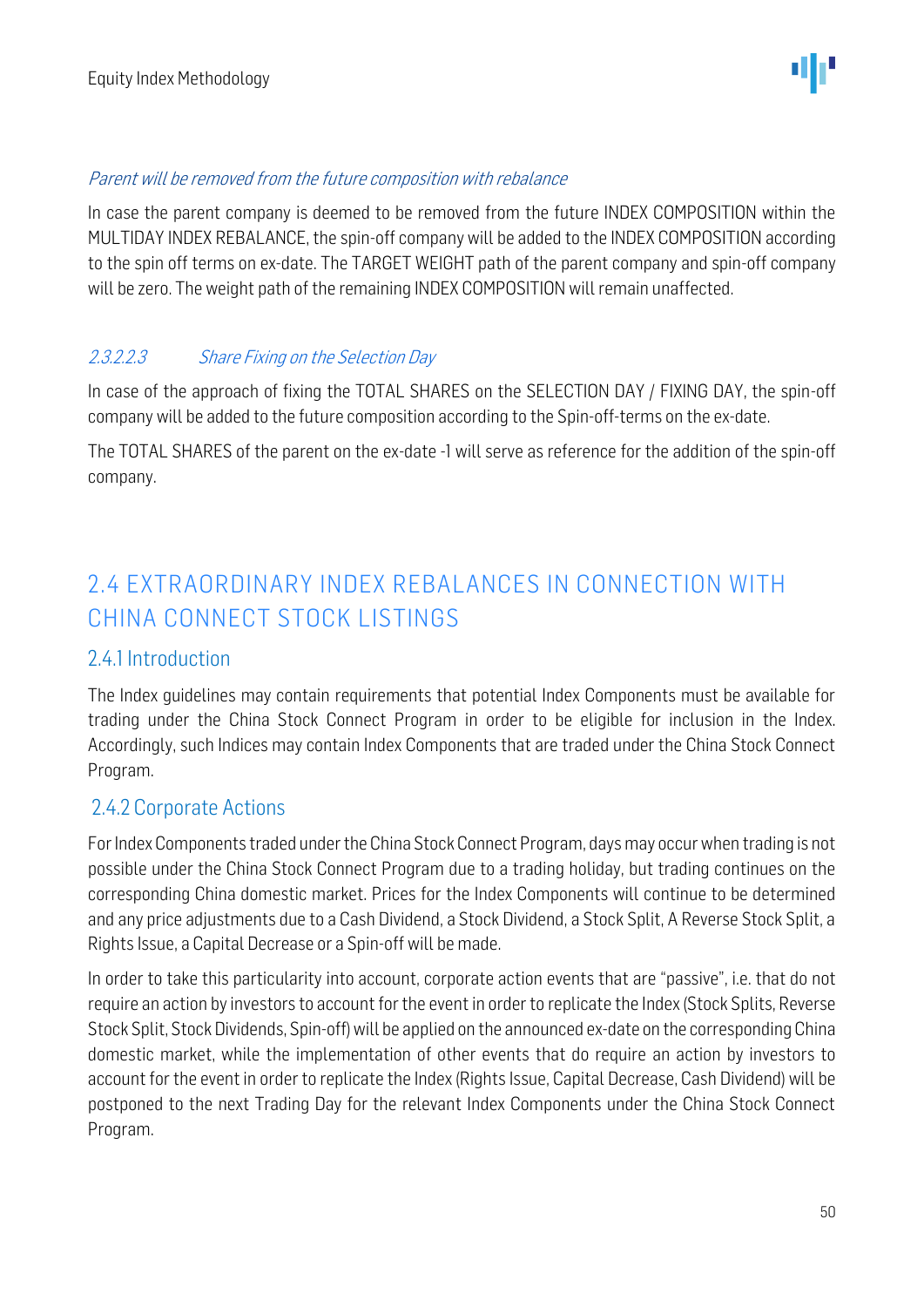*Parent will be removed from the future composition with rebalance*

In case the parent company is deemed to be removed from the future INDEX COMPOSITION within the MULTIDAY INDEX REBALANCE, the spin-off company will be added to the INDEX COMPOSITION according to the spin off terms on ex-date. The TARGET WEIGHT path of the parent company and spin-off company will be zero. The weight path of the remaining INDEX COMPOSITION will remain unaffected.

##### *2.3.2.2.3 Share Fixing on the Selection Day*

In case of the approach of fixing the TOTAL SHARES on the SELECTION DAY / FIXING DAY, the spin-off company will be added to the future composition according to the Spin-off-terms on the ex-date.

The TOTAL SHARES of the parent on the ex-date -1 will serve as reference for the addition of the spin-off company.

## 2.4 EXTRAORDINARY INDEX REBALANCES IN CONNECTION WITH CHINA CONNECT STOCK LISTINGS

### 2.4.1 Introduction

The Index guidelines may contain requirements that potential Index Components must be available for trading under the China Stock Connect Program in order to be eligible for inclusion in the Index. Accordingly, such Indices may contain Index Components that are traded under the China Stock Connect Program.

### 2.4.2 Corporate Actions

For Index Components traded under the China Stock Connect Program, days may occur when trading is not possible under the China Stock Connect Program due to a trading holiday, but trading continues on the corresponding China domestic market. Prices for the Index Components will continue to be determined and any price adjustments due to a Cash Dividend, a Stock Dividend, a Stock Split, A Reverse Stock Split, a Rights Issue, a Capital Decrease or a Spin-off will be made.

In order to take this particularity into account, corporate action events that are "passive", i.e. that do not require an action by investors to account for the event in order to replicate the Index (Stock Splits, Reverse Stock Split, Stock Dividends, Spin-off) will be applied on the announced ex-date on the corresponding China domestic market, while the implementation of other events that do require an action by investors to account for the event in order to replicate the Index (Rights Issue, Capital Decrease, Cash Dividend) will be postponed to the next Trading Day for the relevant Index Components under the China Stock Connect Program.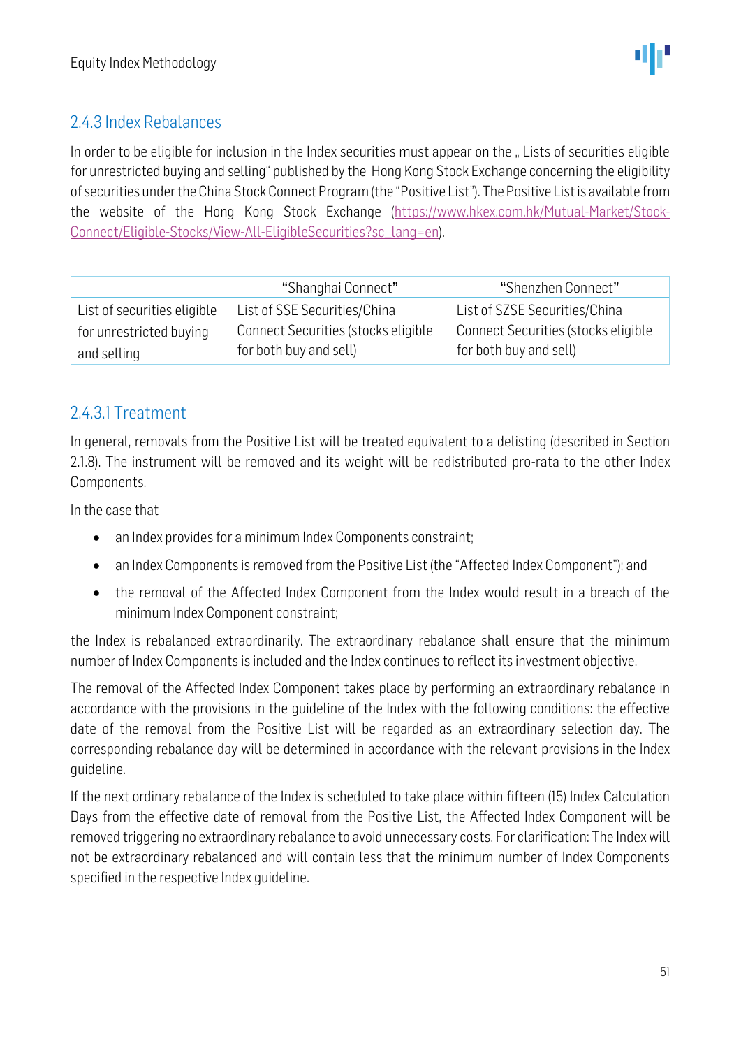## 2.4.3 Index Rebalances

In order to be eligible for inclusion in the Index securities must appear on the „ Lists of securities eligible for unrestricted buying and selling" published by the Hong Kong Stock Exchange concerning the eligibility of securities under the China Stock Connect Program (the "Positive List"). The Positive List is available from the website of the Hong Kong Stock Exchange (https://www.hkex.com.hk/Mutual-Market/Stock-Connect/Eligible-Stocks/View-All-EligibleSecurities?sc_lang=en).

| | "Shanghai Connect" | "Shenzhen Connect" |
|---|---|---|
| List of securities eligible for unrestricted buying and selling | List of SSE Securities/China Connect Securities (stocks eligible for both buy and sell) | List of SZSE Securities/China Connect Securities (stocks eligible for both buy and sell) |

### 2.4.3.1 Treatment

In general, removals from the Positive List will be treated equivalent to a delisting (described in Section 2.1.8). The instrument will be removed and its weight will be redistributed pro-rata to the other Index Components.

In the case that

- an Index provides for a minimum Index Components constraint;
- an Index Components is removed from the Positive List (the "Affected Index Component"); and
- the removal of the Affected Index Component from the Index would result in a breach of the minimum Index Component constraint;

the Index is rebalanced extraordinarily. The extraordinary rebalance shall ensure that the minimum number of Index Components is included and the Index continues to reflect its investment objective.

The removal of the Affected Index Component takes place by performing an extraordinary rebalance in accordance with the provisions in the guideline of the Index with the following conditions: the effective date of the removal from the Positive List will be regarded as an extraordinary selection day. The corresponding rebalance day will be determined in accordance with the relevant provisions in the Index guideline.

If the next ordinary rebalance of the Index is scheduled to take place within fifteen (15) Index Calculation Days from the effective date of removal from the Positive List, the Affected Index Component will be removed triggering no extraordinary rebalance to avoid unnecessary costs. For clarification: The Index will not be extraordinary rebalanced and will contain less that the minimum number of Index Components specified in the respective Index guideline.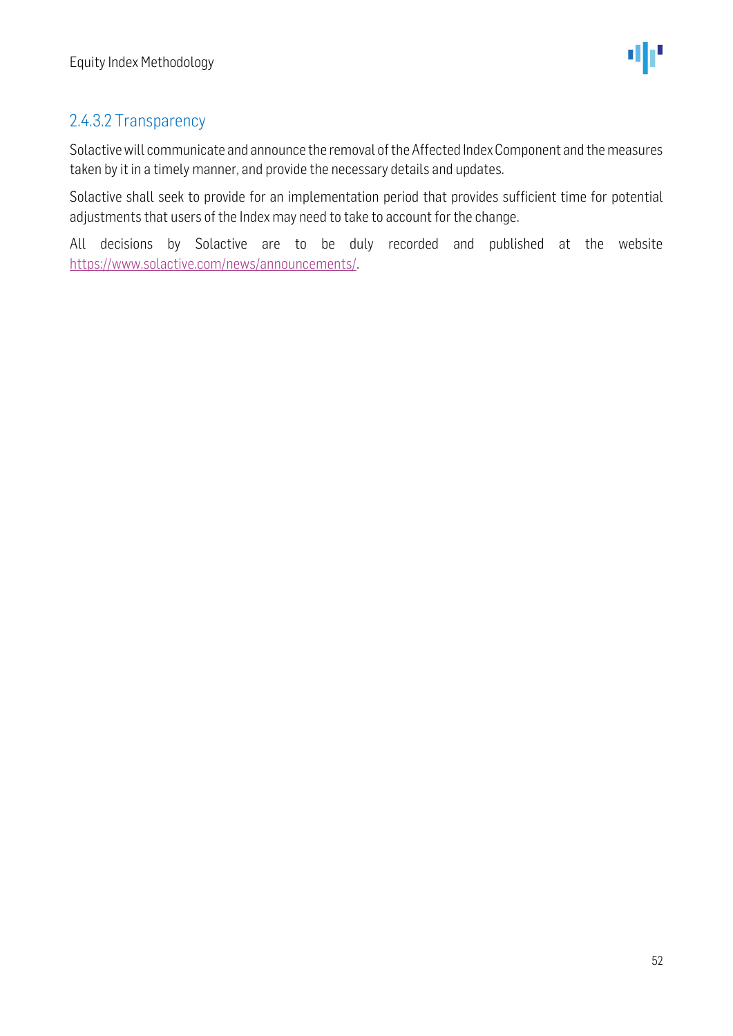#### 2.4.3.2 Transparency

Solactive will communicate and announce the removal of the Affected Index Component and the measures taken by it in a timely manner, and provide the necessary details and updates.

Solactive shall seek to provide for an implementation period that provides sufficient time for potential adjustments that users of the Index may need to take to account for the change.

All decisions by Solactive are to be duly recorded and published at the website https://www.solactive.com/news/announcements/.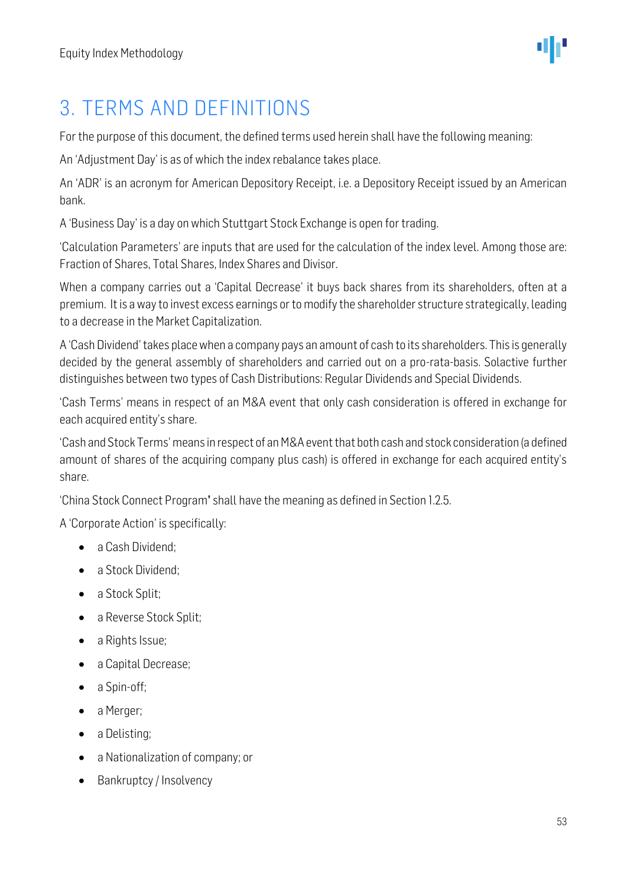# 3. TERMS AND DEFINITIONS

For the purpose of this document, the defined terms used herein shall have the following meaning:

An 'Adjustment Day' is as of which the index rebalance takes place.

An 'ADR' is an acronym for American Depository Receipt, i.e. a Depository Receipt issued by an American bank.

A 'Business Day' is a day on which Stuttgart Stock Exchange is open for trading.

'Calculation Parameters' are inputs that are used for the calculation of the index level. Among those are: Fraction of Shares, Total Shares, Index Shares and Divisor.

When a company carries out a 'Capital Decrease' it buys back shares from its shareholders, often at a premium. It is a way to invest excess earnings or to modify the shareholder structure strategically, leading to a decrease in the Market Capitalization.

A 'Cash Dividend' takes place when a company pays an amount of cash to its shareholders. This is generally decided by the general assembly of shareholders and carried out on a pro-rata-basis. Solactive further distinguishes between two types of Cash Distributions: Regular Dividends and Special Dividends.

'Cash Terms' means in respect of an M&A event that only cash consideration is offered in exchange for each acquired entity's share.

'Cash and Stock Terms' means in respect of an M&A event that both cash and stock consideration (a defined amount of shares of the acquiring company plus cash) is offered in exchange for each acquired entity's share.

'China Stock Connect Program' shall have the meaning as defined in Section 1.2.5.

A 'Corporate Action' is specifically:

- a Cash Dividend;
- a Stock Dividend;
- a Stock Split;
- a Reverse Stock Split;
- a Rights Issue;
- a Capital Decrease;
- a Spin-off;
- a Merger;
- a Delisting;
- a Nationalization of company; or
- Bankruptcy / Insolvency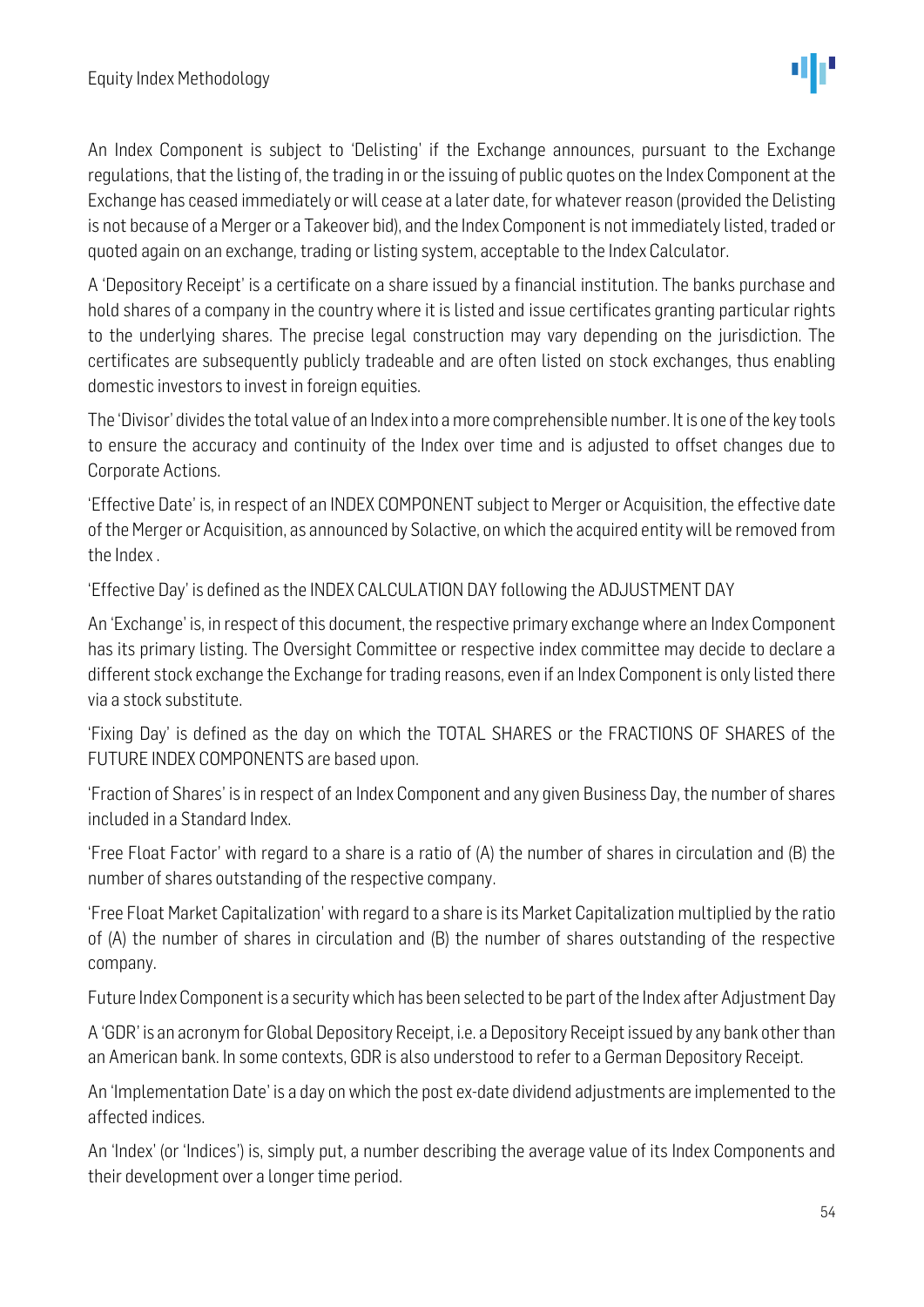An Index Component is subject to 'Delisting' if the Exchange announces, pursuant to the Exchange regulations, that the listing of, the trading in or the issuing of public quotes on the Index Component at the Exchange has ceased immediately or will cease at a later date, for whatever reason (provided the Delisting is not because of a Merger or a Takeover bid), and the Index Component is not immediately listed, traded or quoted again on an exchange, trading or listing system, acceptable to the Index Calculator.

A 'Depository Receipt' is a certificate on a share issued by a financial institution. The banks purchase and hold shares of a company in the country where it is listed and issue certificates granting particular rights to the underlying shares. The precise legal construction may vary depending on the jurisdiction. The certificates are subsequently publicly tradeable and are often listed on stock exchanges, thus enabling domestic investors to invest in foreign equities.

The 'Divisor' divides the total value of an Index into a more comprehensible number. It is one of the key tools to ensure the accuracy and continuity of the Index over time and is adjusted to offset changes due to Corporate Actions.

'Effective Date' is, in respect of an INDEX COMPONENT subject to Merger or Acquisition, the effective date of the Merger or Acquisition, as announced by Solactive, on which the acquired entity will be removed from the Index .

'Effective Day' is defined as the INDEX CALCULATION DAY following the ADJUSTMENT DAY

An 'Exchange' is, in respect of this document, the respective primary exchange where an Index Component has its primary listing. The Oversight Committee or respective index committee may decide to declare a different stock exchange the Exchange for trading reasons, even if an Index Component is only listed there via a stock substitute.

'Fixing Day' is defined as the day on which the TOTAL SHARES or the FRACTIONS OF SHARES of the FUTURE INDEX COMPONENTS are based upon.

'Fraction of Shares' is in respect of an Index Component and any given Business Day, the number of shares included in a Standard Index.

'Free Float Factor' with regard to a share is a ratio of (A) the number of shares in circulation and (B) the number of shares outstanding of the respective company.

'Free Float Market Capitalization' with regard to a share is its Market Capitalization multiplied by the ratio of (A) the number of shares in circulation and (B) the number of shares outstanding of the respective company.

Future Index Component is a security which has been selected to be part of the Index after Adjustment Day

A 'GDR' is an acronym for Global Depository Receipt, i.e. a Depository Receipt issued by any bank other than an American bank. In some contexts, GDR is also understood to refer to a German Depository Receipt.

An 'Implementation Date' is a day on which the post ex-date dividend adjustments are implemented to the affected indices.

An 'Index' (or 'Indices') is, simply put, a number describing the average value of its Index Components and their development over a longer time period.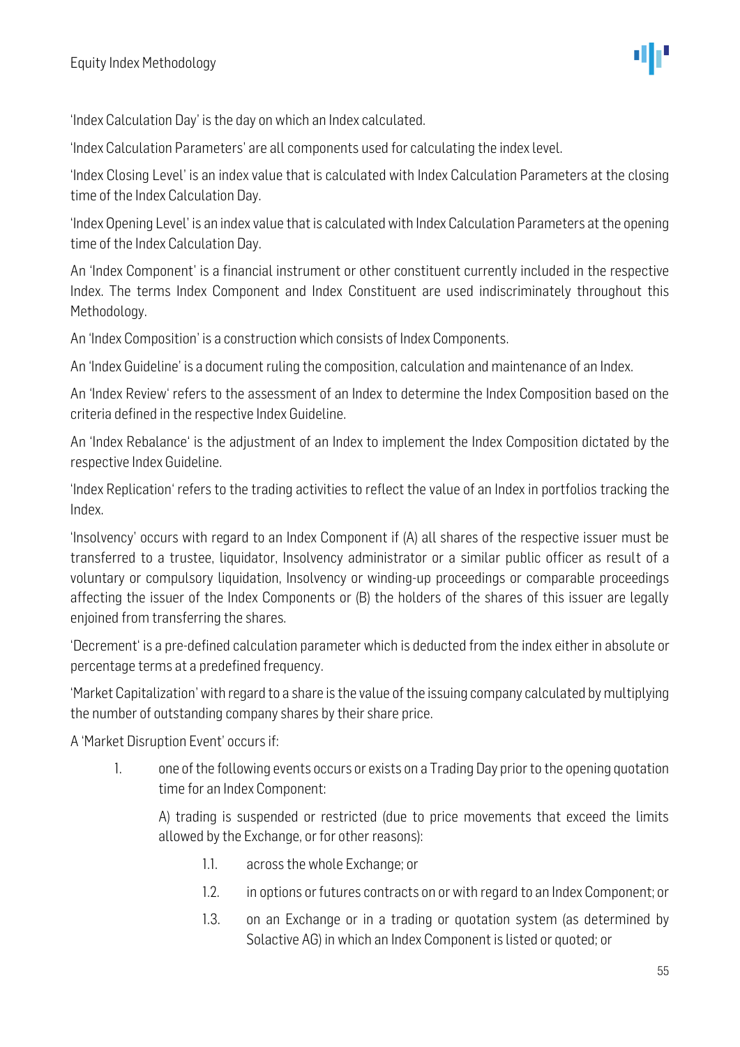'Index Calculation Day' is the day on which an Index calculated.

'Index Calculation Parameters' are all components used for calculating the index level.

'Index Closing Level' is an index value that is calculated with Index Calculation Parameters at the closing time of the Index Calculation Day.

'Index Opening Level' is an index value that is calculated with Index Calculation Parameters at the opening time of the Index Calculation Day.

An 'Index Component' is a financial instrument or other constituent currently included in the respective Index. The terms Index Component and Index Constituent are used indiscriminately throughout this Methodology.

An 'Index Composition' is a construction which consists of Index Components.

An 'Index Guideline' is a document ruling the composition, calculation and maintenance of an Index.

An 'Index Review' refers to the assessment of an Index to determine the Index Composition based on the criteria defined in the respective Index Guideline.

An 'Index Rebalance' is the adjustment of an Index to implement the Index Composition dictated by the respective Index Guideline.

'Index Replication' refers to the trading activities to reflect the value of an Index in portfolios tracking the Index.

'Insolvency' occurs with regard to an Index Component if (A) all shares of the respective issuer must be transferred to a trustee, liquidator, Insolvency administrator or a similar public officer as result of a voluntary or compulsory liquidation, Insolvency or winding-up proceedings or comparable proceedings affecting the issuer of the Index Components or (B) the holders of the shares of this issuer are legally enjoined from transferring the shares.

'Decrement' is a pre-defined calculation parameter which is deducted from the index either in absolute or percentage terms at a predefined frequency.

'Market Capitalization' with regard to a share is the value of the issuing company calculated by multiplying the number of outstanding company shares by their share price.

A 'Market Disruption Event' occurs if:

1. one of the following events occurs or exists on a Trading Day prior to the opening quotation time for an Index Component:

   A) trading is suspended or restricted (due to price movements that exceed the limits allowed by the Exchange, or for other reasons):

   1.1. across the whole Exchange; or

   1.2. in options or futures contracts on or with regard to an Index Component; or

   1.3. on an Exchange or in a trading or quotation system (as determined by Solactive AG) in which an Index Component is listed or quoted; or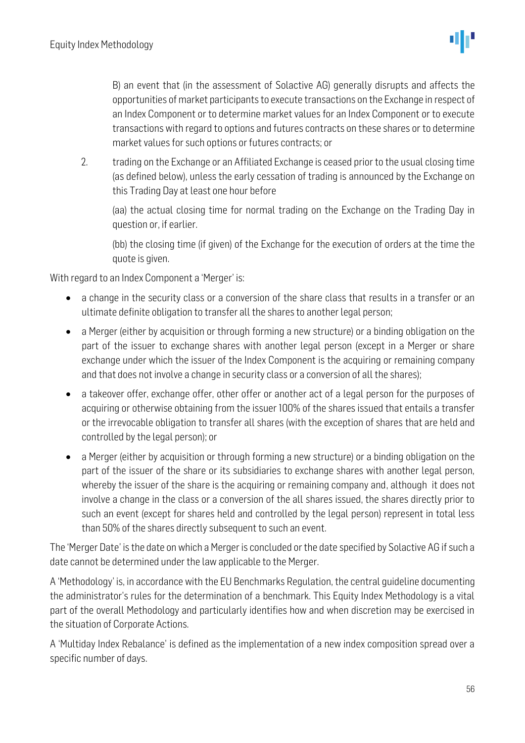B) an event that (in the assessment of Solactive AG) generally disrupts and affects the opportunities of market participants to execute transactions on the Exchange in respect of an Index Component or to determine market values for an Index Component or to execute transactions with regard to options and futures contracts on these shares or to determine market values for such options or futures contracts; or

2. trading on the Exchange or an Affiliated Exchange is ceased prior to the usual closing time (as defined below), unless the early cessation of trading is announced by the Exchange on this Trading Day at least one hour before

   (aa) the actual closing time for normal trading on the Exchange on the Trading Day in question or, if earlier.

   (bb) the closing time (if given) of the Exchange for the execution of orders at the time the quote is given.

With regard to an Index Component a 'Merger' is:

- a change in the security class or a conversion of the share class that results in a transfer or an ultimate definite obligation to transfer all the shares to another legal person;
- a Merger (either by acquisition or through forming a new structure) or a binding obligation on the part of the issuer to exchange shares with another legal person (except in a Merger or share exchange under which the issuer of the Index Component is the acquiring or remaining company and that does not involve a change in security class or a conversion of all the shares);
- a takeover offer, exchange offer, other offer or another act of a legal person for the purposes of acquiring or otherwise obtaining from the issuer 100% of the shares issued that entails a transfer or the irrevocable obligation to transfer all shares (with the exception of shares that are held and controlled by the legal person); or
- a Merger (either by acquisition or through forming a new structure) or a binding obligation on the part of the issuer of the share or its subsidiaries to exchange shares with another legal person, whereby the issuer of the share is the acquiring or remaining company and, although it does not involve a change in the class or a conversion of the all shares issued, the shares directly prior to such an event (except for shares held and controlled by the legal person) represent in total less than 50% of the shares directly subsequent to such an event.

The 'Merger Date' is the date on which a Merger is concluded or the date specified by Solactive AG if such a date cannot be determined under the law applicable to the Merger.

A 'Methodology' is, in accordance with the EU Benchmarks Regulation, the central guideline documenting the administrator's rules for the determination of a benchmark. This Equity Index Methodology is a vital part of the overall Methodology and particularly identifies how and when discretion may be exercised in the situation of Corporate Actions.

A 'Multiday Index Rebalance' is defined as the implementation of a new index composition spread over a specific number of days.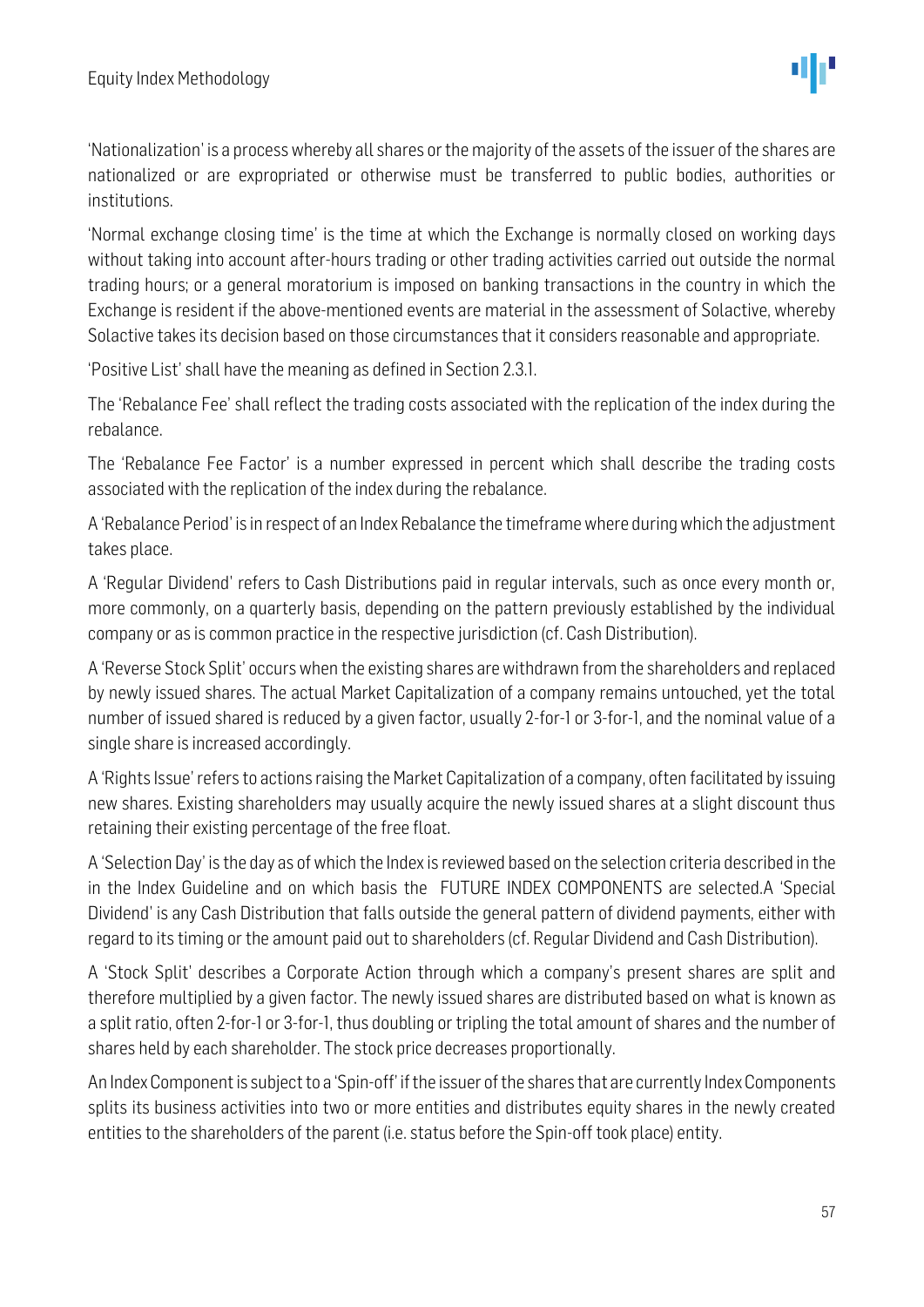'Nationalization' is a process whereby all shares or the majority of the assets of the issuer of the shares are nationalized or are expropriated or otherwise must be transferred to public bodies, authorities or institutions.

'Normal exchange closing time' is the time at which the Exchange is normally closed on working days without taking into account after-hours trading or other trading activities carried out outside the normal trading hours; or a general moratorium is imposed on banking transactions in the country in which the Exchange is resident if the above-mentioned events are material in the assessment of Solactive, whereby Solactive takes its decision based on those circumstances that it considers reasonable and appropriate.

'Positive List' shall have the meaning as defined in Section 2.3.1.

The 'Rebalance Fee' shall reflect the trading costs associated with the replication of the index during the rebalance.

The 'Rebalance Fee Factor' is a number expressed in percent which shall describe the trading costs associated with the replication of the index during the rebalance.

A 'Rebalance Period' is in respect of an Index Rebalance the timeframe where during which the adjustment takes place.

A 'Regular Dividend' refers to Cash Distributions paid in regular intervals, such as once every month or, more commonly, on a quarterly basis, depending on the pattern previously established by the individual company or as is common practice in the respective jurisdiction (cf. Cash Distribution).

A 'Reverse Stock Split' occurs when the existing shares are withdrawn from the shareholders and replaced by newly issued shares. The actual Market Capitalization of a company remains untouched, yet the total number of issued shared is reduced by a given factor, usually 2-for-1 or 3-for-1, and the nominal value of a single share is increased accordingly.

A 'Rights Issue' refers to actions raising the Market Capitalization of a company, often facilitated by issuing new shares. Existing shareholders may usually acquire the newly issued shares at a slight discount thus retaining their existing percentage of the free float.

A 'Selection Day' is the day as of which the Index is reviewed based on the selection criteria described in the in the Index Guideline and on which basis the FUTURE INDEX COMPONENTS are selected.A 'Special Dividend' is any Cash Distribution that falls outside the general pattern of dividend payments, either with regard to its timing or the amount paid out to shareholders (cf. Regular Dividend and Cash Distribution).

A 'Stock Split' describes a Corporate Action through which a company's present shares are split and therefore multiplied by a given factor. The newly issued shares are distributed based on what is known as a split ratio, often 2-for-1 or 3-for-1, thus doubling or tripling the total amount of shares and the number of shares held by each shareholder. The stock price decreases proportionally.

An Index Component is subject to a 'Spin-off' if the issuer of the shares that are currently Index Components splits its business activities into two or more entities and distributes equity shares in the newly created entities to the shareholders of the parent (i.e. status before the Spin-off took place) entity.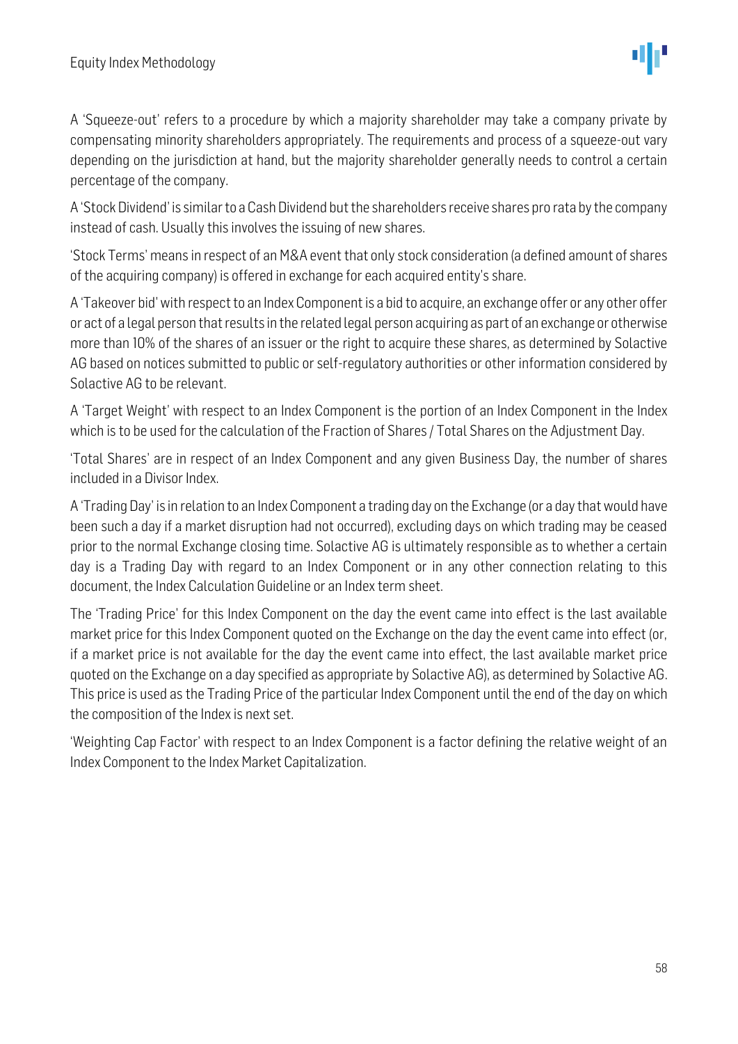A 'Squeeze-out' refers to a procedure by which a majority shareholder may take a company private by compensating minority shareholders appropriately. The requirements and process of a squeeze-out vary depending on the jurisdiction at hand, but the majority shareholder generally needs to control a certain percentage of the company.

A 'Stock Dividend' is similar to a Cash Dividend but the shareholders receive shares pro rata by the company instead of cash. Usually this involves the issuing of new shares.

'Stock Terms' means in respect of an M&A event that only stock consideration (a defined amount of shares of the acquiring company) is offered in exchange for each acquired entity's share.

A 'Takeover bid' with respect to an Index Component is a bid to acquire, an exchange offer or any other offer or act of a legal person that results in the related legal person acquiring as part of an exchange or otherwise more than 10% of the shares of an issuer or the right to acquire these shares, as determined by Solactive AG based on notices submitted to public or self-regulatory authorities or other information considered by Solactive AG to be relevant.

A 'Target Weight' with respect to an Index Component is the portion of an Index Component in the Index which is to be used for the calculation of the Fraction of Shares / Total Shares on the Adjustment Day.

'Total Shares' are in respect of an Index Component and any given Business Day, the number of shares included in a Divisor Index.

A 'Trading Day' is in relation to an Index Component a trading day on the Exchange (or a day that would have been such a day if a market disruption had not occurred), excluding days on which trading may be ceased prior to the normal Exchange closing time. Solactive AG is ultimately responsible as to whether a certain day is a Trading Day with regard to an Index Component or in any other connection relating to this document, the Index Calculation Guideline or an Index term sheet.

The 'Trading Price' for this Index Component on the day the event came into effect is the last available market price for this Index Component quoted on the Exchange on the day the event came into effect (or, if a market price is not available for the day the event came into effect, the last available market price quoted on the Exchange on a day specified as appropriate by Solactive AG), as determined by Solactive AG. This price is used as the Trading Price of the particular Index Component until the end of the day on which the composition of the Index is next set.

'Weighting Cap Factor' with respect to an Index Component is a factor defining the relative weight of an Index Component to the Index Market Capitalization.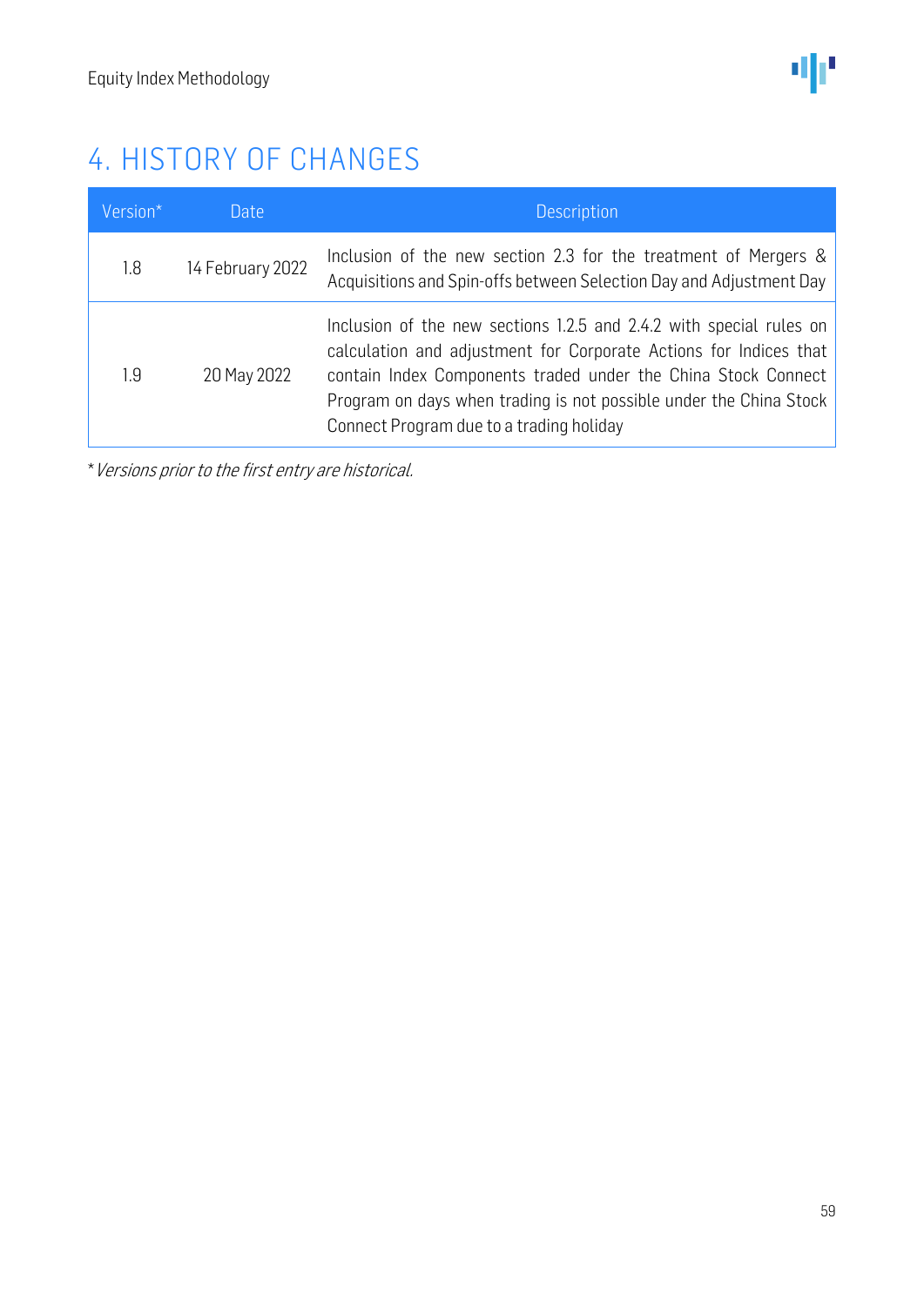# 4. HISTORY OF CHANGES

| Version* | Date | Description |
|---|---|---|
| 1.8 | 14 February 2022 | Inclusion of the new section 2.3 for the treatment of Mergers & Acquisitions and Spin-offs between Selection Day and Adjustment Day |
| 1.9 | 20 May 2022 | Inclusion of the new sections 1.2.5 and 2.4.2 with special rules on calculation and adjustment for Corporate Actions for Indices that contain Index Components traded under the China Stock Connect Program on days when trading is not possible under the China Stock Connect Program due to a trading holiday |

* *Versions prior to the first entry are historical.*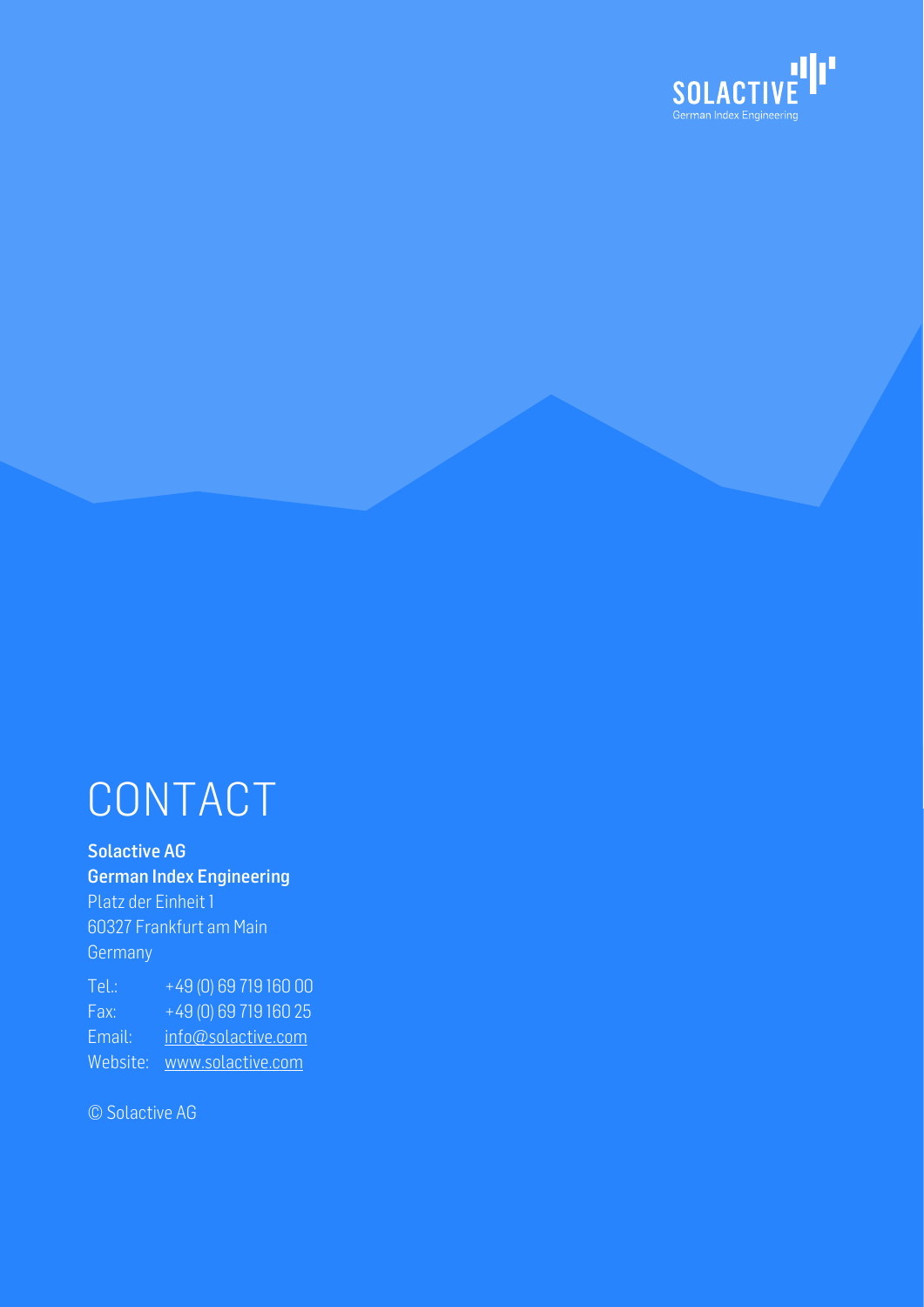SOLACTIVE
German Index Engineering

# CONTACT

**Solactive AG**
**German Index Engineering**
Platz der Einheit 1
60327 Frankfurt am Main
Germany

Tel.: +49 (0) 69 719 160 00
Fax: +49 (0) 69 719 160 25
Email: info@solactive.com
Website: www.solactive.com

© Solactive AG